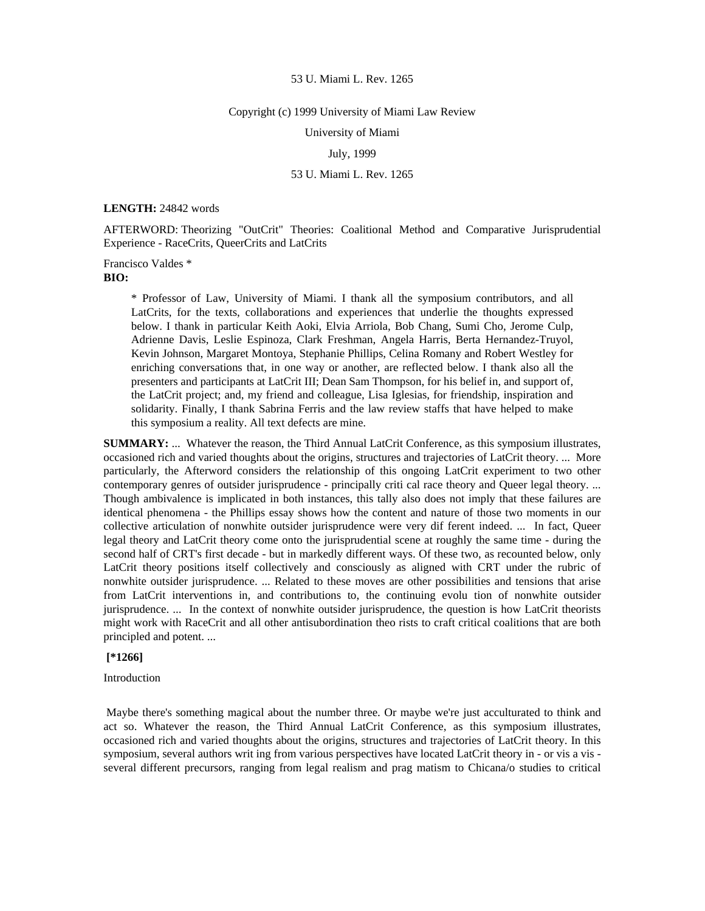53 U. Miami L. Rev. 1265

Copyright (c) 1999 University of Miami Law Review

University of Miami

July, 1999

53 U. Miami L. Rev. 1265

**LENGTH:** 24842 words

AFTERWORD: Theorizing "OutCrit" Theories: Coalitional Method and Comparative Jurisprudential Experience - RaceCrits, QueerCrits and LatCrits

Francisco Valdes *

**BIO:**

> * Professor of Law, University of Miami. I thank all the symposium contributors, and all LatCrits, for the texts, collaborations and experiences that underlie the thoughts expressed below. I thank in particular Keith Aoki, Elvia Arriola, Bob Chang, Sumi Cho, Jerome Culp, Adrienne Davis, Leslie Espinoza, Clark Freshman, Angela Harris, Berta Hernandez-Truyol, Kevin Johnson, Margaret Montoya, Stephanie Phillips, Celina Romany and Robert Westley for enriching conversations that, in one way or another, are reflected below. I thank also all the presenters and participants at LatCrit III; Dean Sam Thompson, for his belief in, and support of, the LatCrit project; and, my friend and colleague, Lisa Iglesias, for friendship, inspiration and solidarity. Finally, I thank Sabrina Ferris and the law review staffs that have helped to make this symposium a reality. All text defects are mine.

**SUMMARY:** ... Whatever the reason, the Third Annual LatCrit Conference, as this symposium illustrates, occasioned rich and varied thoughts about the origins, structures and trajectories of LatCrit theory. ... More particularly, the Afterword considers the relationship of this ongoing LatCrit experiment to two other contemporary genres of outsider jurisprudence - principally criti cal race theory and Queer legal theory. ... Though ambivalence is implicated in both instances, this tally also does not imply that these failures are identical phenomena - the Phillips essay shows how the content and nature of those two moments in our collective articulation of nonwhite outsider jurisprudence were very dif ferent indeed. ... In fact, Queer legal theory and LatCrit theory come onto the jurisprudential scene at roughly the same time - during the second half of CRT's first decade - but in markedly different ways. Of these two, as recounted below, only LatCrit theory positions itself collectively and consciously as aligned with CRT under the rubric of nonwhite outsider jurisprudence. ... Related to these moves are other possibilities and tensions that arise from LatCrit interventions in, and contributions to, the continuing evolu tion of nonwhite outsider jurisprudence. ... In the context of nonwhite outsider jurisprudence, the question is how LatCrit theorists might work with RaceCrit and all other antisubordination theo rists to craft critical coalitions that are both principled and potent. ...

**[*1266]**

Introduction

Maybe there's something magical about the number three. Or maybe we're just acculturated to think and act so. Whatever the reason, the Third Annual LatCrit Conference, as this symposium illustrates, occasioned rich and varied thoughts about the origins, structures and trajectories of LatCrit theory. In this symposium, several authors writ ing from various perspectives have located LatCrit theory in - or vis a vis - several different precursors, ranging from legal realism and prag matism to Chicana/o studies to critical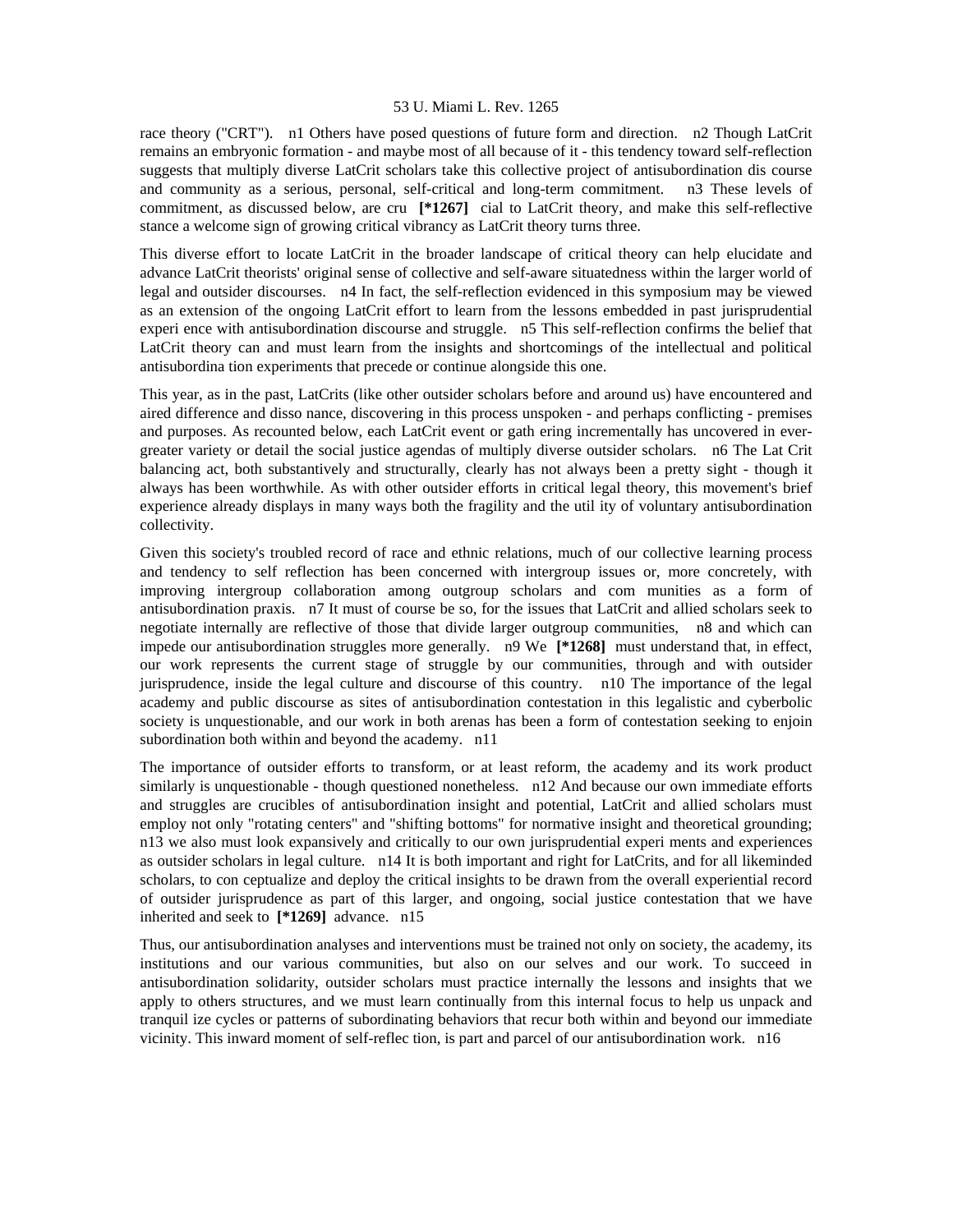race theory ("CRT"). n1 Others have posed questions of future form and direction. n2 Though LatCrit remains an embryonic formation - and maybe most of all because of it - this tendency toward self-reflection suggests that multiply diverse LatCrit scholars take this collective project of antisubordination dis course and community as a serious, personal, self-critical and long-term commitment. n3 These levels of commitment, as discussed below, are cru **[*1267]** cial to LatCrit theory, and make this self-reflective stance a welcome sign of growing critical vibrancy as LatCrit theory turns three.

This diverse effort to locate LatCrit in the broader landscape of critical theory can help elucidate and advance LatCrit theorists' original sense of collective and self-aware situatedness within the larger world of legal and outsider discourses. n4 In fact, the self-reflection evidenced in this symposium may be viewed as an extension of the ongoing LatCrit effort to learn from the lessons embedded in past jurisprudential experi ence with antisubordination discourse and struggle. n5 This self-reflection confirms the belief that LatCrit theory can and must learn from the insights and shortcomings of the intellectual and political antisubordina tion experiments that precede or continue alongside this one.

This year, as in the past, LatCrits (like other outsider scholars before and around us) have encountered and aired difference and disso nance, discovering in this process unspoken - and perhaps conflicting - premises and purposes. As recounted below, each LatCrit event or gath ering incrementally has uncovered in ever-greater variety or detail the social justice agendas of multiply diverse outsider scholars. n6 The Lat Crit balancing act, both substantively and structurally, clearly has not always been a pretty sight - though it always has been worthwhile. As with other outsider efforts in critical legal theory, this movement's brief experience already displays in many ways both the fragility and the util ity of voluntary antisubordination collectivity.

Given this society's troubled record of race and ethnic relations, much of our collective learning process and tendency to self reflection has been concerned with intergroup issues or, more concretely, with improving intergroup collaboration among outgroup scholars and com munities as a form of antisubordination praxis. n7 It must of course be so, for the issues that LatCrit and allied scholars seek to negotiate internally are reflective of those that divide larger outgroup communities, n8 and which can impede our antisubordination struggles more generally. n9 We **[*1268]** must understand that, in effect, our work represents the current stage of struggle by our communities, through and with outsider jurisprudence, inside the legal culture and discourse of this country. n10 The importance of the legal academy and public discourse as sites of antisubordination contestation in this legalistic and cyberbolic society is unquestionable, and our work in both arenas has been a form of contestation seeking to enjoin subordination both within and beyond the academy. n11

The importance of outsider efforts to transform, or at least reform, the academy and its work product similarly is unquestionable - though questioned nonetheless. n12 And because our own immediate efforts and struggles are crucibles of antisubordination insight and potential, LatCrit and allied scholars must employ not only "rotating centers" and "shifting bottoms" for normative insight and theoretical grounding; n13 we also must look expansively and critically to our own jurisprudential experi ments and experiences as outsider scholars in legal culture. n14 It is both important and right for LatCrits, and for all likeminded scholars, to con ceptualize and deploy the critical insights to be drawn from the overall experiential record of outsider jurisprudence as part of this larger, and ongoing, social justice contestation that we have inherited and seek to **[*1269]** advance. n15

Thus, our antisubordination analyses and interventions must be trained not only on society, the academy, its institutions and our various communities, but also on our selves and our work. To succeed in antisubordination solidarity, outsider scholars must practice internally the lessons and insights that we apply to others structures, and we must learn continually from this internal focus to help us unpack and tranquil ize cycles or patterns of subordinating behaviors that recur both within and beyond our immediate vicinity. This inward moment of self-reflec tion, is part and parcel of our antisubordination work. n16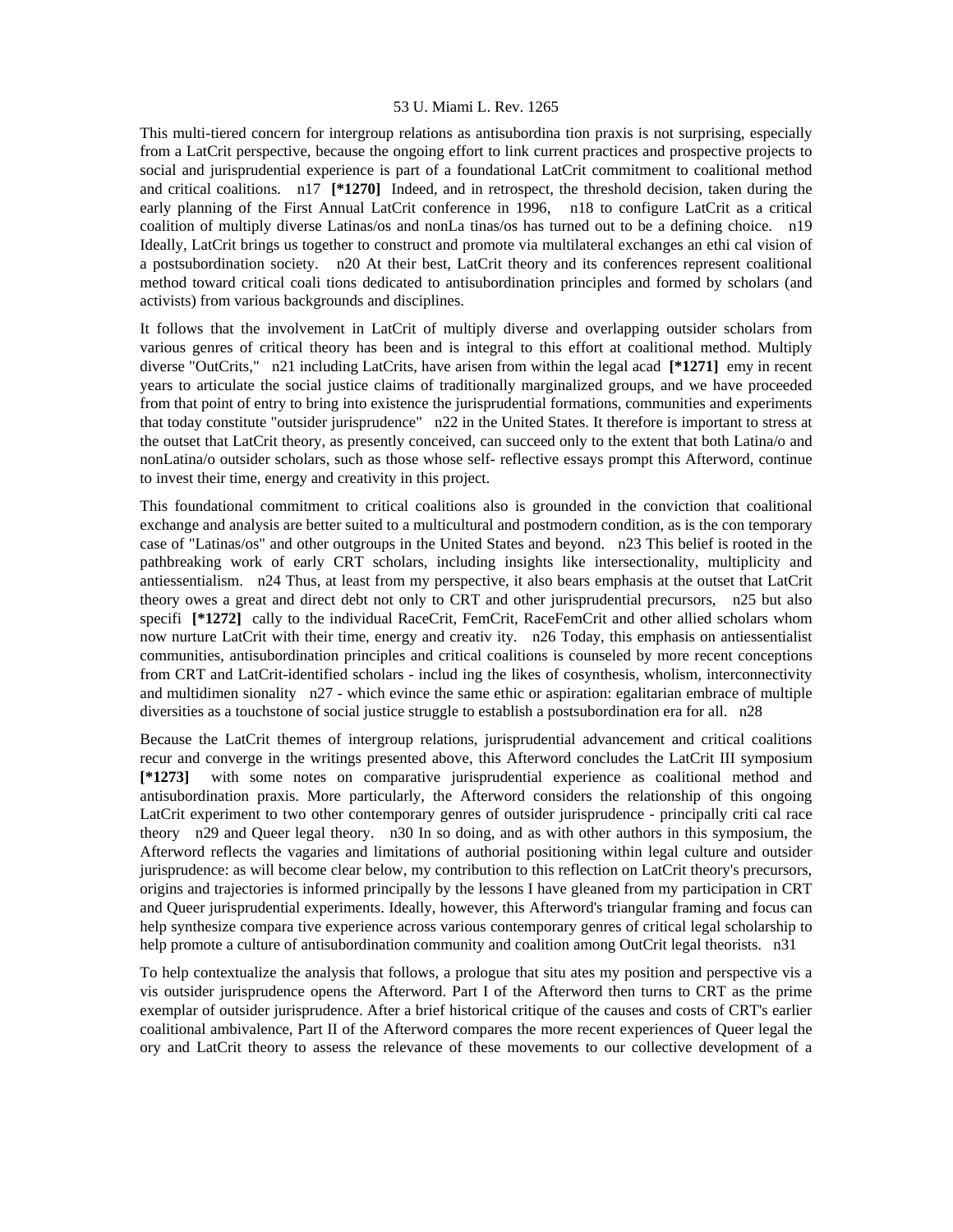This multi-tiered concern for intergroup relations as antisubordina tion praxis is not surprising, especially from a LatCrit perspective, because the ongoing effort to link current practices and prospective projects to social and jurisprudential experience is part of a foundational LatCrit commitment to coalitional method and critical coalitions. n17 **[*1270]** Indeed, and in retrospect, the threshold decision, taken during the early planning of the First Annual LatCrit conference in 1996, n18 to configure LatCrit as a critical coalition of multiply diverse Latinas/os and nonLa tinas/os has turned out to be a defining choice. n19 Ideally, LatCrit brings us together to construct and promote via multilateral exchanges an ethi cal vision of a postsubordination society. n20 At their best, LatCrit theory and its conferences represent coalitional method toward critical coali tions dedicated to antisubordination principles and formed by scholars (and activists) from various backgrounds and disciplines.

It follows that the involvement in LatCrit of multiply diverse and overlapping outsider scholars from various genres of critical theory has been and is integral to this effort at coalitional method. Multiply diverse "OutCrits," n21 including LatCrits, have arisen from within the legal acad **[*1271]** emy in recent years to articulate the social justice claims of traditionally marginalized groups, and we have proceeded from that point of entry to bring into existence the jurisprudential formations, communities and experiments that today constitute "outsider jurisprudence" n22 in the United States. It therefore is important to stress at the outset that LatCrit theory, as presently conceived, can succeed only to the extent that both Latina/o and nonLatina/o outsider scholars, such as those whose self- reflective essays prompt this Afterword, continue to invest their time, energy and creativity in this project.

This foundational commitment to critical coalitions also is grounded in the conviction that coalitional exchange and analysis are better suited to a multicultural and postmodern condition, as is the con temporary case of "Latinas/os" and other outgroups in the United States and beyond. n23 This belief is rooted in the pathbreaking work of early CRT scholars, including insights like intersectionality, multiplicity and antiessentialism. n24 Thus, at least from my perspective, it also bears emphasis at the outset that LatCrit theory owes a great and direct debt not only to CRT and other jurisprudential precursors, n25 but also specifi **[*1272]** cally to the individual RaceCrit, FemCrit, RaceFemCrit and other allied scholars whom now nurture LatCrit with their time, energy and creativ ity. n26 Today, this emphasis on antiessentialist communities, antisubordination principles and critical coalitions is counseled by more recent conceptions from CRT and LatCrit-identified scholars - includ ing the likes of cosynthesis, wholism, interconnectivity and multidimen sionality n27 - which evince the same ethic or aspiration: egalitarian embrace of multiple diversities as a touchstone of social justice struggle to establish a postsubordination era for all. n28

Because the LatCrit themes of intergroup relations, jurisprudential advancement and critical coalitions recur and converge in the writings presented above, this Afterword concludes the LatCrit III symposium **[*1273]** with some notes on comparative jurisprudential experience as coalitional method and antisubordination praxis. More particularly, the Afterword considers the relationship of this ongoing LatCrit experiment to two other contemporary genres of outsider jurisprudence - principally criti cal race theory n29 and Queer legal theory. n30 In so doing, and as with other authors in this symposium, the Afterword reflects the vagaries and limitations of authorial positioning within legal culture and outsider jurisprudence: as will become clear below, my contribution to this reflection on LatCrit theory's precursors, origins and trajectories is informed principally by the lessons I have gleaned from my participation in CRT and Queer jurisprudential experiments. Ideally, however, this Afterword's triangular framing and focus can help synthesize compara tive experience across various contemporary genres of critical legal scholarship to help promote a culture of antisubordination community and coalition among OutCrit legal theorists. n31

To help contextualize the analysis that follows, a prologue that situ ates my position and perspective vis a vis outsider jurisprudence opens the Afterword. Part I of the Afterword then turns to CRT as the prime exemplar of outsider jurisprudence. After a brief historical critique of the causes and costs of CRT's earlier coalitional ambivalence, Part II of the Afterword compares the more recent experiences of Queer legal the ory and LatCrit theory to assess the relevance of these movements to our collective development of a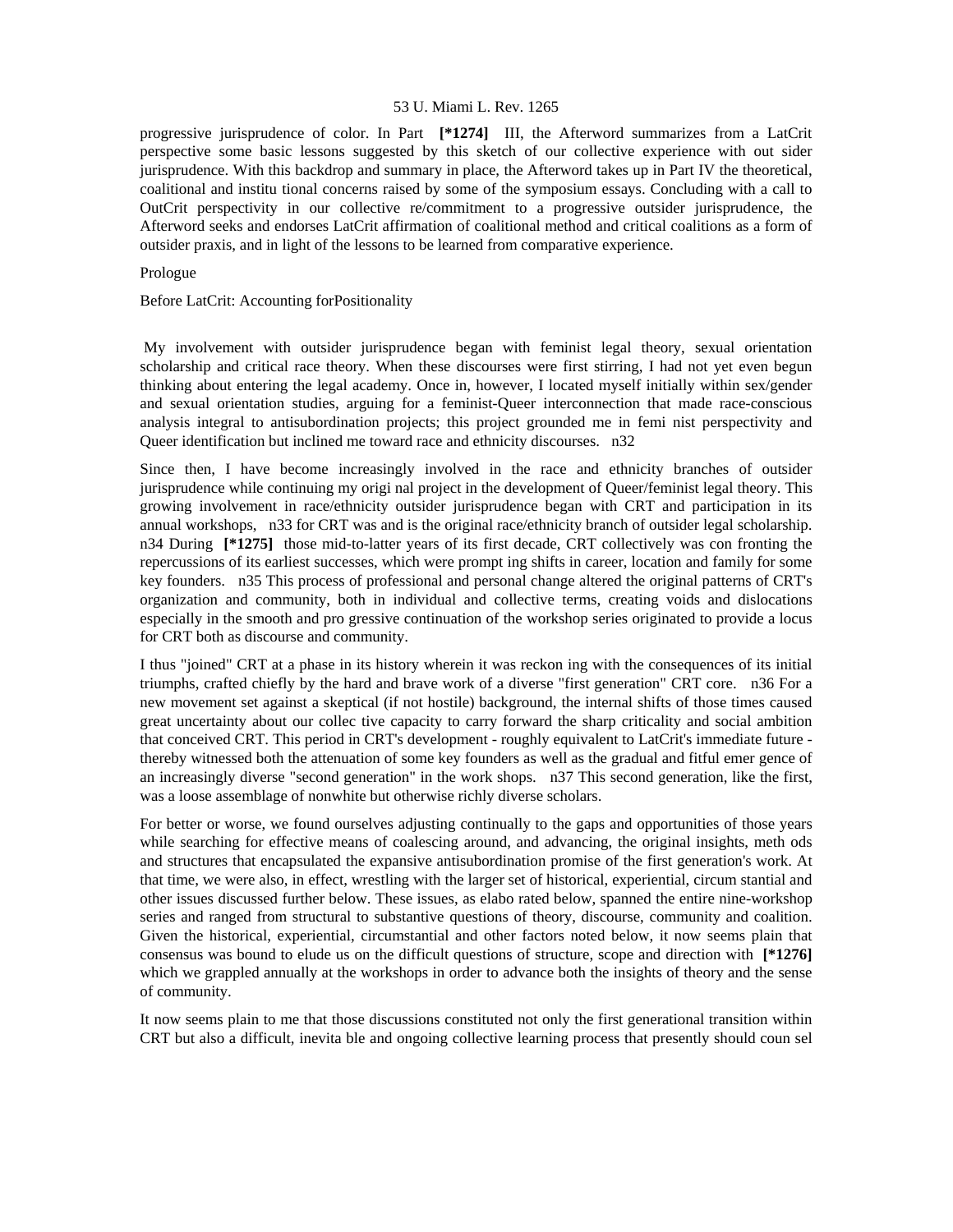progressive jurisprudence of color. In Part **[*1274]** III, the Afterword summarizes from a LatCrit perspective some basic lessons suggested by this sketch of our collective experience with out sider jurisprudence. With this backdrop and summary in place, the Afterword takes up in Part IV the theoretical, coalitional and institu tional concerns raised by some of the symposium essays. Concluding with a call to OutCrit perspectivity in our collective re/commitment to a progressive outsider jurisprudence, the Afterword seeks and endorses LatCrit affirmation of coalitional method and critical coalitions as a form of outsider praxis, and in light of the lessons to be learned from comparative experience.

## Prologue

### Before LatCrit: Accounting forPositionality

My involvement with outsider jurisprudence began with feminist legal theory, sexual orientation scholarship and critical race theory. When these discourses were first stirring, I had not yet even begun thinking about entering the legal academy. Once in, however, I located myself initially within sex/gender and sexual orientation studies, arguing for a feminist-Queer interconnection that made race-conscious analysis integral to antisubordination projects; this project grounded me in femi nist perspectivity and Queer identification but inclined me toward race and ethnicity discourses. n32

Since then, I have become increasingly involved in the race and ethnicity branches of outsider jurisprudence while continuing my origi nal project in the development of Queer/feminist legal theory. This growing involvement in race/ethnicity outsider jurisprudence began with CRT and participation in its annual workshops, n33 for CRT was and is the original race/ethnicity branch of outsider legal scholarship. n34 During **[*1275]** those mid-to-latter years of its first decade, CRT collectively was con fronting the repercussions of its earliest successes, which were prompt ing shifts in career, location and family for some key founders. n35 This process of professional and personal change altered the original patterns of CRT's organization and community, both in individual and collective terms, creating voids and dislocations especially in the smooth and pro gressive continuation of the workshop series originated to provide a locus for CRT both as discourse and community.

I thus "joined" CRT at a phase in its history wherein it was reckon ing with the consequences of its initial triumphs, crafted chiefly by the hard and brave work of a diverse "first generation" CRT core. n36 For a new movement set against a skeptical (if not hostile) background, the internal shifts of those times caused great uncertainty about our collec tive capacity to carry forward the sharp criticality and social ambition that conceived CRT. This period in CRT's development - roughly equivalent to LatCrit's immediate future - thereby witnessed both the attenuation of some key founders as well as the gradual and fitful emer gence of an increasingly diverse "second generation" in the work shops. n37 This second generation, like the first, was a loose assemblage of nonwhite but otherwise richly diverse scholars.

For better or worse, we found ourselves adjusting continually to the gaps and opportunities of those years while searching for effective means of coalescing around, and advancing, the original insights, meth ods and structures that encapsulated the expansive antisubordination promise of the first generation's work. At that time, we were also, in effect, wrestling with the larger set of historical, experiential, circum stantial and other issues discussed further below. These issues, as elabo rated below, spanned the entire nine-workshop series and ranged from structural to substantive questions of theory, discourse, community and coalition. Given the historical, experiential, circumstantial and other factors noted below, it now seems plain that consensus was bound to elude us on the difficult questions of structure, scope and direction with **[*1276]** which we grappled annually at the workshops in order to advance both the insights of theory and the sense of community.

It now seems plain to me that those discussions constituted not only the first generational transition within CRT but also a difficult, inevita ble and ongoing collective learning process that presently should coun sel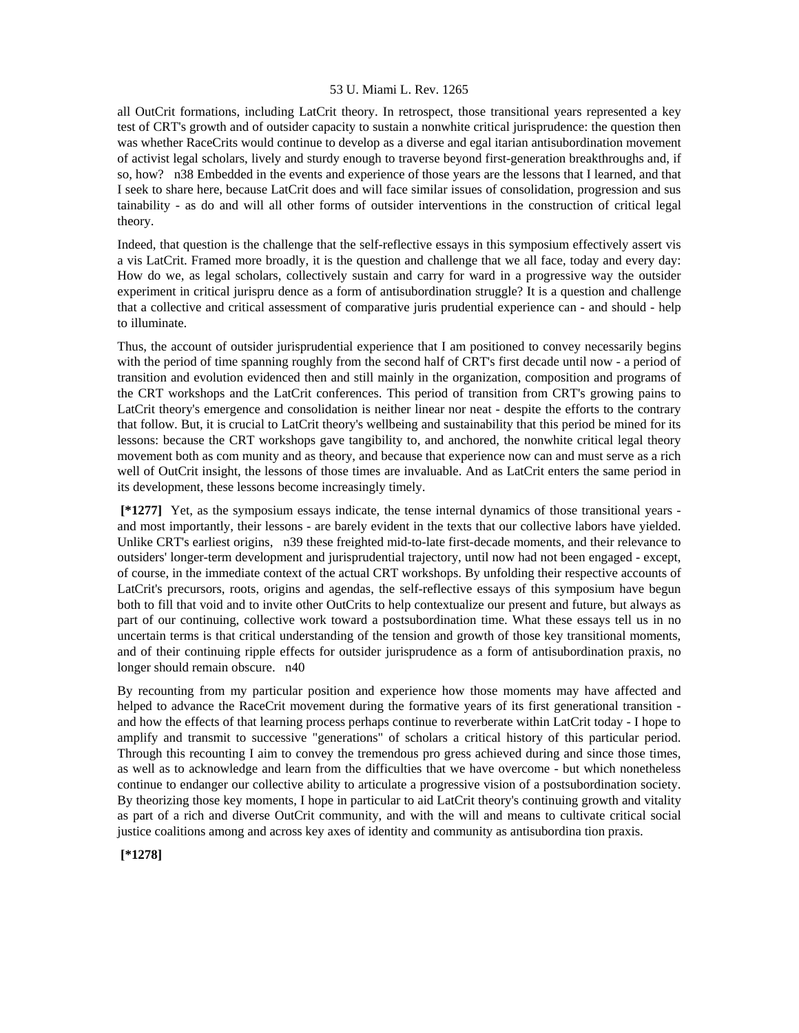all OutCrit formations, including LatCrit theory. In retrospect, those transitional years represented a key test of CRT's growth and of outsider capacity to sustain a nonwhite critical jurisprudence: the question then was whether RaceCrits would continue to develop as a diverse and egal itarian antisubordination movement of activist legal scholars, lively and sturdy enough to traverse beyond first-generation breakthroughs and, if so, how? n38 Embedded in the events and experience of those years are the lessons that I learned, and that I seek to share here, because LatCrit does and will face similar issues of consolidation, progression and sus tainability - as do and will all other forms of outsider interventions in the construction of critical legal theory.

Indeed, that question is the challenge that the self-reflective essays in this symposium effectively assert vis a vis LatCrit. Framed more broadly, it is the question and challenge that we all face, today and every day: How do we, as legal scholars, collectively sustain and carry for ward in a progressive way the outsider experiment in critical jurispru dence as a form of antisubordination struggle? It is a question and challenge that a collective and critical assessment of comparative juris prudential experience can - and should - help to illuminate.

Thus, the account of outsider jurisprudential experience that I am positioned to convey necessarily begins with the period of time spanning roughly from the second half of CRT's first decade until now - a period of transition and evolution evidenced then and still mainly in the organization, composition and programs of the CRT workshops and the LatCrit conferences. This period of transition from CRT's growing pains to LatCrit theory's emergence and consolidation is neither linear nor neat - despite the efforts to the contrary that follow. But, it is crucial to LatCrit theory's wellbeing and sustainability that this period be mined for its lessons: because the CRT workshops gave tangibility to, and anchored, the nonwhite critical legal theory movement both as com munity and as theory, and because that experience now can and must serve as a rich well of OutCrit insight, the lessons of those times are invaluable. And as LatCrit enters the same period in its development, these lessons become increasingly timely.

**[*1277]** Yet, as the symposium essays indicate, the tense internal dynamics of those transitional years - and most importantly, their lessons - are barely evident in the texts that our collective labors have yielded. Unlike CRT's earliest origins, n39 these freighted mid-to-late first-decade moments, and their relevance to outsiders' longer-term development and jurisprudential trajectory, until now had not been engaged - except, of course, in the immediate context of the actual CRT workshops. By unfolding their respective accounts of LatCrit's precursors, roots, origins and agendas, the self-reflective essays of this symposium have begun both to fill that void and to invite other OutCrits to help contextualize our present and future, but always as part of our continuing, collective work toward a postsubordination time. What these essays tell us in no uncertain terms is that critical understanding of the tension and growth of those key transitional moments, and of their continuing ripple effects for outsider jurisprudence as a form of antisubordination praxis, no longer should remain obscure. n40

By recounting from my particular position and experience how those moments may have affected and helped to advance the RaceCrit movement during the formative years of its first generational transition - and how the effects of that learning process perhaps continue to reverberate within LatCrit today - I hope to amplify and transmit to successive "generations" of scholars a critical history of this particular period. Through this recounting I aim to convey the tremendous pro gress achieved during and since those times, as well as to acknowledge and learn from the difficulties that we have overcome - but which nonetheless continue to endanger our collective ability to articulate a progressive vision of a postsubordination society. By theorizing those key moments, I hope in particular to aid LatCrit theory's continuing growth and vitality as part of a rich and diverse OutCrit community, and with the will and means to cultivate critical social justice coalitions among and across key axes of identity and community as antisubordina tion praxis.

**[*1278]**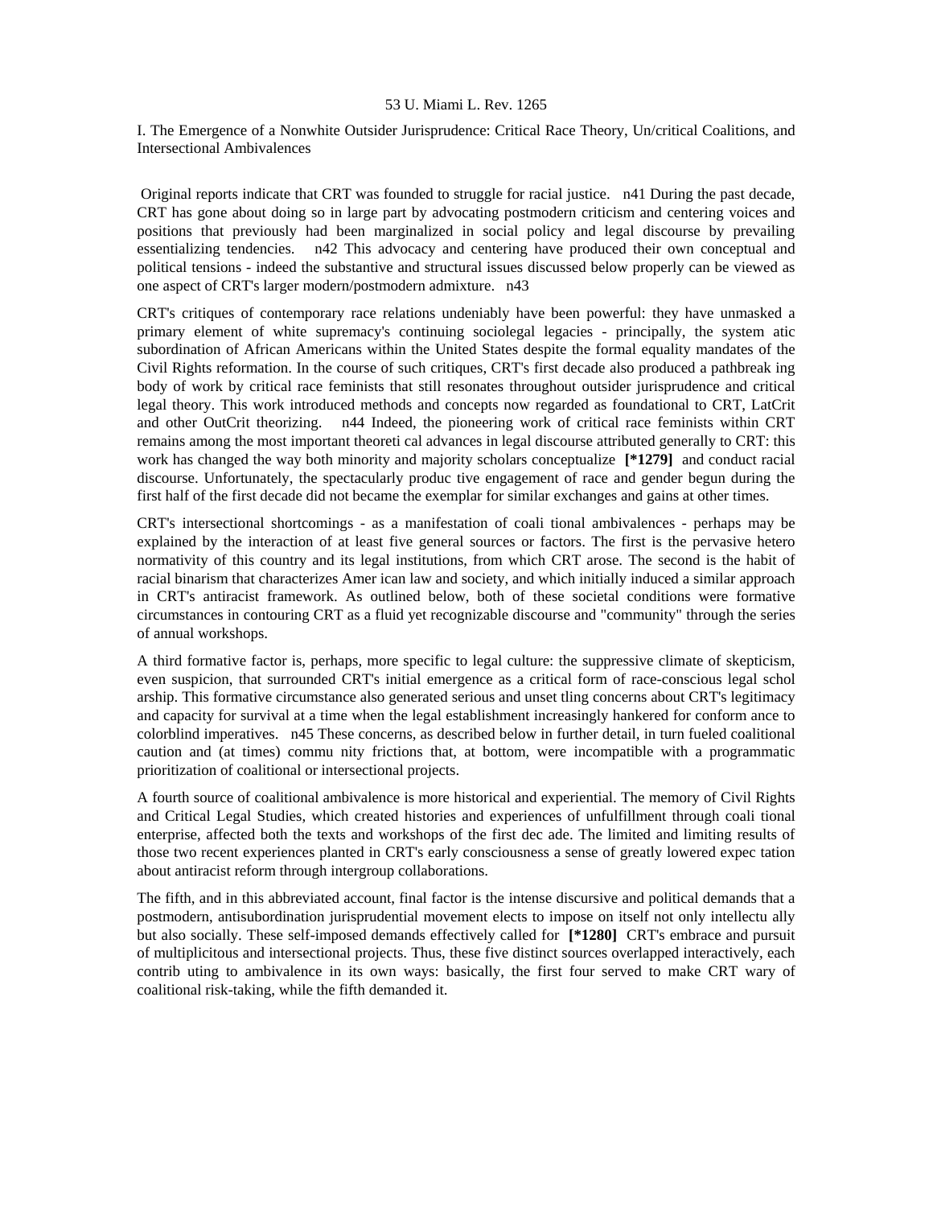I. The Emergence of a Nonwhite Outsider Jurisprudence: Critical Race Theory, Un/critical Coalitions, and Intersectional Ambivalences

Original reports indicate that CRT was founded to struggle for racial justice. n41 During the past decade, CRT has gone about doing so in large part by advocating postmodern criticism and centering voices and positions that previously had been marginalized in social policy and legal discourse by prevailing essentializing tendencies. n42 This advocacy and centering have produced their own conceptual and political tensions - indeed the substantive and structural issues discussed below properly can be viewed as one aspect of CRT's larger modern/postmodern admixture. n43

CRT's critiques of contemporary race relations undeniably have been powerful: they have unmasked a primary element of white supremacy's continuing sociolegal legacies - principally, the system atic subordination of African Americans within the United States despite the formal equality mandates of the Civil Rights reformation. In the course of such critiques, CRT's first decade also produced a pathbreak ing body of work by critical race feminists that still resonates throughout outsider jurisprudence and critical legal theory. This work introduced methods and concepts now regarded as foundational to CRT, LatCrit and other OutCrit theorizing. n44 Indeed, the pioneering work of critical race feminists within CRT remains among the most important theoreti cal advances in legal discourse attributed generally to CRT: this work has changed the way both minority and majority scholars conceptualize **[*1279]** and conduct racial discourse. Unfortunately, the spectacularly produc tive engagement of race and gender begun during the first half of the first decade did not became the exemplar for similar exchanges and gains at other times.

CRT's intersectional shortcomings - as a manifestation of coali tional ambivalences - perhaps may be explained by the interaction of at least five general sources or factors. The first is the pervasive hetero normativity of this country and its legal institutions, from which CRT arose. The second is the habit of racial binarism that characterizes Amer ican law and society, and which initially induced a similar approach in CRT's antiracist framework. As outlined below, both of these societal conditions were formative circumstances in contouring CRT as a fluid yet recognizable discourse and "community" through the series of annual workshops.

A third formative factor is, perhaps, more specific to legal culture: the suppressive climate of skepticism, even suspicion, that surrounded CRT's initial emergence as a critical form of race-conscious legal schol arship. This formative circumstance also generated serious and unset tling concerns about CRT's legitimacy and capacity for survival at a time when the legal establishment increasingly hankered for conform ance to colorblind imperatives. n45 These concerns, as described below in further detail, in turn fueled coalitional caution and (at times) commu nity frictions that, at bottom, were incompatible with a programmatic prioritization of coalitional or intersectional projects.

A fourth source of coalitional ambivalence is more historical and experiential. The memory of Civil Rights and Critical Legal Studies, which created histories and experiences of unfulfillment through coali tional enterprise, affected both the texts and workshops of the first dec ade. The limited and limiting results of those two recent experiences planted in CRT's early consciousness a sense of greatly lowered expec tation about antiracist reform through intergroup collaborations.

The fifth, and in this abbreviated account, final factor is the intense discursive and political demands that a postmodern, antisubordination jurisprudential movement elects to impose on itself not only intellectu ally but also socially. These self-imposed demands effectively called for **[*1280]** CRT's embrace and pursuit of multiplicitous and intersectional projects. Thus, these five distinct sources overlapped interactively, each contrib uting to ambivalence in its own ways: basically, the first four served to make CRT wary of coalitional risk-taking, while the fifth demanded it.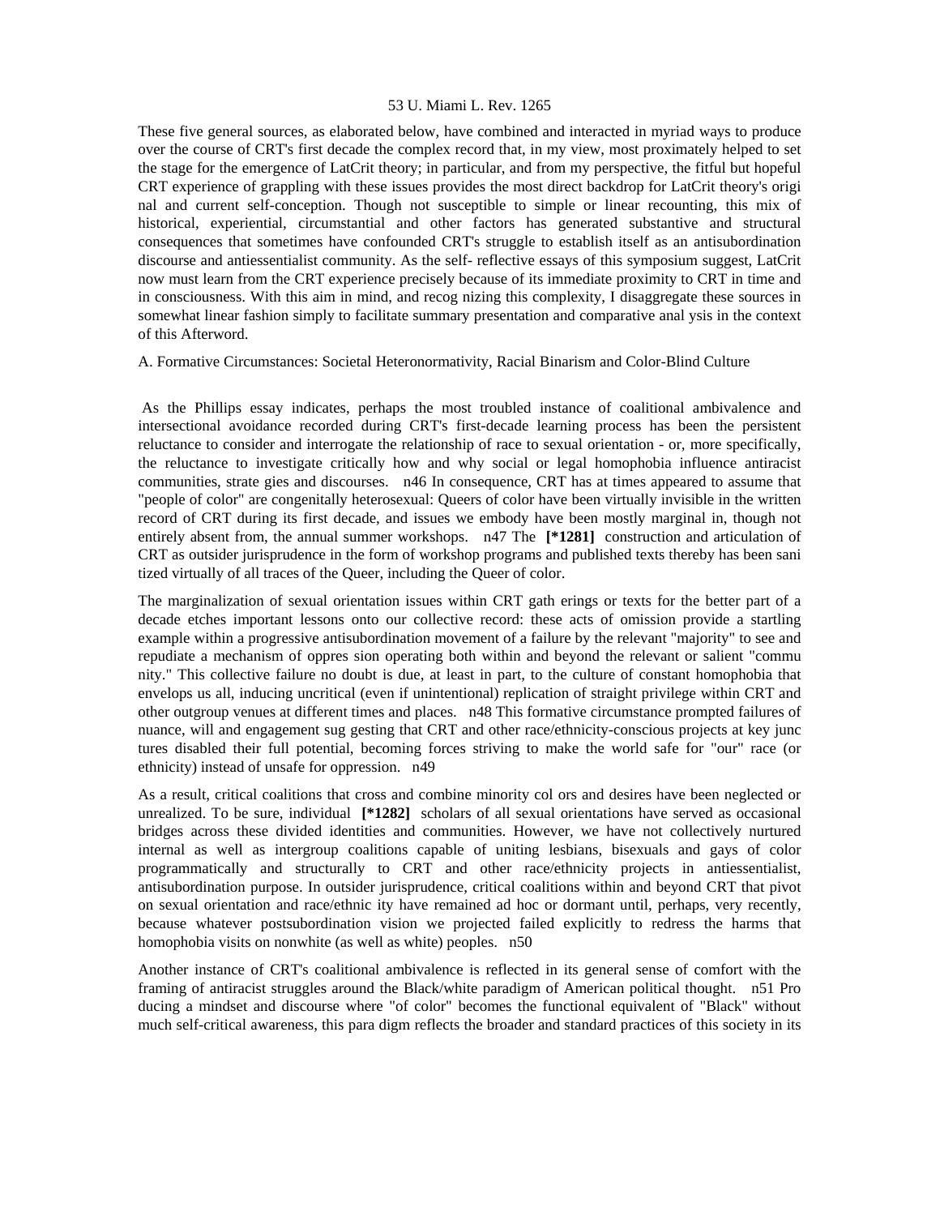These five general sources, as elaborated below, have combined and interacted in myriad ways to produce over the course of CRT's first decade the complex record that, in my view, most proximately helped to set the stage for the emergence of LatCrit theory; in particular, and from my perspective, the fitful but hopeful CRT experience of grappling with these issues provides the most direct backdrop for LatCrit theory's original and current self-conception. Though not susceptible to simple or linear recounting, this mix of historical, experiential, circumstantial and other factors has generated substantive and structural consequences that sometimes have confounded CRT's struggle to establish itself as an antisubordination discourse and antiessentialist community. As the self- reflective essays of this symposium suggest, LatCrit now must learn from the CRT experience precisely because of its immediate proximity to CRT in time and in consciousness. With this aim in mind, and recognizing this complexity, I disaggregate these sources in somewhat linear fashion simply to facilitate summary presentation and comparative analysis in the context of this Afterword.

A. Formative Circumstances: Societal Heteronormativity, Racial Binarism and Color-Blind Culture

As the Phillips essay indicates, perhaps the most troubled instance of coalitional ambivalence and intersectional avoidance recorded during CRT's first-decade learning process has been the persistent reluctance to consider and interrogate the relationship of race to sexual orientation - or, more specifically, the reluctance to investigate critically how and why social or legal homophobia influence antiracist communities, strategies and discourses. n46 In consequence, CRT has at times appeared to assume that "people of color" are congenitally heterosexual: Queers of color have been virtually invisible in the written record of CRT during its first decade, and issues we embody have been mostly marginal in, though not entirely absent from, the annual summer workshops. n47 The **[*1281]** construction and articulation of CRT as outsider jurisprudence in the form of workshop programs and published texts thereby has been sanitized virtually of all traces of the Queer, including the Queer of color.

The marginalization of sexual orientation issues within CRT gatherings or texts for the better part of a decade etches important lessons onto our collective record: these acts of omission provide a startling example within a progressive antisubordination movement of a failure by the relevant "majority" to see and repudiate a mechanism of oppression operating both within and beyond the relevant or salient "community." This collective failure no doubt is due, at least in part, to the culture of constant homophobia that envelops us all, inducing uncritical (even if unintentional) replication of straight privilege within CRT and other outgroup venues at different times and places. n48 This formative circumstance prompted failures of nuance, will and engagement suggesting that CRT and other race/ethnicity-conscious projects at key junctures disabled their full potential, becoming forces striving to make the world safe for "our" race (or ethnicity) instead of unsafe for oppression. n49

As a result, critical coalitions that cross and combine minority colors and desires have been neglected or unrealized. To be sure, individual **[*1282]** scholars of all sexual orientations have served as occasional bridges across these divided identities and communities. However, we have not collectively nurtured internal as well as intergroup coalitions capable of uniting lesbians, bisexuals and gays of color programmatically and structurally to CRT and other race/ethnicity projects in antiessentialist, antisubordination purpose. In outsider jurisprudence, critical coalitions within and beyond CRT that pivot on sexual orientation and race/ethnicity have remained ad hoc or dormant until, perhaps, very recently, because whatever postsubordination vision we projected failed explicitly to redress the harms that homophobia visits on nonwhite (as well as white) peoples. n50

Another instance of CRT's coalitional ambivalence is reflected in its general sense of comfort with the framing of antiracist struggles around the Black/white paradigm of American political thought. n51 Producing a mindset and discourse where "of color" becomes the functional equivalent of "Black" without much self-critical awareness, this paradigm reflects the broader and standard practices of this society in its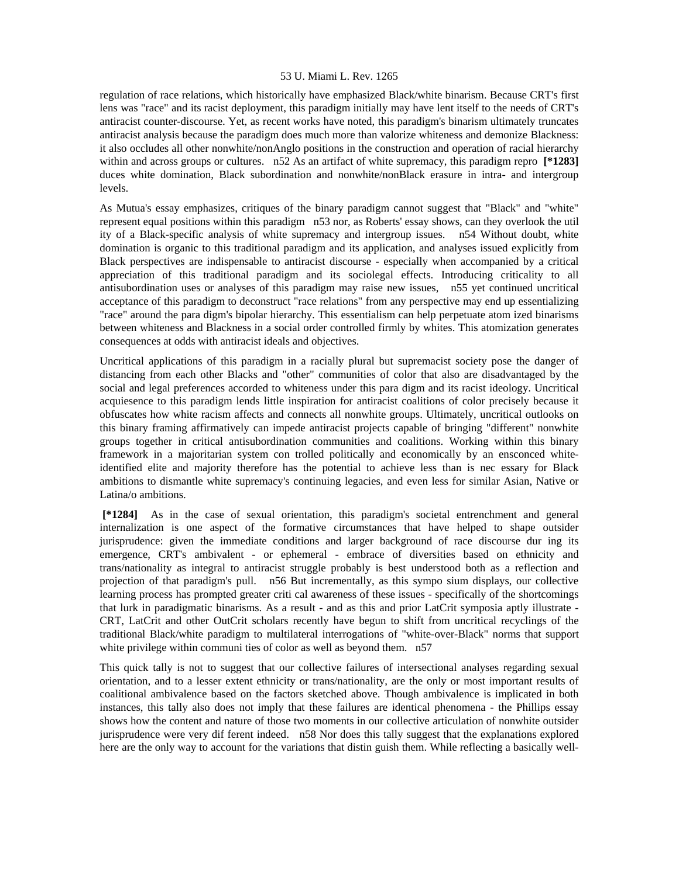regulation of race relations, which historically have emphasized Black/white binarism. Because CRT's first lens was "race" and its racist deployment, this paradigm initially may have lent itself to the needs of CRT's antiracist counter-discourse. Yet, as recent works have noted, this paradigm's binarism ultimately truncates antiracist analysis because the paradigm does much more than valorize whiteness and demonize Blackness: it also occludes all other nonwhite/nonAnglo positions in the construction and operation of racial hierarchy within and across groups or cultures. n52 As an artifact of white supremacy, this paradigm repro **[*1283]** duces white domination, Black subordination and nonwhite/nonBlack erasure in intra- and intergroup levels.

As Mutua's essay emphasizes, critiques of the binary paradigm cannot suggest that "Black" and "white" represent equal positions within this paradigm n53 nor, as Roberts' essay shows, can they overlook the util ity of a Black-specific analysis of white supremacy and intergroup issues. n54 Without doubt, white domination is organic to this traditional paradigm and its application, and analyses issued explicitly from Black perspectives are indispensable to antiracist discourse - especially when accompanied by a critical appreciation of this traditional paradigm and its sociolegal effects. Introducing criticality to all antisubordination uses or analyses of this paradigm may raise new issues, n55 yet continued uncritical acceptance of this paradigm to deconstruct "race relations" from any perspective may end up essentializing "race" around the para digm's bipolar hierarchy. This essentialism can help perpetuate atom ized binarisms between whiteness and Blackness in a social order controlled firmly by whites. This atomization generates consequences at odds with antiracist ideals and objectives.

Uncritical applications of this paradigm in a racially plural but supremacist society pose the danger of distancing from each other Blacks and "other" communities of color that also are disadvantaged by the social and legal preferences accorded to whiteness under this para digm and its racist ideology. Uncritical acquiesence to this paradigm lends little inspiration for antiracist coalitions of color precisely because it obfuscates how white racism affects and connects all nonwhite groups. Ultimately, uncritical outlooks on this binary framing affirmatively can impede antiracist projects capable of bringing "different" nonwhite groups together in critical antisubordination communities and coalitions. Working within this binary framework in a majoritarian system con trolled politically and economically by an ensconced white-identified elite and majority therefore has the potential to achieve less than is nec essary for Black ambitions to dismantle white supremacy's continuing legacies, and even less for similar Asian, Native or Latina/o ambitions.

**[*1284]** As in the case of sexual orientation, this paradigm's societal entrenchment and general internalization is one aspect of the formative circumstances that have helped to shape outsider jurisprudence: given the immediate conditions and larger background of race discourse dur ing its emergence, CRT's ambivalent - or ephemeral - embrace of diversities based on ethnicity and trans/nationality as integral to antiracist struggle probably is best understood both as a reflection and projection of that paradigm's pull. n56 But incrementally, as this sympo sium displays, our collective learning process has prompted greater criti cal awareness of these issues - specifically of the shortcomings that lurk in paradigmatic binarisms. As a result - and as this and prior LatCrit symposia aptly illustrate - CRT, LatCrit and other OutCrit scholars recently have begun to shift from uncritical recyclings of the traditional Black/white paradigm to multilateral interrogations of "white-over-Black" norms that support white privilege within communi ties of color as well as beyond them. n57

This quick tally is not to suggest that our collective failures of intersectional analyses regarding sexual orientation, and to a lesser extent ethnicity or trans/nationality, are the only or most important results of coalitional ambivalence based on the factors sketched above. Though ambivalence is implicated in both instances, this tally also does not imply that these failures are identical phenomena - the Phillips essay shows how the content and nature of those two moments in our collective articulation of nonwhite outsider jurisprudence were very dif ferent indeed. n58 Nor does this tally suggest that the explanations explored here are the only way to account for the variations that distin guish them. While reflecting a basically well-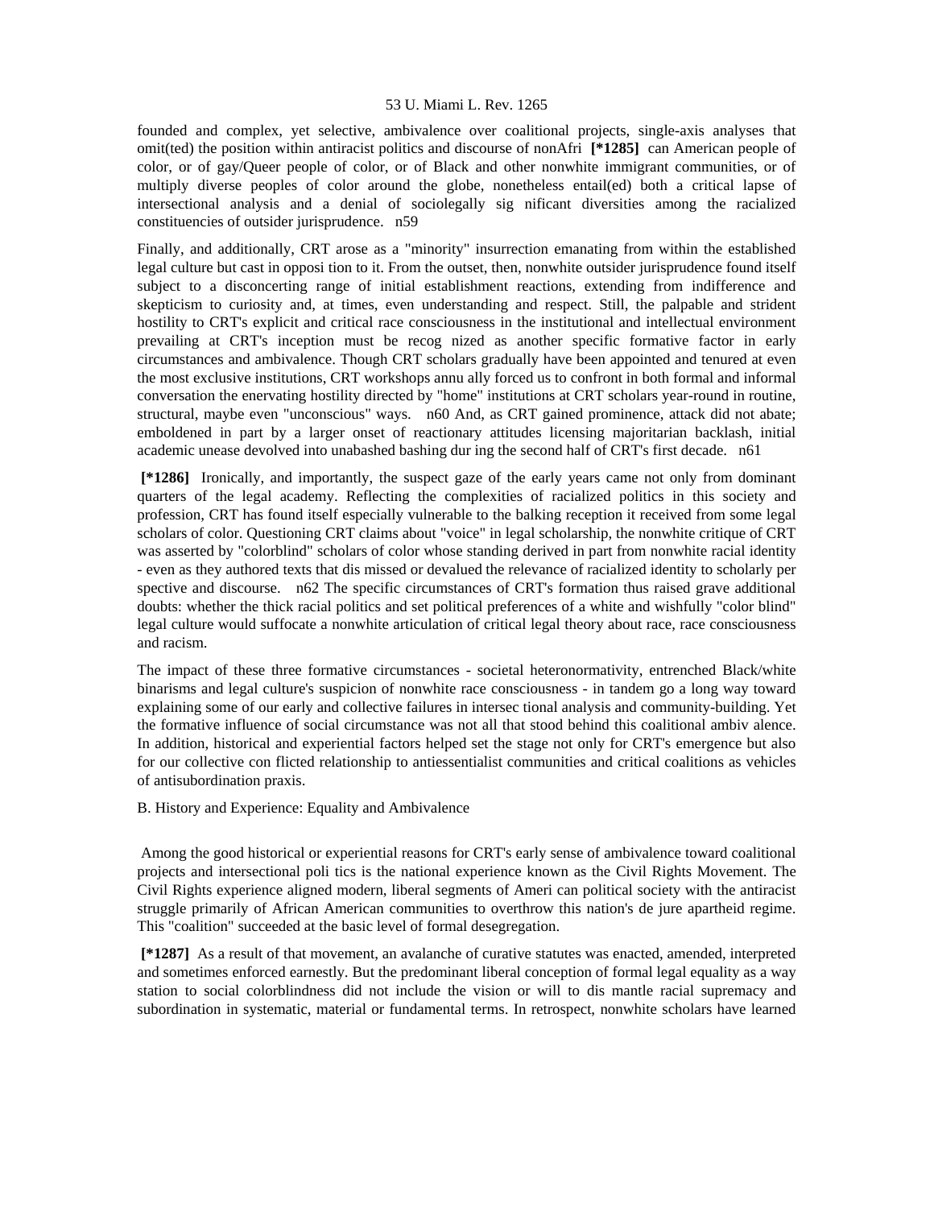founded and complex, yet selective, ambivalence over coalitional projects, single-axis analyses that omit(ted) the position within antiracist politics and discourse of nonAfri **[*1285]** can American people of color, or of gay/Queer people of color, or of Black and other nonwhite immigrant communities, or of multiply diverse peoples of color around the globe, nonetheless entail(ed) both a critical lapse of intersectional analysis and a denial of sociolegally sig nificant diversities among the racialized constituencies of outsider jurisprudence. n59

Finally, and additionally, CRT arose as a "minority" insurrection emanating from within the established legal culture but cast in opposi tion to it. From the outset, then, nonwhite outsider jurisprudence found itself subject to a disconcerting range of initial establishment reactions, extending from indifference and skepticism to curiosity and, at times, even understanding and respect. Still, the palpable and strident hostility to CRT's explicit and critical race consciousness in the institutional and intellectual environment prevailing at CRT's inception must be recog nized as another specific formative factor in early circumstances and ambivalence. Though CRT scholars gradually have been appointed and tenured at even the most exclusive institutions, CRT workshops annu ally forced us to confront in both formal and informal conversation the enervating hostility directed by "home" institutions at CRT scholars year-round in routine, structural, maybe even "unconscious" ways. n60 And, as CRT gained prominence, attack did not abate; emboldened in part by a larger onset of reactionary attitudes licensing majoritarian backlash, initial academic unease devolved into unabashed bashing dur ing the second half of CRT's first decade. n61

**[*1286]** Ironically, and importantly, the suspect gaze of the early years came not only from dominant quarters of the legal academy. Reflecting the complexities of racialized politics in this society and profession, CRT has found itself especially vulnerable to the balking reception it received from some legal scholars of color. Questioning CRT claims about "voice" in legal scholarship, the nonwhite critique of CRT was asserted by "colorblind" scholars of color whose standing derived in part from nonwhite racial identity - even as they authored texts that dis missed or devalued the relevance of racialized identity to scholarly per spective and discourse. n62 The specific circumstances of CRT's formation thus raised grave additional doubts: whether the thick racial politics and set political preferences of a white and wishfully "color blind" legal culture would suffocate a nonwhite articulation of critical legal theory about race, race consciousness and racism.

The impact of these three formative circumstances - societal heteronormativity, entrenched Black/white binarisms and legal culture's suspicion of nonwhite race consciousness - in tandem go a long way toward explaining some of our early and collective failures in intersec tional analysis and community-building. Yet the formative influence of social circumstance was not all that stood behind this coalitional ambiv alence. In addition, historical and experiential factors helped set the stage not only for CRT's emergence but also for our collective con flicted relationship to antiessentialist communities and critical coalitions as vehicles of antisubordination praxis.

B. History and Experience: Equality and Ambivalence

Among the good historical or experiential reasons for CRT's early sense of ambivalence toward coalitional projects and intersectional poli tics is the national experience known as the Civil Rights Movement. The Civil Rights experience aligned modern, liberal segments of Ameri can political society with the antiracist struggle primarily of African American communities to overthrow this nation's de jure apartheid regime. This "coalition" succeeded at the basic level of formal desegregation.

**[*1287]** As a result of that movement, an avalanche of curative statutes was enacted, amended, interpreted and sometimes enforced earnestly. But the predominant liberal conception of formal legal equality as a way station to social colorblindness did not include the vision or will to dis mantle racial supremacy and subordination in systematic, material or fundamental terms. In retrospect, nonwhite scholars have learned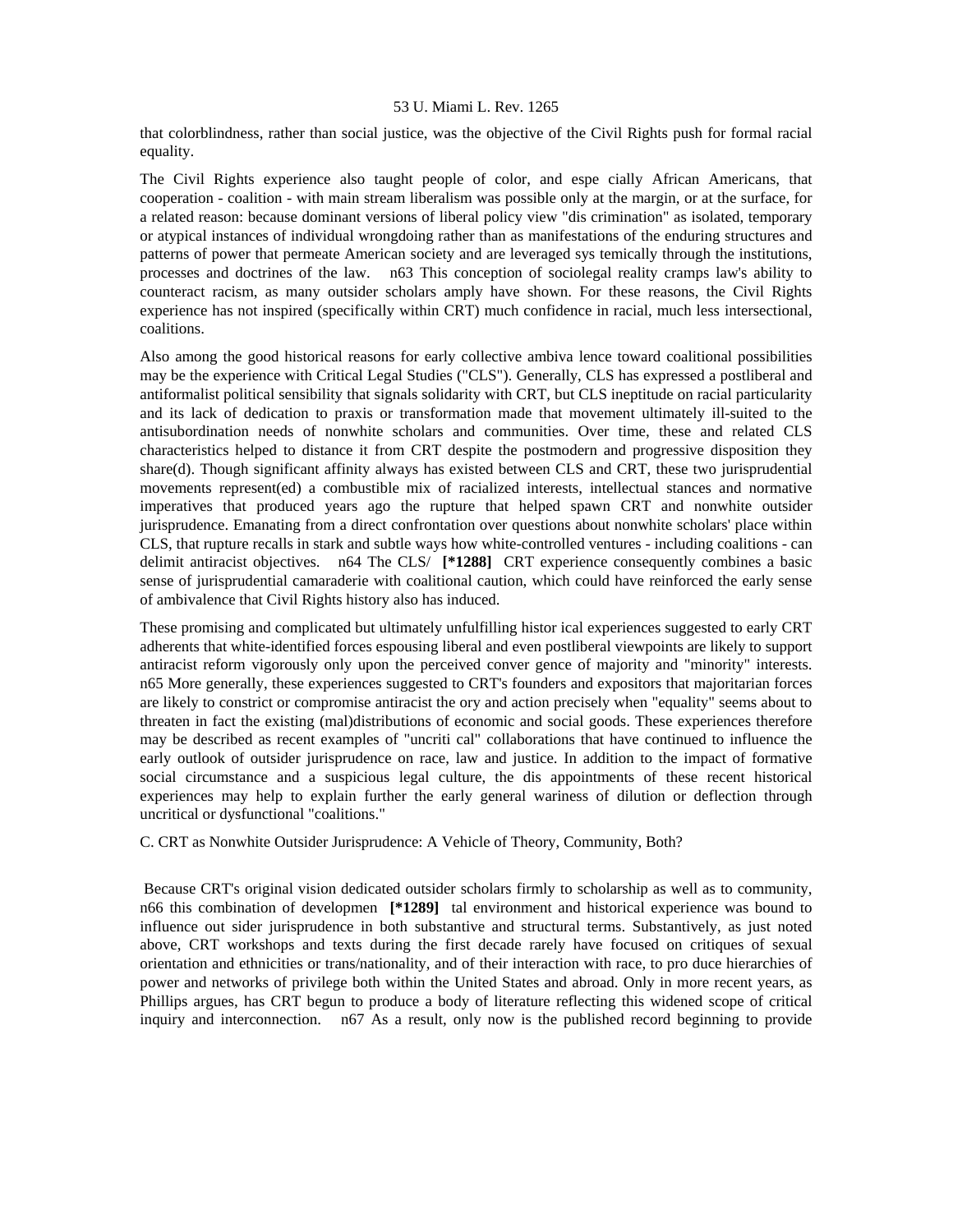that colorblindness, rather than social justice, was the objective of the Civil Rights push for formal racial equality.

The Civil Rights experience also taught people of color, and espe cially African Americans, that cooperation - coalition - with main stream liberalism was possible only at the margin, or at the surface, for a related reason: because dominant versions of liberal policy view "dis crimination" as isolated, temporary or atypical instances of individual wrongdoing rather than as manifestations of the enduring structures and patterns of power that permeate American society and are leveraged sys temically through the institutions, processes and doctrines of the law. n63 This conception of sociolegal reality cramps law's ability to counteract racism, as many outsider scholars amply have shown. For these reasons, the Civil Rights experience has not inspired (specifically within CRT) much confidence in racial, much less intersectional, coalitions.

Also among the good historical reasons for early collective ambiva lence toward coalitional possibilities may be the experience with Critical Legal Studies ("CLS"). Generally, CLS has expressed a postliberal and antiformalist political sensibility that signals solidarity with CRT, but CLS ineptitude on racial particularity and its lack of dedication to praxis or transformation made that movement ultimately ill-suited to the antisubordination needs of nonwhite scholars and communities. Over time, these and related CLS characteristics helped to distance it from CRT despite the postmodern and progressive disposition they share(d). Though significant affinity always has existed between CLS and CRT, these two jurisprudential movements represent(ed) a combustible mix of racialized interests, intellectual stances and normative imperatives that produced years ago the rupture that helped spawn CRT and nonwhite outsider jurisprudence. Emanating from a direct confrontation over questions about nonwhite scholars' place within CLS, that rupture recalls in stark and subtle ways how white-controlled ventures - including coalitions - can delimit antiracist objectives. n64 The CLS/ **[*1288]** CRT experience consequently combines a basic sense of jurisprudential camaraderie with coalitional caution, which could have reinforced the early sense of ambivalence that Civil Rights history also has induced.

These promising and complicated but ultimately unfulfilling histor ical experiences suggested to early CRT adherents that white-identified forces espousing liberal and even postliberal viewpoints are likely to support antiracist reform vigorously only upon the perceived conver gence of majority and "minority" interests. n65 More generally, these experiences suggested to CRT's founders and expositors that majoritarian forces are likely to constrict or compromise antiracist the ory and action precisely when "equality" seems about to threaten in fact the existing (mal)distributions of economic and social goods. These experiences therefore may be described as recent examples of "uncriti cal" collaborations that have continued to influence the early outlook of outsider jurisprudence on race, law and justice. In addition to the impact of formative social circumstance and a suspicious legal culture, the dis appointments of these recent historical experiences may help to explain further the early general wariness of dilution or deflection through uncritical or dysfunctional "coalitions."

C. CRT as Nonwhite Outsider Jurisprudence: A Vehicle of Theory, Community, Both?

Because CRT's original vision dedicated outsider scholars firmly to scholarship as well as to community, n66 this combination of developmen **[*1289]** tal environment and historical experience was bound to influence out sider jurisprudence in both substantive and structural terms. Substantively, as just noted above, CRT workshops and texts during the first decade rarely have focused on critiques of sexual orientation and ethnicities or trans/nationality, and of their interaction with race, to pro duce hierarchies of power and networks of privilege both within the United States and abroad. Only in more recent years, as Phillips argues, has CRT begun to produce a body of literature reflecting this widened scope of critical inquiry and interconnection. n67 As a result, only now is the published record beginning to provide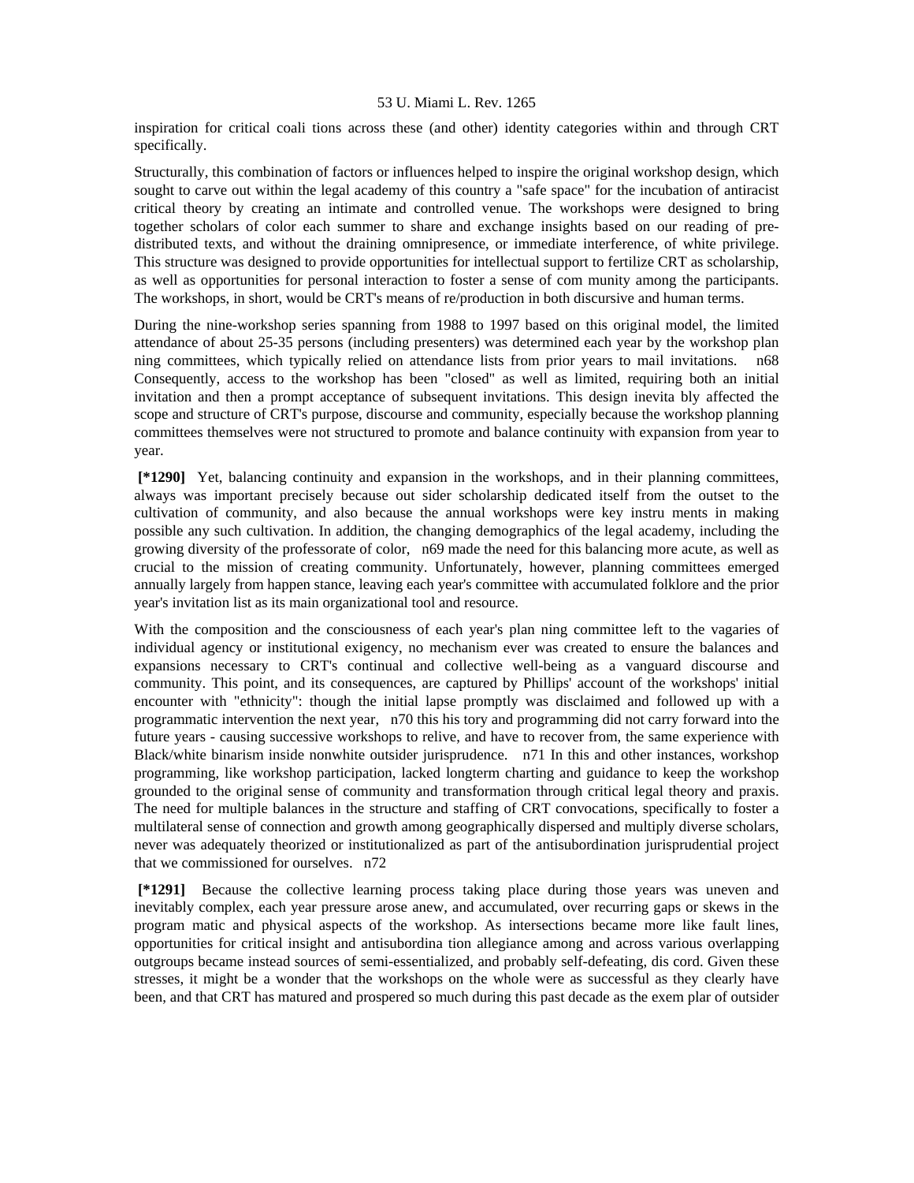inspiration for critical coali tions across these (and other) identity categories within and through CRT specifically.

Structurally, this combination of factors or influences helped to inspire the original workshop design, which sought to carve out within the legal academy of this country a "safe space" for the incubation of antiracist critical theory by creating an intimate and controlled venue. The workshops were designed to bring together scholars of color each summer to share and exchange insights based on our reading of pre-distributed texts, and without the draining omnipresence, or immediate interference, of white privilege. This structure was designed to provide opportunities for intellectual support to fertilize CRT as scholarship, as well as opportunities for personal interaction to foster a sense of com munity among the participants. The workshops, in short, would be CRT's means of re/production in both discursive and human terms.

During the nine-workshop series spanning from 1988 to 1997 based on this original model, the limited attendance of about 25-35 persons (including presenters) was determined each year by the workshop plan ning committees, which typically relied on attendance lists from prior years to mail invitations. n68 Consequently, access to the workshop has been "closed" as well as limited, requiring both an initial invitation and then a prompt acceptance of subsequent invitations. This design inevita bly affected the scope and structure of CRT's purpose, discourse and community, especially because the workshop planning committees themselves were not structured to promote and balance continuity with expansion from year to year.

**[*1290]** Yet, balancing continuity and expansion in the workshops, and in their planning committees, always was important precisely because out sider scholarship dedicated itself from the outset to the cultivation of community, and also because the annual workshops were key instru ments in making possible any such cultivation. In addition, the changing demographics of the legal academy, including the growing diversity of the professorate of color, n69 made the need for this balancing more acute, as well as crucial to the mission of creating community. Unfortunately, however, planning committees emerged annually largely from happen stance, leaving each year's committee with accumulated folklore and the prior year's invitation list as its main organizational tool and resource.

With the composition and the consciousness of each year's plan ning committee left to the vagaries of individual agency or institutional exigency, no mechanism ever was created to ensure the balances and expansions necessary to CRT's continual and collective well-being as a vanguard discourse and community. This point, and its consequences, are captured by Phillips' account of the workshops' initial encounter with "ethnicity": though the initial lapse promptly was disclaimed and followed up with a programmatic intervention the next year, n70 this his tory and programming did not carry forward into the future years - causing successive workshops to relive, and have to recover from, the same experience with Black/white binarism inside nonwhite outsider jurisprudence. n71 In this and other instances, workshop programming, like workshop participation, lacked longterm charting and guidance to keep the workshop grounded to the original sense of community and transformation through critical legal theory and praxis. The need for multiple balances in the structure and staffing of CRT convocations, specifically to foster a multilateral sense of connection and growth among geographically dispersed and multiply diverse scholars, never was adequately theorized or institutionalized as part of the antisubordination jurisprudential project that we commissioned for ourselves. n72

**[*1291]** Because the collective learning process taking place during those years was uneven and inevitably complex, each year pressure arose anew, and accumulated, over recurring gaps or skews in the program matic and physical aspects of the workshop. As intersections became more like fault lines, opportunities for critical insight and antisubordina tion allegiance among and across various overlapping outgroups became instead sources of semi-essentialized, and probably self-defeating, dis cord. Given these stresses, it might be a wonder that the workshops on the whole were as successful as they clearly have been, and that CRT has matured and prospered so much during this past decade as the exem plar of outsider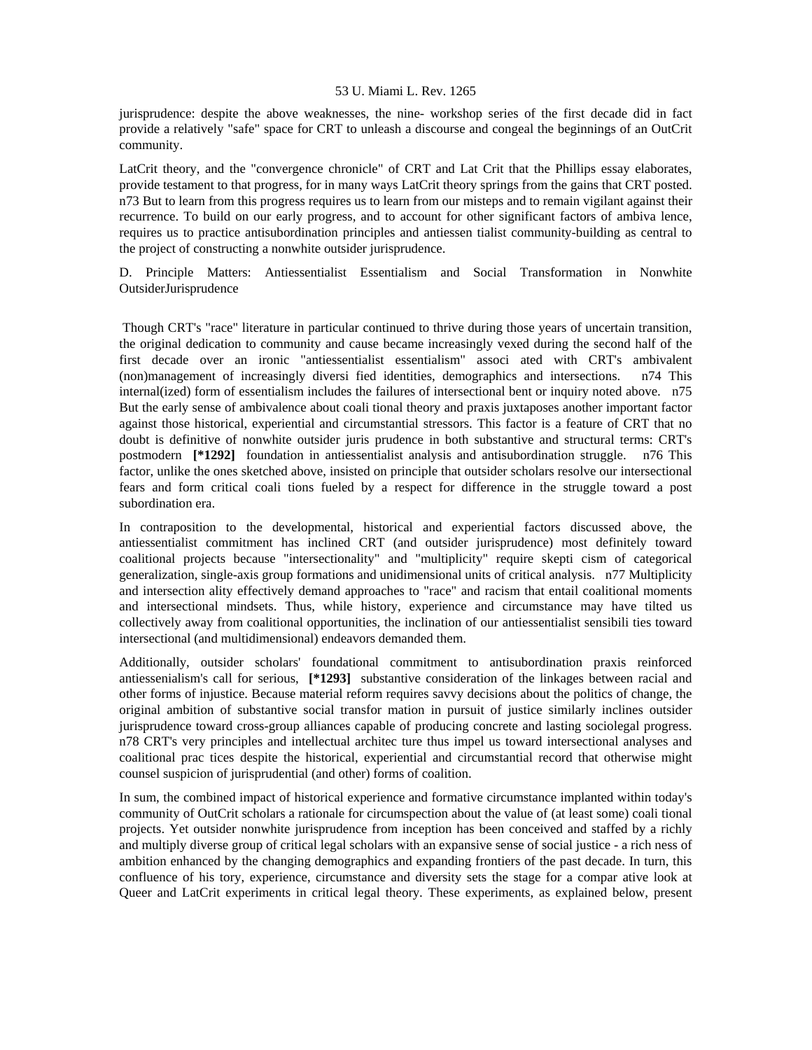jurisprudence: despite the above weaknesses, the nine- workshop series of the first decade did in fact provide a relatively "safe" space for CRT to unleash a discourse and congeal the beginnings of an OutCrit community.

LatCrit theory, and the "convergence chronicle" of CRT and Lat Crit that the Phillips essay elaborates, provide testament to that progress, for in many ways LatCrit theory springs from the gains that CRT posted. n73 But to learn from this progress requires us to learn from our misteps and to remain vigilant against their recurrence. To build on our early progress, and to account for other significant factors of ambiva lence, requires us to practice antisubordination principles and antiessen tialist community-building as central to the project of constructing a nonwhite outsider jurisprudence.

D. Principle Matters: Antiessentialist Essentialism and Social Transformation in Nonwhite OutsiderJurisprudence

Though CRT's "race" literature in particular continued to thrive during those years of uncertain transition, the original dedication to community and cause became increasingly vexed during the second half of the first decade over an ironic "antiessentialist essentialism" associ ated with CRT's ambivalent (non)management of increasingly diversi fied identities, demographics and intersections. n74 This internal(ized) form of essentialism includes the failures of intersectional bent or inquiry noted above. n75 But the early sense of ambivalence about coali tional theory and praxis juxtaposes another important factor against those historical, experiential and circumstantial stressors. This factor is a feature of CRT that no doubt is definitive of nonwhite outsider juris prudence in both substantive and structural terms: CRT's postmodern **[*1292]** foundation in antiessentialist analysis and antisubordination struggle. n76 This factor, unlike the ones sketched above, insisted on principle that outsider scholars resolve our intersectional fears and form critical coali tions fueled by a respect for difference in the struggle toward a post subordination era.

In contraposition to the developmental, historical and experiential factors discussed above, the antiessentialist commitment has inclined CRT (and outsider jurisprudence) most definitely toward coalitional projects because "intersectionality" and "multiplicity" require skepti cism of categorical generalization, single-axis group formations and unidimensional units of critical analysis. n77 Multiplicity and intersection ality effectively demand approaches to "race" and racism that entail coalitional moments and intersectional mindsets. Thus, while history, experience and circumstance may have tilted us collectively away from coalitional opportunities, the inclination of our antiessentialist sensibili ties toward intersectional (and multidimensional) endeavors demanded them.

Additionally, outsider scholars' foundational commitment to antisubordination praxis reinforced antiessenialism's call for serious, **[*1293]** substantive consideration of the linkages between racial and other forms of injustice. Because material reform requires savvy decisions about the politics of change, the original ambition of substantive social transfor mation in pursuit of justice similarly inclines outsider jurisprudence toward cross-group alliances capable of producing concrete and lasting sociolegal progress. n78 CRT's very principles and intellectual architec ture thus impel us toward intersectional analyses and coalitional prac tices despite the historical, experiential and circumstantial record that otherwise might counsel suspicion of jurisprudential (and other) forms of coalition.

In sum, the combined impact of historical experience and formative circumstance implanted within today's community of OutCrit scholars a rationale for circumspection about the value of (at least some) coali tional projects. Yet outsider nonwhite jurisprudence from inception has been conceived and staffed by a richly and multiply diverse group of critical legal scholars with an expansive sense of social justice - a rich ness of ambition enhanced by the changing demographics and expanding frontiers of the past decade. In turn, this confluence of his tory, experience, circumstance and diversity sets the stage for a compar ative look at Queer and LatCrit experiments in critical legal theory. These experiments, as explained below, present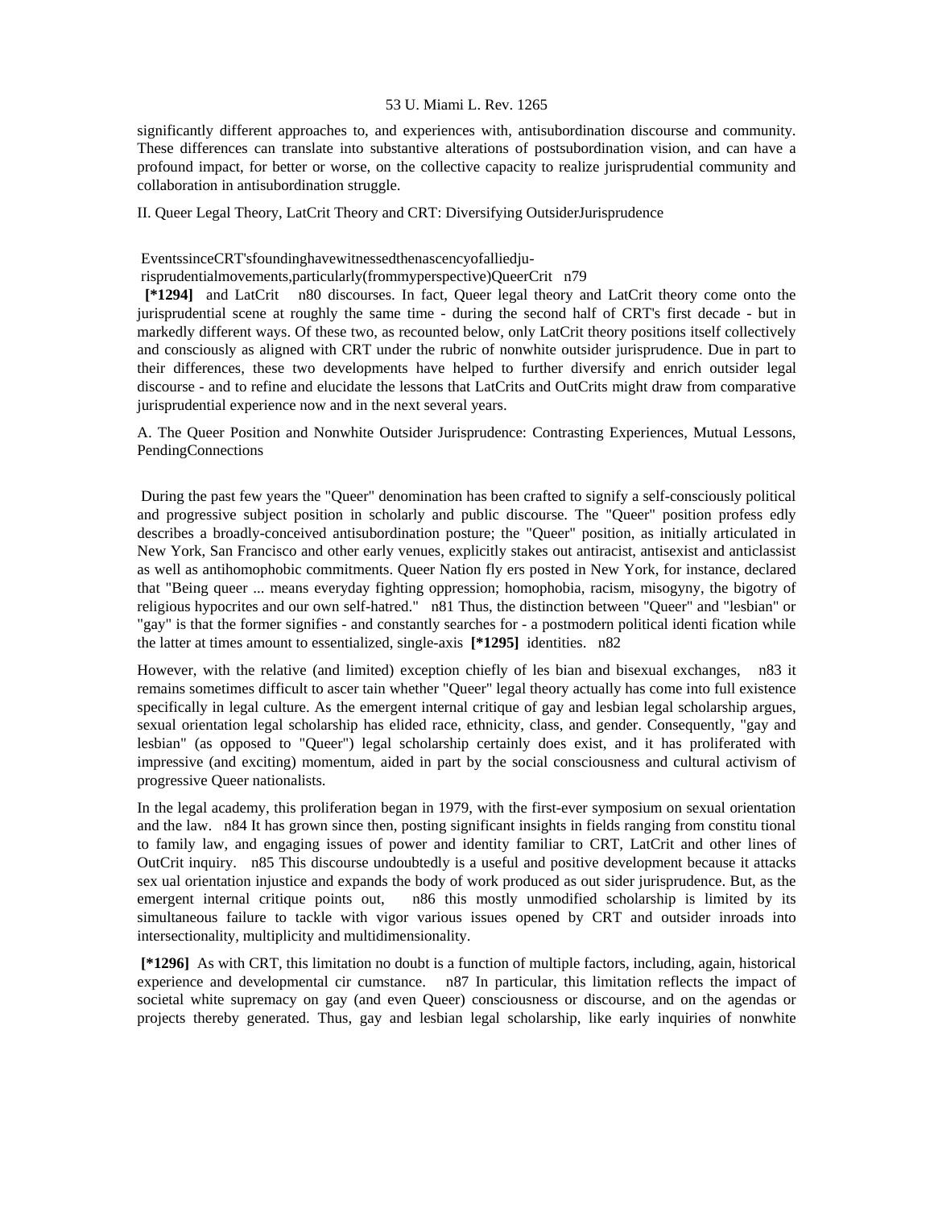significantly different approaches to, and experiences with, antisubordination discourse and community. These differences can translate into substantive alterations of postsubordination vision, and can have a profound impact, for better or worse, on the collective capacity to realize jurisprudential community and collaboration in antisubordination struggle.

II. Queer Legal Theory, LatCrit Theory and CRT: Diversifying OutsiderJurisprudence

EventssinceCRT'sfoundinghavewitnessedthenascencyofalliedjurisprudentialmovements,particularly(frommyperspective)QueerCrit n79 [*1294] and LatCrit n80 discourses. In fact, Queer legal theory and LatCrit theory come onto the jurisprudential scene at roughly the same time - during the second half of CRT's first decade - but in markedly different ways. Of these two, as recounted below, only LatCrit theory positions itself collectively and consciously as aligned with CRT under the rubric of nonwhite outsider jurisprudence. Due in part to their differences, these two developments have helped to further diversify and enrich outsider legal discourse - and to refine and elucidate the lessons that LatCrits and OutCrits might draw from comparative jurisprudential experience now and in the next several years.

A. The Queer Position and Nonwhite Outsider Jurisprudence: Contrasting Experiences, Mutual Lessons, PendingConnections

During the past few years the "Queer" denomination has been crafted to signify a self-consciously political and progressive subject position in scholarly and public discourse. The "Queer" position profess edly describes a broadly-conceived antisubordination posture; the "Queer" position, as initially articulated in New York, San Francisco and other early venues, explicitly stakes out antiracist, antisexist and anticlassist as well as antihomophobic commitments. Queer Nation fly ers posted in New York, for instance, declared that "Being queer ... means everyday fighting oppression; homophobia, racism, misogyny, the bigotry of religious hypocrites and our own self-hatred." n81 Thus, the distinction between "Queer" and "lesbian" or "gay" is that the former signifies - and constantly searches for - a postmodern political identi fication while the latter at times amount to essentialized, single-axis [*1295] identities. n82

However, with the relative (and limited) exception chiefly of les bian and bisexual exchanges, n83 it remains sometimes difficult to ascer tain whether "Queer" legal theory actually has come into full existence specifically in legal culture. As the emergent internal critique of gay and lesbian legal scholarship argues, sexual orientation legal scholarship has elided race, ethnicity, class, and gender. Consequently, "gay and lesbian" (as opposed to "Queer") legal scholarship certainly does exist, and it has proliferated with impressive (and exciting) momentum, aided in part by the social consciousness and cultural activism of progressive Queer nationalists.

In the legal academy, this proliferation began in 1979, with the first-ever symposium on sexual orientation and the law. n84 It has grown since then, posting significant insights in fields ranging from constitu tional to family law, and engaging issues of power and identity familiar to CRT, LatCrit and other lines of OutCrit inquiry. n85 This discourse undoubtedly is a useful and positive development because it attacks sex ual orientation injustice and expands the body of work produced as out sider jurisprudence. But, as the emergent internal critique points out, n86 this mostly unmodified scholarship is limited by its simultaneous failure to tackle with vigor various issues opened by CRT and outsider inroads into intersectionality, multiplicity and multidimensionality.

[*1296] As with CRT, this limitation no doubt is a function of multiple factors, including, again, historical experience and developmental cir cumstance. n87 In particular, this limitation reflects the impact of societal white supremacy on gay (and even Queer) consciousness or discourse, and on the agendas or projects thereby generated. Thus, gay and lesbian legal scholarship, like early inquiries of nonwhite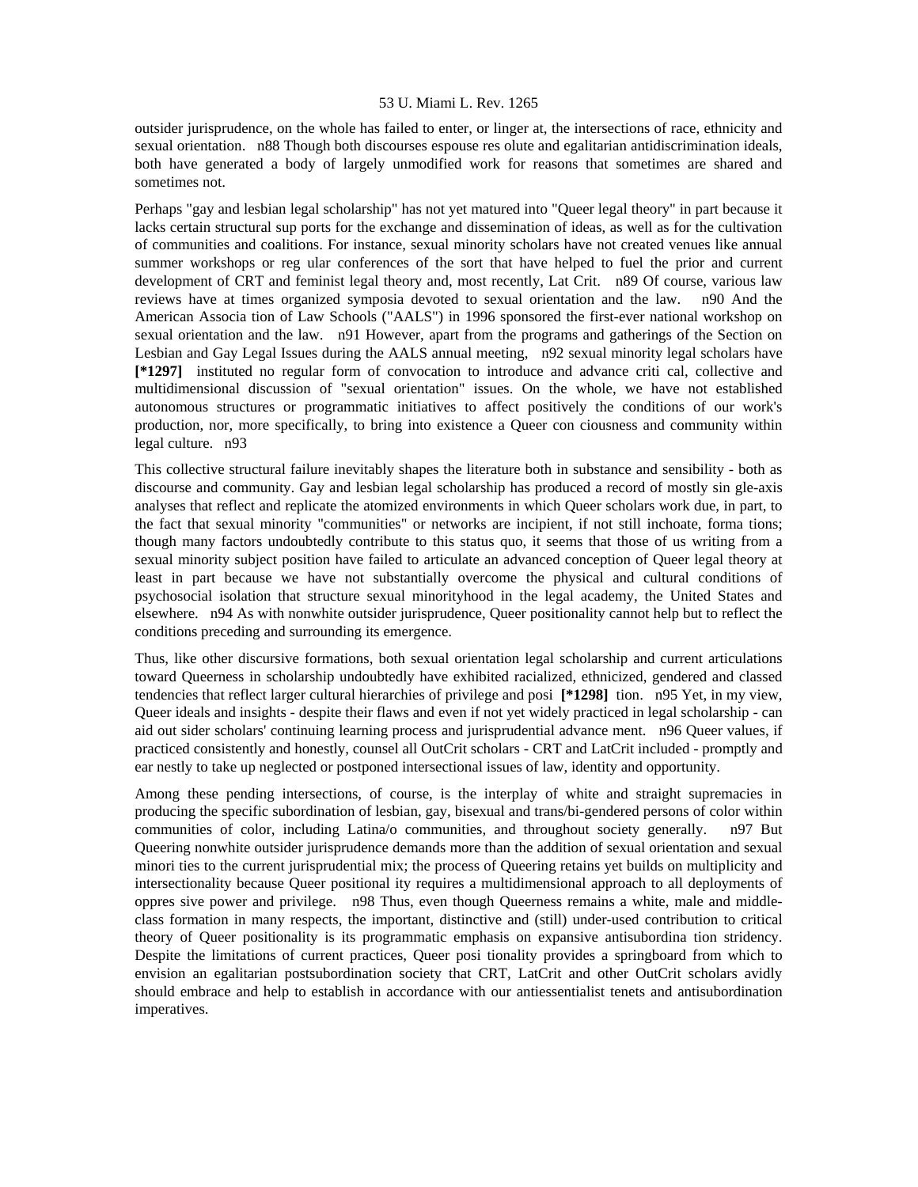outsider jurisprudence, on the whole has failed to enter, or linger at, the intersections of race, ethnicity and sexual orientation. n88 Though both discourses espouse res olute and egalitarian antidiscrimination ideals, both have generated a body of largely unmodified work for reasons that sometimes are shared and sometimes not.

Perhaps "gay and lesbian legal scholarship" has not yet matured into "Queer legal theory" in part because it lacks certain structural sup ports for the exchange and dissemination of ideas, as well as for the cultivation of communities and coalitions. For instance, sexual minority scholars have not created venues like annual summer workshops or reg ular conferences of the sort that have helped to fuel the prior and current development of CRT and feminist legal theory and, most recently, Lat Crit. n89 Of course, various law reviews have at times organized symposia devoted to sexual orientation and the law. n90 And the American Associa tion of Law Schools ("AALS") in 1996 sponsored the first-ever national workshop on sexual orientation and the law. n91 However, apart from the programs and gatherings of the Section on Lesbian and Gay Legal Issues during the AALS annual meeting, n92 sexual minority legal scholars have **[*1297]** instituted no regular form of convocation to introduce and advance criti cal, collective and multidimensional discussion of "sexual orientation" issues. On the whole, we have not established autonomous structures or programmatic initiatives to affect positively the conditions of our work's production, nor, more specifically, to bring into existence a Queer con ciousness and community within legal culture. n93

This collective structural failure inevitably shapes the literature both in substance and sensibility - both as discourse and community. Gay and lesbian legal scholarship has produced a record of mostly sin gle-axis analyses that reflect and replicate the atomized environments in which Queer scholars work due, in part, to the fact that sexual minority "communities" or networks are incipient, if not still inchoate, forma tions; though many factors undoubtedly contribute to this status quo, it seems that those of us writing from a sexual minority subject position have failed to articulate an advanced conception of Queer legal theory at least in part because we have not substantially overcome the physical and cultural conditions of psychosocial isolation that structure sexual minorityhood in the legal academy, the United States and elsewhere. n94 As with nonwhite outsider jurisprudence, Queer positionality cannot help but to reflect the conditions preceding and surrounding its emergence.

Thus, like other discursive formations, both sexual orientation legal scholarship and current articulations toward Queerness in scholarship undoubtedly have exhibited racialized, ethnicized, gendered and classed tendencies that reflect larger cultural hierarchies of privilege and posi **[*1298]** tion. n95 Yet, in my view, Queer ideals and insights - despite their flaws and even if not yet widely practiced in legal scholarship - can aid out sider scholars' continuing learning process and jurisprudential advance ment. n96 Queer values, if practiced consistently and honestly, counsel all OutCrit scholars - CRT and LatCrit included - promptly and ear nestly to take up neglected or postponed intersectional issues of law, identity and opportunity.

Among these pending intersections, of course, is the interplay of white and straight supremacies in producing the specific subordination of lesbian, gay, bisexual and trans/bi-gendered persons of color within communities of color, including Latina/o communities, and throughout society generally. n97 But Queering nonwhite outsider jurisprudence demands more than the addition of sexual orientation and sexual minori ties to the current jurisprudential mix; the process of Queering retains yet builds on multiplicity and intersectionality because Queer positional ity requires a multidimensional approach to all deployments of oppres sive power and privilege. n98 Thus, even though Queerness remains a white, male and middle-class formation in many respects, the important, distinctive and (still) under-used contribution to critical theory of Queer positionality is its programmatic emphasis on expansive antisubordina tion stridency. Despite the limitations of current practices, Queer posi tionality provides a springboard from which to envision an egalitarian postsubordination society that CRT, LatCrit and other OutCrit scholars avidly should embrace and help to establish in accordance with our antiessentialist tenets and antisubordination imperatives.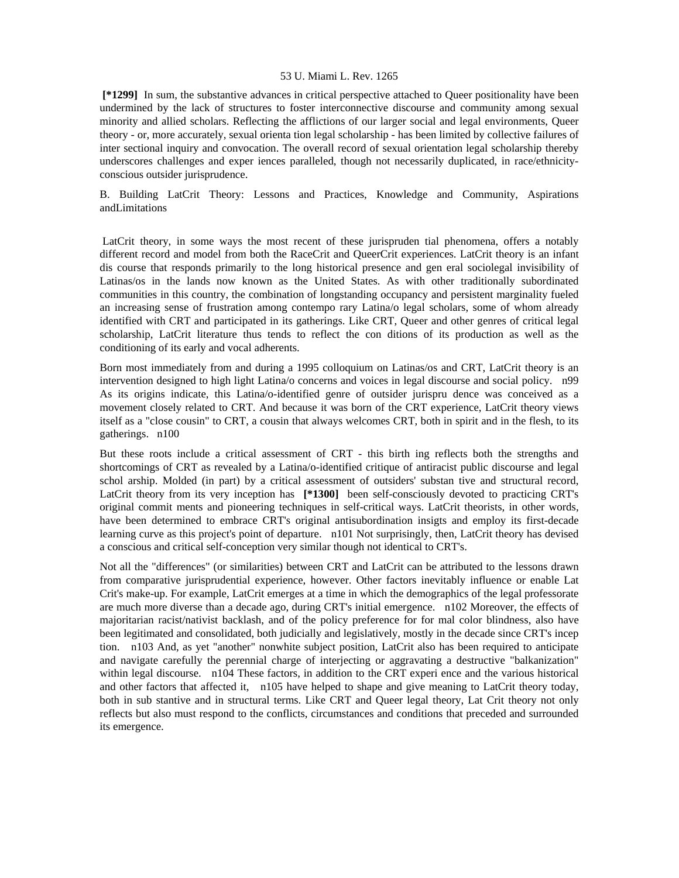**[*1299]** In sum, the substantive advances in critical perspective attached to Queer positionality have been undermined by the lack of structures to foster interconnective discourse and community among sexual minority and allied scholars. Reflecting the afflictions of our larger social and legal environments, Queer theory - or, more accurately, sexual orienta tion legal scholarship - has been limited by collective failures of inter sectional inquiry and convocation. The overall record of sexual orientation legal scholarship thereby underscores challenges and exper iences paralleled, though not necessarily duplicated, in race/ethnicity-conscious outsider jurisprudence.

B. Building LatCrit Theory: Lessons and Practices, Knowledge and Community, Aspirations andLimitations

LatCrit theory, in some ways the most recent of these jurispruden tial phenomena, offers a notably different record and model from both the RaceCrit and QueerCrit experiences. LatCrit theory is an infant dis course that responds primarily to the long historical presence and gen eral sociolegal invisibility of Latinas/os in the lands now known as the United States. As with other traditionally subordinated communities in this country, the combination of longstanding occupancy and persistent marginality fueled an increasing sense of frustration among contempo rary Latina/o legal scholars, some of whom already identified with CRT and participated in its gatherings. Like CRT, Queer and other genres of critical legal scholarship, LatCrit literature thus tends to reflect the con ditions of its production as well as the conditioning of its early and vocal adherents.

Born most immediately from and during a 1995 colloquium on Latinas/os and CRT, LatCrit theory is an intervention designed to high light Latina/o concerns and voices in legal discourse and social policy. n99 As its origins indicate, this Latina/o-identified genre of outsider jurispru dence was conceived as a movement closely related to CRT. And because it was born of the CRT experience, LatCrit theory views itself as a "close cousin" to CRT, a cousin that always welcomes CRT, both in spirit and in the flesh, to its gatherings. n100

But these roots include a critical assessment of CRT - this birth ing reflects both the strengths and shortcomings of CRT as revealed by a Latina/o-identified critique of antiracist public discourse and legal schol arship. Molded (in part) by a critical assessment of outsiders' substan tive and structural record, LatCrit theory from its very inception has **[*1300]** been self-consciously devoted to practicing CRT's original commit ments and pioneering techniques in self-critical ways. LatCrit theorists, in other words, have been determined to embrace CRT's original antisubordination insigts and employ its first-decade learning curve as this project's point of departure. n101 Not surprisingly, then, LatCrit theory has devised a conscious and critical self-conception very similar though not identical to CRT's.

Not all the "differences" (or similarities) between CRT and LatCrit can be attributed to the lessons drawn from comparative jurisprudential experience, however. Other factors inevitably influence or enable Lat Crit's make-up. For example, LatCrit emerges at a time in which the demographics of the legal professorate are much more diverse than a decade ago, during CRT's initial emergence. n102 Moreover, the effects of majoritarian racist/nativist backlash, and of the policy preference for for mal color blindness, also have been legitimated and consolidated, both judicially and legislatively, mostly in the decade since CRT's incep tion. n103 And, as yet "another" nonwhite subject position, LatCrit also has been required to anticipate and navigate carefully the perennial charge of interjecting or aggravating a destructive "balkanization" within legal discourse. n104 These factors, in addition to the CRT experi ence and the various historical and other factors that affected it, n105 have helped to shape and give meaning to LatCrit theory today, both in sub stantive and in structural terms. Like CRT and Queer legal theory, Lat Crit theory not only reflects but also must respond to the conflicts, circumstances and conditions that preceded and surrounded its emergence.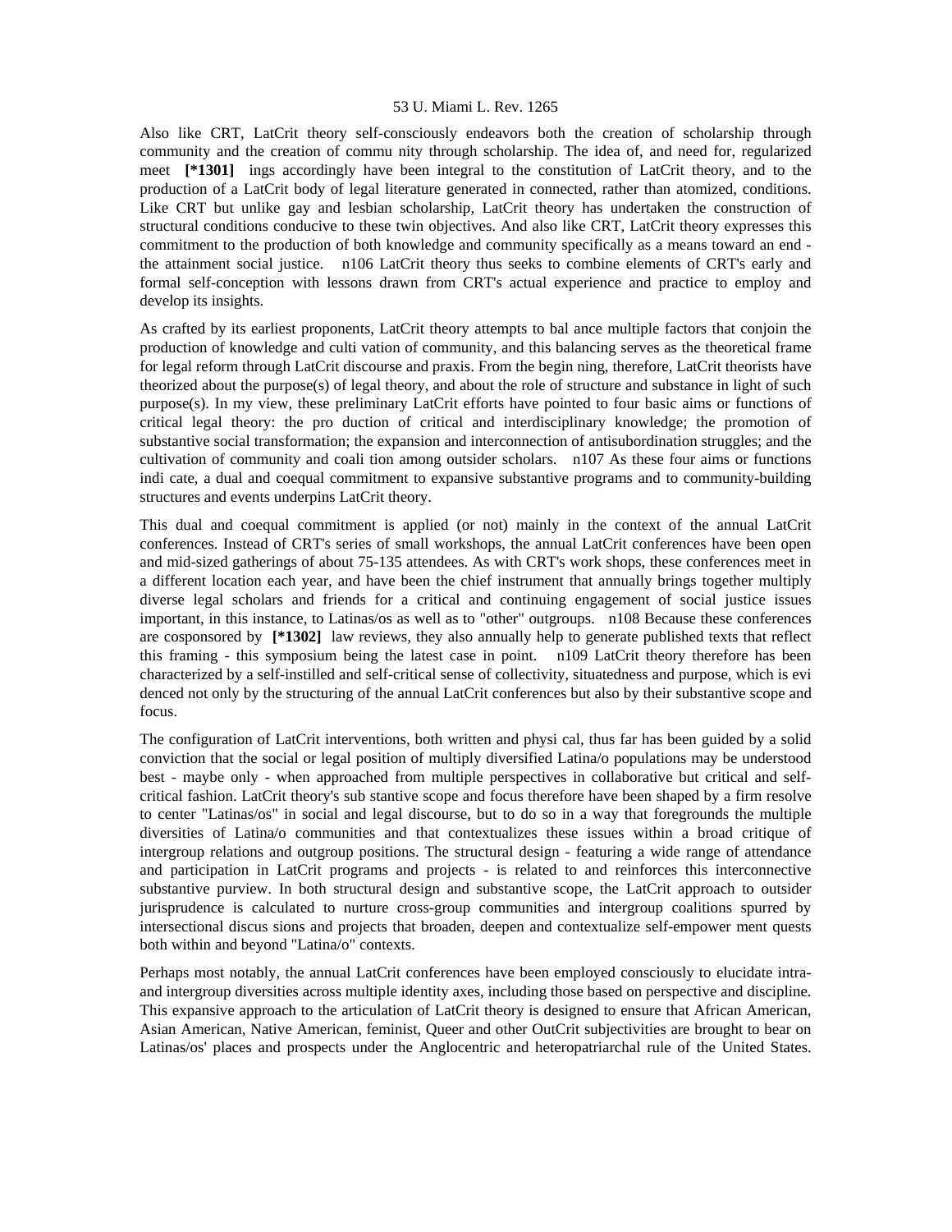Also like CRT, LatCrit theory self-consciously endeavors both the creation of scholarship through community and the creation of commu nity through scholarship. The idea of, and need for, regularized meet **[*1301]** ings accordingly have been integral to the constitution of LatCrit theory, and to the production of a LatCrit body of legal literature generated in connected, rather than atomized, conditions. Like CRT but unlike gay and lesbian scholarship, LatCrit theory has undertaken the construction of structural conditions conducive to these twin objectives. And also like CRT, LatCrit theory expresses this commitment to the production of both knowledge and community specifically as a means toward an end - the attainment social justice. n106 LatCrit theory thus seeks to combine elements of CRT's early and formal self-conception with lessons drawn from CRT's actual experience and practice to employ and develop its insights.

As crafted by its earliest proponents, LatCrit theory attempts to bal ance multiple factors that conjoin the production of knowledge and culti vation of community, and this balancing serves as the theoretical frame for legal reform through LatCrit discourse and praxis. From the begin ning, therefore, LatCrit theorists have theorized about the purpose(s) of legal theory, and about the role of structure and substance in light of such purpose(s). In my view, these preliminary LatCrit efforts have pointed to four basic aims or functions of critical legal theory: the pro duction of critical and interdisciplinary knowledge; the promotion of substantive social transformation; the expansion and interconnection of antisubordination struggles; and the cultivation of community and coali tion among outsider scholars. n107 As these four aims or functions indi cate, a dual and coequal commitment to expansive substantive programs and to community-building structures and events underpins LatCrit theory.

This dual and coequal commitment is applied (or not) mainly in the context of the annual LatCrit conferences. Instead of CRT's series of small workshops, the annual LatCrit conferences have been open and mid-sized gatherings of about 75-135 attendees. As with CRT's work shops, these conferences meet in a different location each year, and have been the chief instrument that annually brings together multiply diverse legal scholars and friends for a critical and continuing engagement of social justice issues important, in this instance, to Latinas/os as well as to "other" outgroups. n108 Because these conferences are cosponsored by **[*1302]** law reviews, they also annually help to generate published texts that reflect this framing - this symposium being the latest case in point. n109 LatCrit theory therefore has been characterized by a self-instilled and self-critical sense of collectivity, situatedness and purpose, which is evi denced not only by the structuring of the annual LatCrit conferences but also by their substantive scope and focus.

The configuration of LatCrit interventions, both written and physi cal, thus far has been guided by a solid conviction that the social or legal position of multiply diversified Latina/o populations may be understood best - maybe only - when approached from multiple perspectives in collaborative but critical and self-critical fashion. LatCrit theory's sub stantive scope and focus therefore have been shaped by a firm resolve to center "Latinas/os" in social and legal discourse, but to do so in a way that foregrounds the multiple diversities of Latina/o communities and that contextualizes these issues within a broad critique of intergroup relations and outgroup positions. The structural design - featuring a wide range of attendance and participation in LatCrit programs and projects - is related to and reinforces this interconnective substantive purview. In both structural design and substantive scope, the LatCrit approach to outsider jurisprudence is calculated to nurture cross-group communities and intergroup coalitions spurred by intersectional discus sions and projects that broaden, deepen and contextualize self-empower ment quests both within and beyond "Latina/o" contexts.

Perhaps most notably, the annual LatCrit conferences have been employed consciously to elucidate intra- and intergroup diversities across multiple identity axes, including those based on perspective and discipline. This expansive approach to the articulation of LatCrit theory is designed to ensure that African American, Asian American, Native American, feminist, Queer and other OutCrit subjectivities are brought to bear on Latinas/os' places and prospects under the Anglocentric and heteropatriarchal rule of the United States.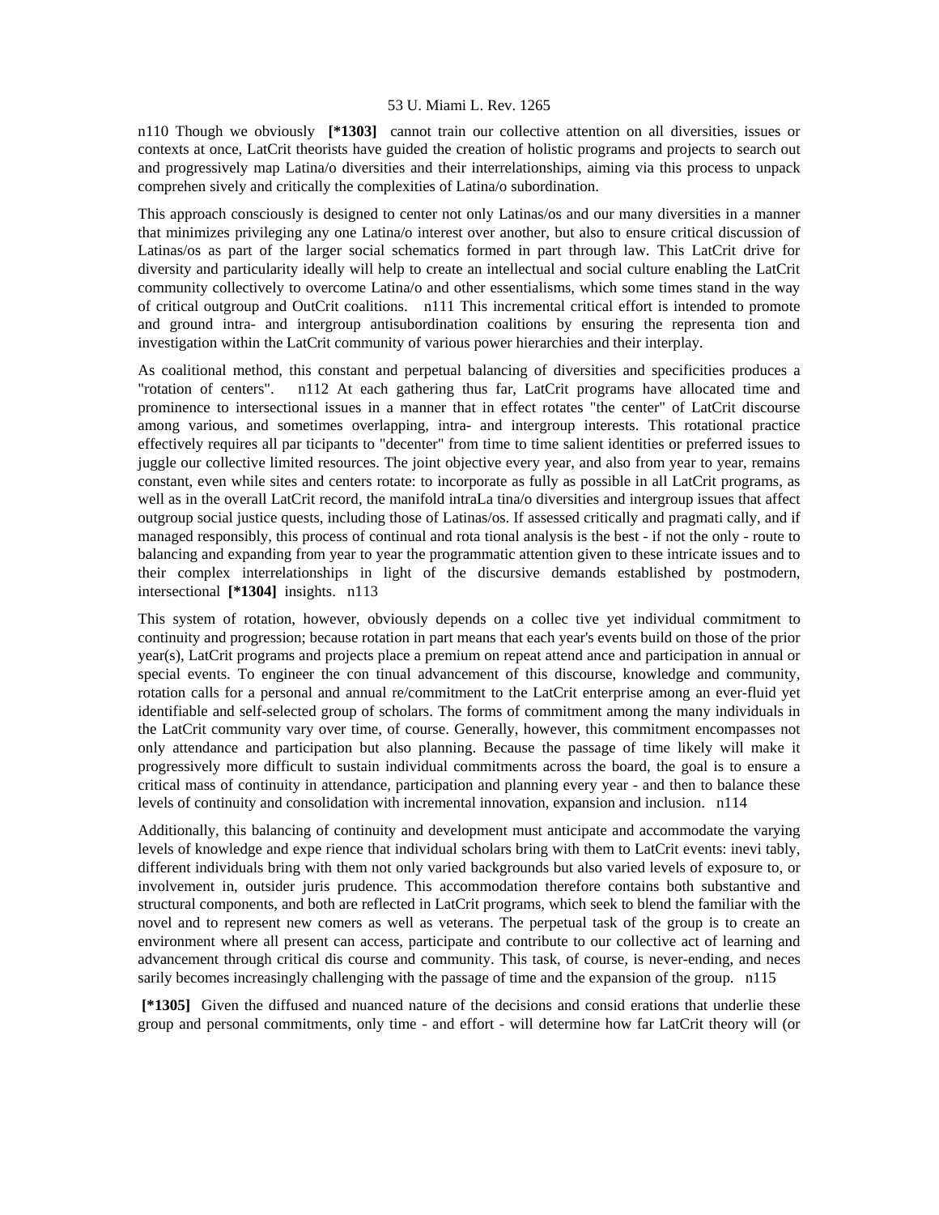n110 Though we obviously **[*1303]** cannot train our collective attention on all diversities, issues or contexts at once, LatCrit theorists have guided the creation of holistic programs and projects to search out and progressively map Latina/o diversities and their interrelationships, aiming via this process to unpack comprehen sively and critically the complexities of Latina/o subordination.

This approach consciously is designed to center not only Latinas/os and our many diversities in a manner that minimizes privileging any one Latina/o interest over another, but also to ensure critical discussion of Latinas/os as part of the larger social schematics formed in part through law. This LatCrit drive for diversity and particularity ideally will help to create an intellectual and social culture enabling the LatCrit community collectively to overcome Latina/o and other essentialisms, which some times stand in the way of critical outgroup and OutCrit coalitions. n111 This incremental critical effort is intended to promote and ground intra- and intergroup antisubordination coalitions by ensuring the representa tion and investigation within the LatCrit community of various power hierarchies and their interplay.

As coalitional method, this constant and perpetual balancing of diversities and specificities produces a "rotation of centers". n112 At each gathering thus far, LatCrit programs have allocated time and prominence to intersectional issues in a manner that in effect rotates "the center" of LatCrit discourse among various, and sometimes overlapping, intra- and intergroup interests. This rotational practice effectively requires all par ticipants to "decenter" from time to time salient identities or preferred issues to juggle our collective limited resources. The joint objective every year, and also from year to year, remains constant, even while sites and centers rotate: to incorporate as fully as possible in all LatCrit programs, as well as in the overall LatCrit record, the manifold intraLa tina/o diversities and intergroup issues that affect outgroup social justice quests, including those of Latinas/os. If assessed critically and pragmati cally, and if managed responsibly, this process of continual and rota tional analysis is the best - if not the only - route to balancing and expanding from year to year the programmatic attention given to these intricate issues and to their complex interrelationships in light of the discursive demands established by postmodern, intersectional **[*1304]** insights. n113

This system of rotation, however, obviously depends on a collec tive yet individual commitment to continuity and progression; because rotation in part means that each year's events build on those of the prior year(s), LatCrit programs and projects place a premium on repeat attend ance and participation in annual or special events. To engineer the con tinual advancement of this discourse, knowledge and community, rotation calls for a personal and annual re/commitment to the LatCrit enterprise among an ever-fluid yet identifiable and self-selected group of scholars. The forms of commitment among the many individuals in the LatCrit community vary over time, of course. Generally, however, this commitment encompasses not only attendance and participation but also planning. Because the passage of time likely will make it progressively more difficult to sustain individual commitments across the board, the goal is to ensure a critical mass of continuity in attendance, participation and planning every year - and then to balance these levels of continuity and consolidation with incremental innovation, expansion and inclusion. n114

Additionally, this balancing of continuity and development must anticipate and accommodate the varying levels of knowledge and expe rience that individual scholars bring with them to LatCrit events: inevi tably, different individuals bring with them not only varied backgrounds but also varied levels of exposure to, or involvement in, outsider juris prudence. This accommodation therefore contains both substantive and structural components, and both are reflected in LatCrit programs, which seek to blend the familiar with the novel and to represent new comers as well as veterans. The perpetual task of the group is to create an environment where all present can access, participate and contribute to our collective act of learning and advancement through critical dis course and community. This task, of course, is never-ending, and neces sarily becomes increasingly challenging with the passage of time and the expansion of the group. n115

**[*1305]** Given the diffused and nuanced nature of the decisions and consid erations that underlie these group and personal commitments, only time - and effort - will determine how far LatCrit theory will (or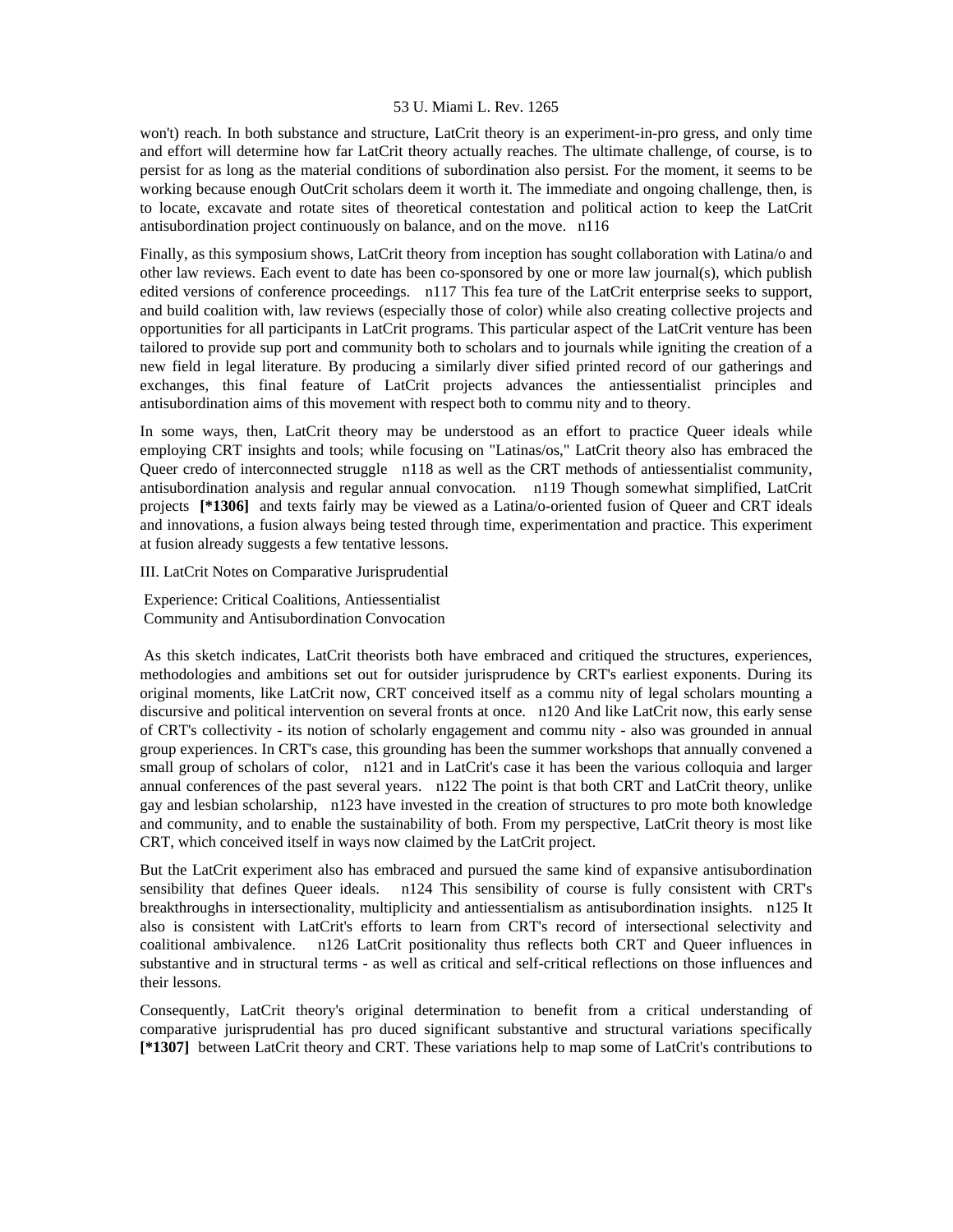won't) reach. In both substance and structure, LatCrit theory is an experiment-in-pro gress, and only time and effort will determine how far LatCrit theory actually reaches. The ultimate challenge, of course, is to persist for as long as the material conditions of subordination also persist. For the moment, it seems to be working because enough OutCrit scholars deem it worth it. The immediate and ongoing challenge, then, is to locate, excavate and rotate sites of theoretical contestation and political action to keep the LatCrit antisubordination project continuously on balance, and on the move. n116

Finally, as this symposium shows, LatCrit theory from inception has sought collaboration with Latina/o and other law reviews. Each event to date has been co-sponsored by one or more law journal(s), which publish edited versions of conference proceedings. n117 This fea ture of the LatCrit enterprise seeks to support, and build coalition with, law reviews (especially those of color) while also creating collective projects and opportunities for all participants in LatCrit programs. This particular aspect of the LatCrit venture has been tailored to provide sup port and community both to scholars and to journals while igniting the creation of a new field in legal literature. By producing a similarly diver sified printed record of our gatherings and exchanges, this final feature of LatCrit projects advances the antiessentialist principles and antisubordination aims of this movement with respect both to commu nity and to theory.

In some ways, then, LatCrit theory may be understood as an effort to practice Queer ideals while employing CRT insights and tools; while focusing on "Latinas/os," LatCrit theory also has embraced the Queer credo of interconnected struggle n118 as well as the CRT methods of antiessentialist community, antisubordination analysis and regular annual convocation. n119 Though somewhat simplified, LatCrit projects **[*1306]** and texts fairly may be viewed as a Latina/o-oriented fusion of Queer and CRT ideals and innovations, a fusion always being tested through time, experimentation and practice. This experiment at fusion already suggests a few tentative lessons.

## III. LatCrit Notes on Comparative Jurisprudential Experience: Critical Coalitions, Antiessentialist Community and Antisubordination Convocation

As this sketch indicates, LatCrit theorists both have embraced and critiqued the structures, experiences, methodologies and ambitions set out for outsider jurisprudence by CRT's earliest exponents. During its original moments, like LatCrit now, CRT conceived itself as a commu nity of legal scholars mounting a discursive and political intervention on several fronts at once. n120 And like LatCrit now, this early sense of CRT's collectivity - its notion of scholarly engagement and commu nity - also was grounded in annual group experiences. In CRT's case, this grounding has been the summer workshops that annually convened a small group of scholars of color, n121 and in LatCrit's case it has been the various colloquia and larger annual conferences of the past several years. n122 The point is that both CRT and LatCrit theory, unlike gay and lesbian scholarship, n123 have invested in the creation of structures to pro mote both knowledge and community, and to enable the sustainability of both. From my perspective, LatCrit theory is most like CRT, which conceived itself in ways now claimed by the LatCrit project.

But the LatCrit experiment also has embraced and pursued the same kind of expansive antisubordination sensibility that defines Queer ideals. n124 This sensibility of course is fully consistent with CRT's breakthroughs in intersectionality, multiplicity and antiessentialism as antisubordination insights. n125 It also is consistent with LatCrit's efforts to learn from CRT's record of intersectional selectivity and coalitional ambivalence. n126 LatCrit positionality thus reflects both CRT and Queer influences in substantive and in structural terms - as well as critical and self-critical reflections on those influences and their lessons.

Consequently, LatCrit theory's original determination to benefit from a critical understanding of comparative jurisprudential has pro duced significant substantive and structural variations specifically **[*1307]** between LatCrit theory and CRT. These variations help to map some of LatCrit's contributions to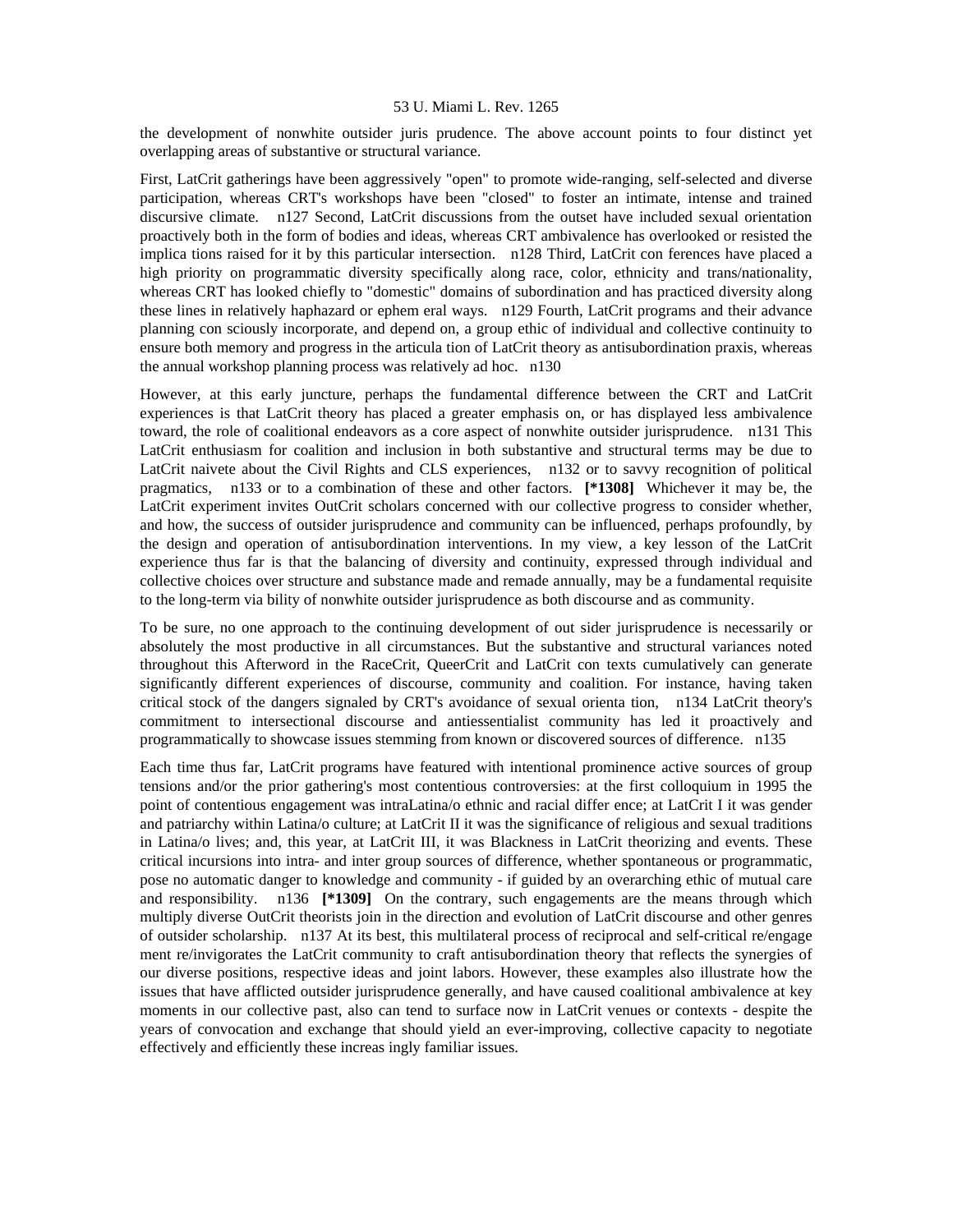the development of nonwhite outsider juris prudence. The above account points to four distinct yet overlapping areas of substantive or structural variance.

First, LatCrit gatherings have been aggressively "open" to promote wide-ranging, self-selected and diverse participation, whereas CRT's workshops have been "closed" to foster an intimate, intense and trained discursive climate. n127 Second, LatCrit discussions from the outset have included sexual orientation proactively both in the form of bodies and ideas, whereas CRT ambivalence has overlooked or resisted the implica tions raised for it by this particular intersection. n128 Third, LatCrit con ferences have placed a high priority on programmatic diversity specifically along race, color, ethnicity and trans/nationality, whereas CRT has looked chiefly to "domestic" domains of subordination and has practiced diversity along these lines in relatively haphazard or ephem eral ways. n129 Fourth, LatCrit programs and their advance planning con sciously incorporate, and depend on, a group ethic of individual and collective continuity to ensure both memory and progress in the articula tion of LatCrit theory as antisubordination praxis, whereas the annual workshop planning process was relatively ad hoc. n130

However, at this early juncture, perhaps the fundamental difference between the CRT and LatCrit experiences is that LatCrit theory has placed a greater emphasis on, or has displayed less ambivalence toward, the role of coalitional endeavors as a core aspect of nonwhite outsider jurisprudence. n131 This LatCrit enthusiasm for coalition and inclusion in both substantive and structural terms may be due to LatCrit naivete about the Civil Rights and CLS experiences, n132 or to savvy recognition of political pragmatics, n133 or to a combination of these and other factors. **[*1308]** Whichever it may be, the LatCrit experiment invites OutCrit scholars concerned with our collective progress to consider whether, and how, the success of outsider jurisprudence and community can be influenced, perhaps profoundly, by the design and operation of antisubordination interventions. In my view, a key lesson of the LatCrit experience thus far is that the balancing of diversity and continuity, expressed through individual and collective choices over structure and substance made and remade annually, may be a fundamental requisite to the long-term via bility of nonwhite outsider jurisprudence as both discourse and as community.

To be sure, no one approach to the continuing development of out sider jurisprudence is necessarily or absolutely the most productive in all circumstances. But the substantive and structural variances noted throughout this Afterword in the RaceCrit, QueerCrit and LatCrit con texts cumulatively can generate significantly different experiences of discourse, community and coalition. For instance, having taken critical stock of the dangers signaled by CRT's avoidance of sexual orienta tion, n134 LatCrit theory's commitment to intersectional discourse and antiessentialist community has led it proactively and programmatically to showcase issues stemming from known or discovered sources of difference. n135

Each time thus far, LatCrit programs have featured with intentional prominence active sources of group tensions and/or the prior gathering's most contentious controversies: at the first colloquium in 1995 the point of contentious engagement was intraLatina/o ethnic and racial differ ence; at LatCrit I it was gender and patriarchy within Latina/o culture; at LatCrit II it was the significance of religious and sexual traditions in Latina/o lives; and, this year, at LatCrit III, it was Blackness in LatCrit theorizing and events. These critical incursions into intra- and inter group sources of difference, whether spontaneous or programmatic, pose no automatic danger to knowledge and community - if guided by an overarching ethic of mutual care and responsibility. n136 **[*1309]** On the contrary, such engagements are the means through which multiply diverse OutCrit theorists join in the direction and evolution of LatCrit discourse and other genres of outsider scholarship. n137 At its best, this multilateral process of reciprocal and self-critical re/engage ment re/invigorates the LatCrit community to craft antisubordination theory that reflects the synergies of our diverse positions, respective ideas and joint labors. However, these examples also illustrate how the issues that have afflicted outsider jurisprudence generally, and have caused coalitional ambivalence at key moments in our collective past, also can tend to surface now in LatCrit venues or contexts - despite the years of convocation and exchange that should yield an ever-improving, collective capacity to negotiate effectively and efficiently these increas ingly familiar issues.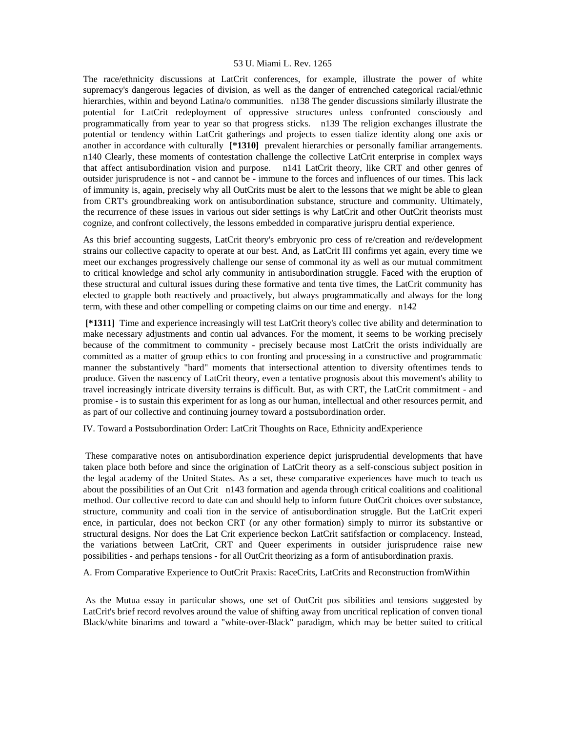The race/ethnicity discussions at LatCrit conferences, for example, illustrate the power of white supremacy's dangerous legacies of division, as well as the danger of entrenched categorical racial/ethnic hierarchies, within and beyond Latina/o communities. n138 The gender discussions similarly illustrate the potential for LatCrit redeployment of oppressive structures unless confronted consciously and programmatically from year to year so that progress sticks. n139 The religion exchanges illustrate the potential or tendency within LatCrit gatherings and projects to essen tialize identity along one axis or another in accordance with culturally **[*1310]** prevalent hierarchies or personally familiar arrangements. n140 Clearly, these moments of contestation challenge the collective LatCrit enterprise in complex ways that affect antisubordination vision and purpose. n141 LatCrit theory, like CRT and other genres of outsider jurisprudence is not - and cannot be - immune to the forces and influences of our times. This lack of immunity is, again, precisely why all OutCrits must be alert to the lessons that we might be able to glean from CRT's groundbreaking work on antisubordination substance, structure and community. Ultimately, the recurrence of these issues in various out sider settings is why LatCrit and other OutCrit theorists must cognize, and confront collectively, the lessons embedded in comparative jurispru dential experience.

As this brief accounting suggests, LatCrit theory's embryonic pro cess of re/creation and re/development strains our collective capacity to operate at our best. And, as LatCrit III confirms yet again, every time we meet our exchanges progressively challenge our sense of commonal ity as well as our mutual commitment to critical knowledge and schol arly community in antisubordination struggle. Faced with the eruption of these structural and cultural issues during these formative and tenta tive times, the LatCrit community has elected to grapple both reactively and proactively, but always programmatically and always for the long term, with these and other compelling or competing claims on our time and energy. n142

**[*1311]** Time and experience increasingly will test LatCrit theory's collec tive ability and determination to make necessary adjustments and contin ual advances. For the moment, it seems to be working precisely because of the commitment to community - precisely because most LatCrit the orists individually are committed as a matter of group ethics to con fronting and processing in a constructive and programmatic manner the substantively "hard" moments that intersectional attention to diversity oftentimes tends to produce. Given the nascency of LatCrit theory, even a tentative prognosis about this movement's ability to travel increasingly intricate diversity terrains is difficult. But, as with CRT, the LatCrit commitment - and promise - is to sustain this experiment for as long as our human, intellectual and other resources permit, and as part of our collective and continuing journey toward a postsubordination order.

## IV. Toward a Postsubordination Order: LatCrit Thoughts on Race, Ethnicity andExperience

These comparative notes on antisubordination experience depict jurisprudential developments that have taken place both before and since the origination of LatCrit theory as a self-conscious subject position in the legal academy of the United States. As a set, these comparative experiences have much to teach us about the possibilities of an Out Crit n143 formation and agenda through critical coalitions and coalitional method. Our collective record to date can and should help to inform future OutCrit choices over substance, structure, community and coali tion in the service of antisubordination struggle. But the LatCrit experi ence, in particular, does not beckon CRT (or any other formation) simply to mirror its substantive or structural designs. Nor does the Lat Crit experience beckon LatCrit satifsfaction or complacency. Instead, the variations between LatCrit, CRT and Queer experiments in outsider jurisprudence raise new possibilities - and perhaps tensions - for all OutCrit theorizing as a form of antisubordination praxis.

### A. From Comparative Experience to OutCrit Praxis: RaceCrits, LatCrits and Reconstruction fromWithin

As the Mutua essay in particular shows, one set of OutCrit pos sibilities and tensions suggested by LatCrit's brief record revolves around the value of shifting away from uncritical replication of conven tional Black/white binarims and toward a "white-over-Black" paradigm, which may be better suited to critical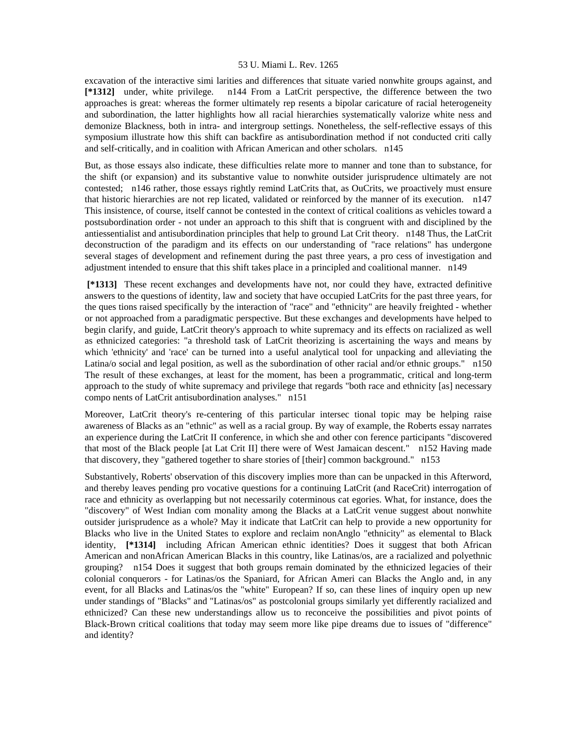excavation of the interactive simi larities and differences that situate varied nonwhite groups against, and **[*1312]** under, white privilege. n144 From a LatCrit perspective, the difference between the two approaches is great: whereas the former ultimately rep resents a bipolar caricature of racial heterogeneity and subordination, the latter highlights how all racial hierarchies systematically valorize white ness and demonize Blackness, both in intra- and intergroup settings. Nonetheless, the self-reflective essays of this symposium illustrate how this shift can backfire as antisubordination method if not conducted criti cally and self-critically, and in coalition with African American and other scholars. n145

But, as those essays also indicate, these difficulties relate more to manner and tone than to substance, for the shift (or expansion) and its substantive value to nonwhite outsider jurisprudence ultimately are not contested; n146 rather, those essays rightly remind LatCrits that, as OuCrits, we proactively must ensure that historic hierarchies are not rep licated, validated or reinforced by the manner of its execution. n147 This insistence, of course, itself cannot be contested in the context of critical coalitions as vehicles toward a postsubordination order - not under an approach to this shift that is congruent with and disciplined by the antiessentialist and antisubordination principles that help to ground Lat Crit theory. n148 Thus, the LatCrit deconstruction of the paradigm and its effects on our understanding of "race relations" has undergone several stages of development and refinement during the past three years, a pro cess of investigation and adjustment intended to ensure that this shift takes place in a principled and coalitional manner. n149

**[*1313]** These recent exchanges and developments have not, nor could they have, extracted definitive answers to the questions of identity, law and society that have occupied LatCrits for the past three years, for the ques tions raised specifically by the interaction of "race" and "ethnicity" are heavily freighted - whether or not approached from a paradigmatic perspective. But these exchanges and developments have helped to begin clarify, and guide, LatCrit theory's approach to white supremacy and its effects on racialized as well as ethnicized categories: "a threshold task of LatCrit theorizing is ascertaining the ways and means by which 'ethnicity' and 'race' can be turned into a useful analytical tool for unpacking and alleviating the Latina/o social and legal position, as well as the subordination of other racial and/or ethnic groups." n150 The result of these exchanges, at least for the moment, has been a programmatic, critical and long-term approach to the study of white supremacy and privilege that regards "both race and ethnicity [as] necessary compo nents of LatCrit antisubordination analyses." n151

Moreover, LatCrit theory's re-centering of this particular intersec tional topic may be helping raise awareness of Blacks as an "ethnic" as well as a racial group. By way of example, the Roberts essay narrates an experience during the LatCrit II conference, in which she and other con ference participants "discovered that most of the Black people [at Lat Crit II] there were of West Jamaican descent." n152 Having made that discovery, they "gathered together to share stories of [their] common background." n153

Substantively, Roberts' observation of this discovery implies more than can be unpacked in this Afterword, and thereby leaves pending pro vocative questions for a continuing LatCrit (and RaceCrit) interrogation of race and ethnicity as overlapping but not necessarily coterminous cat egories. What, for instance, does the "discovery" of West Indian com monality among the Blacks at a LatCrit venue suggest about nonwhite outsider jurisprudence as a whole? May it indicate that LatCrit can help to provide a new opportunity for Blacks who live in the United States to explore and reclaim nonAnglo "ethnicity" as elemental to Black identity, **[*1314]** including African American ethnic identities? Does it suggest that both African American and nonAfrican American Blacks in this country, like Latinas/os, are a racialized and polyethnic grouping? n154 Does it suggest that both groups remain dominated by the ethnicized legacies of their colonial conquerors - for Latinas/os the Spaniard, for African Ameri can Blacks the Anglo and, in any event, for all Blacks and Latinas/os the "white" European? If so, can these lines of inquiry open up new under standings of "Blacks" and "Latinas/os" as postcolonial groups similarly yet differently racialized and ethnicized? Can these new understandings allow us to reconceive the possibilities and pivot points of Black-Brown critical coalitions that today may seem more like pipe dreams due to issues of "difference" and identity?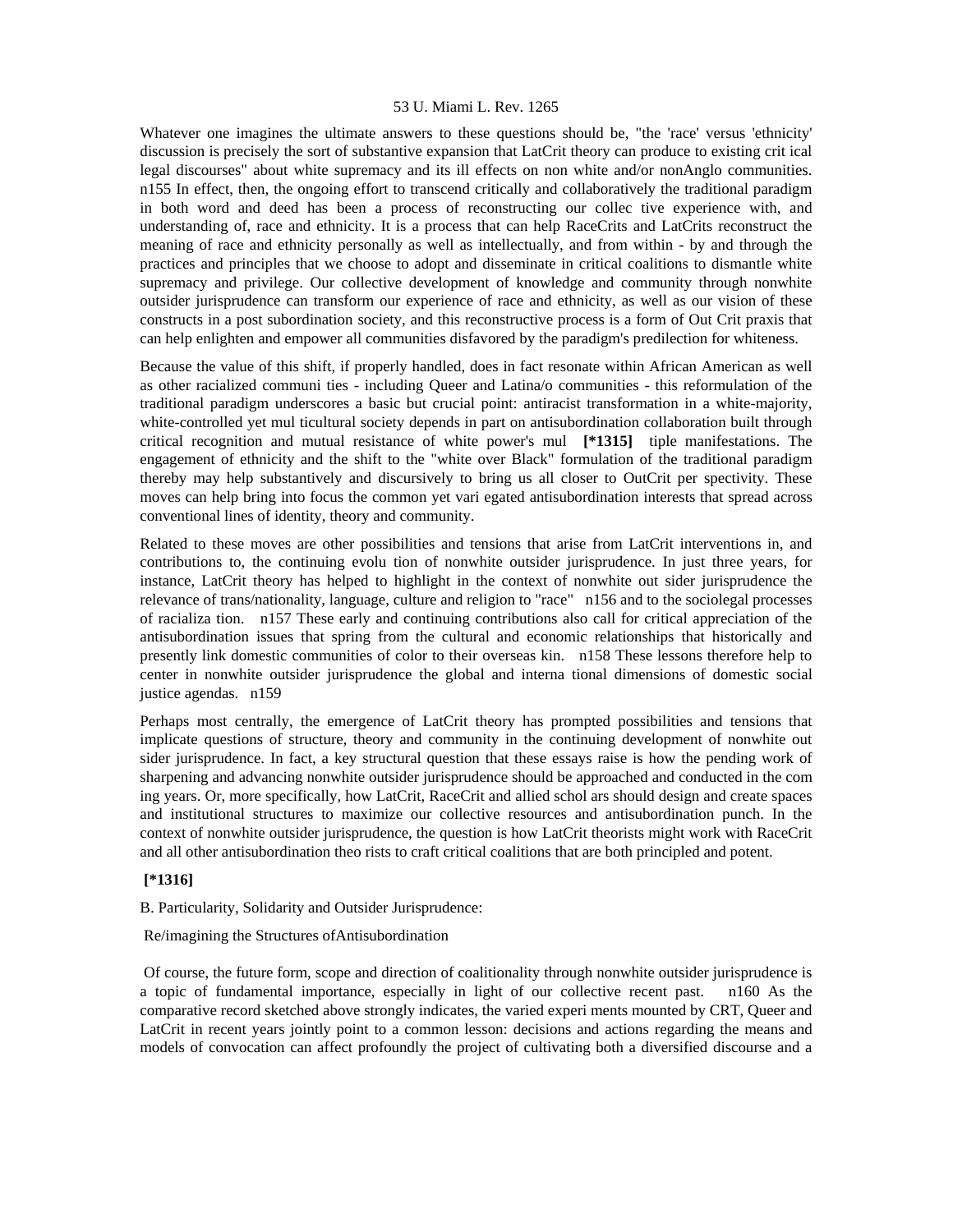Whatever one imagines the ultimate answers to these questions should be, "the 'race' versus 'ethnicity' discussion is precisely the sort of substantive expansion that LatCrit theory can produce to existing crit ical legal discourses" about white supremacy and its ill effects on non white and/or nonAnglo communities. n155 In effect, then, the ongoing effort to transcend critically and collaboratively the traditional paradigm in both word and deed has been a process of reconstructing our collec tive experience with, and understanding of, race and ethnicity. It is a process that can help RaceCrits and LatCrits reconstruct the meaning of race and ethnicity personally as well as intellectually, and from within - by and through the practices and principles that we choose to adopt and disseminate in critical coalitions to dismantle white supremacy and privilege. Our collective development of knowledge and community through nonwhite outsider jurisprudence can transform our experience of race and ethnicity, as well as our vision of these constructs in a post subordination society, and this reconstructive process is a form of Out Crit praxis that can help enlighten and empower all communities disfavored by the paradigm's predilection for whiteness.

Because the value of this shift, if properly handled, does in fact resonate within African American as well as other racialized communi ties - including Queer and Latina/o communities - this reformulation of the traditional paradigm underscores a basic but crucial point: antiracist transformation in a white-majority, white-controlled yet mul ticultural society depends in part on antisubordination collaboration built through critical recognition and mutual resistance of white power's mul **[*1315]** tiple manifestations. The engagement of ethnicity and the shift to the "white over Black" formulation of the traditional paradigm thereby may help substantively and discursively to bring us all closer to OutCrit per spectivity. These moves can help bring into focus the common yet vari egated antisubordination interests that spread across conventional lines of identity, theory and community.

Related to these moves are other possibilities and tensions that arise from LatCrit interventions in, and contributions to, the continuing evolu tion of nonwhite outsider jurisprudence. In just three years, for instance, LatCrit theory has helped to highlight in the context of nonwhite out sider jurisprudence the relevance of trans/nationality, language, culture and religion to "race" n156 and to the sociolegal processes of racializa tion. n157 These early and continuing contributions also call for critical appreciation of the antisubordination issues that spring from the cultural and economic relationships that historically and presently link domestic communities of color to their overseas kin. n158 These lessons therefore help to center in nonwhite outsider jurisprudence the global and interna tional dimensions of domestic social justice agendas. n159

Perhaps most centrally, the emergence of LatCrit theory has prompted possibilities and tensions that implicate questions of structure, theory and community in the continuing development of nonwhite out sider jurisprudence. In fact, a key structural question that these essays raise is how the pending work of sharpening and advancing nonwhite outsider jurisprudence should be approached and conducted in the com ing years. Or, more specifically, how LatCrit, RaceCrit and allied schol ars should design and create spaces and institutional structures to maximize our collective resources and antisubordination punch. In the context of nonwhite outsider jurisprudence, the question is how LatCrit theorists might work with RaceCrit and all other antisubordination theo rists to craft critical coalitions that are both principled and potent.

**[*1316]**

B. Particularity, Solidarity and Outsider Jurisprudence:

Re/imagining the Structures ofAntisubordination

Of course, the future form, scope and direction of coalitionality through nonwhite outsider jurisprudence is a topic of fundamental importance, especially in light of our collective recent past. n160 As the comparative record sketched above strongly indicates, the varied experi ments mounted by CRT, Queer and LatCrit in recent years jointly point to a common lesson: decisions and actions regarding the means and models of convocation can affect profoundly the project of cultivating both a diversified discourse and a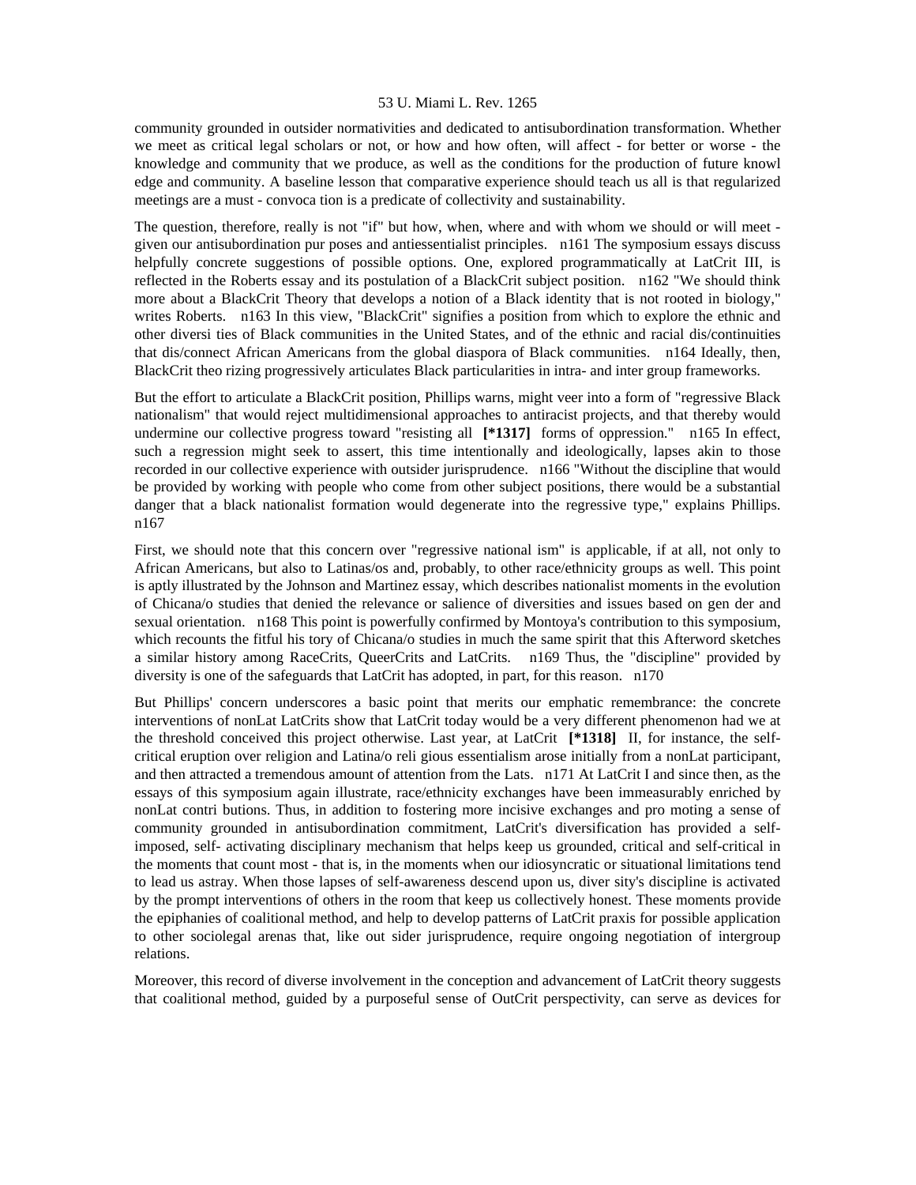community grounded in outsider normativities and dedicated to antisubordination transformation. Whether we meet as critical legal scholars or not, or how and how often, will affect - for better or worse - the knowledge and community that we produce, as well as the conditions for the production of future knowl edge and community. A baseline lesson that comparative experience should teach us all is that regularized meetings are a must - convoca tion is a predicate of collectivity and sustainability.

The question, therefore, really is not "if" but how, when, where and with whom we should or will meet - given our antisubordination pur poses and antiessentialist principles. n161 The symposium essays discuss helpfully concrete suggestions of possible options. One, explored programmatically at LatCrit III, is reflected in the Roberts essay and its postulation of a BlackCrit subject position. n162 "We should think more about a BlackCrit Theory that develops a notion of a Black identity that is not rooted in biology," writes Roberts. n163 In this view, "BlackCrit" signifies a position from which to explore the ethnic and other diversi ties of Black communities in the United States, and of the ethnic and racial dis/continuities that dis/connect African Americans from the global diaspora of Black communities. n164 Ideally, then, BlackCrit theo rizing progressively articulates Black particularities in intra- and inter group frameworks.

But the effort to articulate a BlackCrit position, Phillips warns, might veer into a form of "regressive Black nationalism" that would reject multidimensional approaches to antiracist projects, and that thereby would undermine our collective progress toward "resisting all **[*1317]** forms of oppression." n165 In effect, such a regression might seek to assert, this time intentionally and ideologically, lapses akin to those recorded in our collective experience with outsider jurisprudence. n166 "Without the discipline that would be provided by working with people who come from other subject positions, there would be a substantial danger that a black nationalist formation would degenerate into the regressive type," explains Phillips. n167

First, we should note that this concern over "regressive national ism" is applicable, if at all, not only to African Americans, but also to Latinas/os and, probably, to other race/ethnicity groups as well. This point is aptly illustrated by the Johnson and Martinez essay, which describes nationalist moments in the evolution of Chicana/o studies that denied the relevance or salience of diversities and issues based on gen der and sexual orientation. n168 This point is powerfully confirmed by Montoya's contribution to this symposium, which recounts the fitful his tory of Chicana/o studies in much the same spirit that this Afterword sketches a similar history among RaceCrits, QueerCrits and LatCrits. n169 Thus, the "discipline" provided by diversity is one of the safeguards that LatCrit has adopted, in part, for this reason. n170

But Phillips' concern underscores a basic point that merits our emphatic remembrance: the concrete interventions of nonLat LatCrits show that LatCrit today would be a very different phenomenon had we at the threshold conceived this project otherwise. Last year, at LatCrit **[*1318]** II, for instance, the self-critical eruption over religion and Latina/o reli gious essentialism arose initially from a nonLat participant, and then attracted a tremendous amount of attention from the Lats. n171 At LatCrit I and since then, as the essays of this symposium again illustrate, race/ethnicity exchanges have been immeasurably enriched by nonLat contri butions. Thus, in addition to fostering more incisive exchanges and pro moting a sense of community grounded in antisubordination commitment, LatCrit's diversification has provided a self-imposed, self- activating disciplinary mechanism that helps keep us grounded, critical and self-critical in the moments that count most - that is, in the moments when our idiosyncratic or situational limitations tend to lead us astray. When those lapses of self-awareness descend upon us, diver sity's discipline is activated by the prompt interventions of others in the room that keep us collectively honest. These moments provide the epiphanies of coalitional method, and help to develop patterns of LatCrit praxis for possible application to other sociolegal arenas that, like out sider jurisprudence, require ongoing negotiation of intergroup relations.

Moreover, this record of diverse involvement in the conception and advancement of LatCrit theory suggests that coalitional method, guided by a purposeful sense of OutCrit perspectivity, can serve as devices for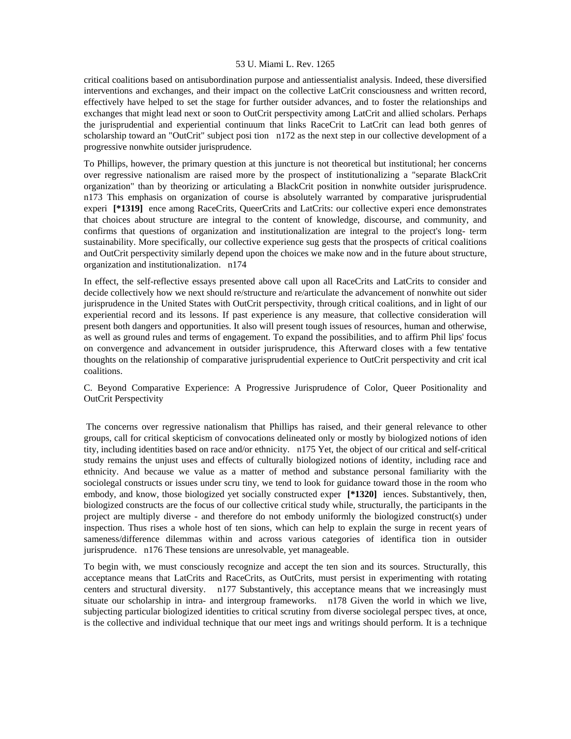critical coalitions based on antisubordination purpose and antiessentialist analysis. Indeed, these diversified interventions and exchanges, and their impact on the collective LatCrit consciousness and written record, effectively have helped to set the stage for further outsider advances, and to foster the relationships and exchanges that might lead next or soon to OutCrit perspectivity among LatCrit and allied scholars. Perhaps the jurisprudential and experiential continuum that links RaceCrit to LatCrit can lead both genres of scholarship toward an "OutCrit" subject posi tion n172 as the next step in our collective development of a progressive nonwhite outsider jurisprudence.

To Phillips, however, the primary question at this juncture is not theoretical but institutional; her concerns over regressive nationalism are raised more by the prospect of institutionalizing a "separate BlackCrit organization" than by theorizing or articulating a BlackCrit position in nonwhite outsider jurisprudence. n173 This emphasis on organization of course is absolutely warranted by comparative jurisprudential experi **[*1319]** ence among RaceCrits, QueerCrits and LatCrits: our collective experi ence demonstrates that choices about structure are integral to the content of knowledge, discourse, and community, and confirms that questions of organization and institutionalization are integral to the project's long- term sustainability. More specifically, our collective experience sug gests that the prospects of critical coalitions and OutCrit perspectivity similarly depend upon the choices we make now and in the future about structure, organization and institutionalization. n174

In effect, the self-reflective essays presented above call upon all RaceCrits and LatCrits to consider and decide collectively how we next should re/structure and re/articulate the advancement of nonwhite out sider jurisprudence in the United States with OutCrit perspectivity, through critical coalitions, and in light of our experiential record and its lessons. If past experience is any measure, that collective consideration will present both dangers and opportunities. It also will present tough issues of resources, human and otherwise, as well as ground rules and terms of engagement. To expand the possibilities, and to affirm Phil lips' focus on convergence and advancement in outsider jurisprudence, this Afterward closes with a few tentative thoughts on the relationship of comparative jurisprudential experience to OutCrit perspectivity and crit ical coalitions.

C. Beyond Comparative Experience: A Progressive Jurisprudence of Color, Queer Positionality and OutCrit Perspectivity

The concerns over regressive nationalism that Phillips has raised, and their general relevance to other groups, call for critical skepticism of convocations delineated only or mostly by biologized notions of iden tity, including identities based on race and/or ethnicity. n175 Yet, the object of our critical and self-critical study remains the unjust uses and effects of culturally biologized notions of identity, including race and ethnicity. And because we value as a matter of method and substance personal familiarity with the sociolegal constructs or issues under scru tiny, we tend to look for guidance toward those in the room who embody, and know, those biologized yet socially constructed exper **[*1320]** iences. Substantively, then, biologized constructs are the focus of our collective critical study while, structurally, the participants in the project are multiply diverse - and therefore do not embody uniformly the biologized construct(s) under inspection. Thus rises a whole host of ten sions, which can help to explain the surge in recent years of sameness/difference dilemmas within and across various categories of identifica tion in outsider jurisprudence. n176 These tensions are unresolvable, yet manageable.

To begin with, we must consciously recognize and accept the ten sion and its sources. Structurally, this acceptance means that LatCrits and RaceCrits, as OutCrits, must persist in experimenting with rotating centers and structural diversity. n177 Substantively, this acceptance means that we increasingly must situate our scholarship in intra- and intergroup frameworks. n178 Given the world in which we live, subjecting particular biologized identities to critical scrutiny from diverse sociolegal perspec tives, at once, is the collective and individual technique that our meet ings and writings should perform. It is a technique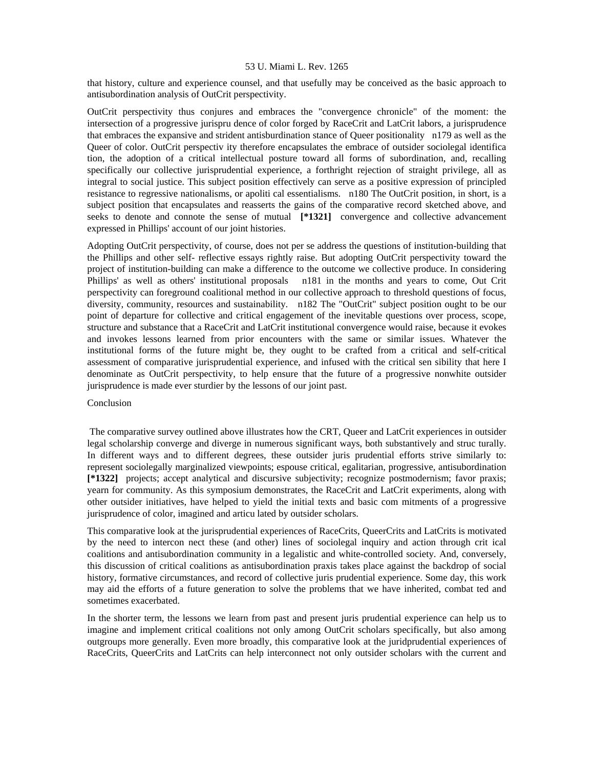that history, culture and experience counsel, and that usefully may be conceived as the basic approach to antisubordination analysis of OutCrit perspectivity.

OutCrit perspectivity thus conjures and embraces the "convergence chronicle" of the moment: the intersection of a progressive jurispru dence of color forged by RaceCrit and LatCrit labors, a jurisprudence that embraces the expansive and strident antisburdination stance of Queer positionality n179 as well as the Queer of color. OutCrit perspectiv ity therefore encapsulates the embrace of outsider sociolegal identifica tion, the adoption of a critical intellectual posture toward all forms of subordination, and, recalling specifically our collective jurisprudential experience, a forthright rejection of straight privilege, all as integral to social justice. This subject position effectively can serve as a positive expression of principled resistance to regressive nationalisms, or apoliti cal essentialisms. n180 The OutCrit position, in short, is a subject position that encapsulates and reasserts the gains of the comparative record sketched above, and seeks to denote and connote the sense of mutual **[*1321]** convergence and collective advancement expressed in Phillips' account of our joint histories.

Adopting OutCrit perspectivity, of course, does not per se address the questions of institution-building that the Phillips and other self- reflective essays rightly raise. But adopting OutCrit perspectivity toward the project of institution-building can make a difference to the outcome we collective produce. In considering Phillips' as well as others' institutional proposals n181 in the months and years to come, Out Crit perspectivity can foreground coalitional method in our collective approach to threshold questions of focus, diversity, community, resources and sustainability. n182 The "OutCrit" subject position ought to be our point of departure for collective and critical engagement of the inevitable questions over process, scope, structure and substance that a RaceCrit and LatCrit institutional convergence would raise, because it evokes and invokes lessons learned from prior encounters with the same or similar issues. Whatever the institutional forms of the future might be, they ought to be crafted from a critical and self-critical assessment of comparative jurisprudential experience, and infused with the critical sen sibility that here I denominate as OutCrit perspectivity, to help ensure that the future of a progressive nonwhite outsider jurisprudence is made ever sturdier by the lessons of our joint past.

Conclusion

The comparative survey outlined above illustrates how the CRT, Queer and LatCrit experiences in outsider legal scholarship converge and diverge in numerous significant ways, both substantively and struc turally. In different ways and to different degrees, these outsider juris prudential efforts strive similarly to: represent sociolegally marginalized viewpoints; espouse critical, egalitarian, progressive, antisubordination **[*1322]** projects; accept analytical and discursive subjectivity; recognize postmodernism; favor praxis; yearn for community. As this symposium demonstrates, the RaceCrit and LatCrit experiments, along with other outsider initiatives, have helped to yield the initial texts and basic com mitments of a progressive jurisprudence of color, imagined and articu lated by outsider scholars.

This comparative look at the jurisprudential experiences of RaceCrits, QueerCrits and LatCrits is motivated by the need to intercon nect these (and other) lines of sociolegal inquiry and action through crit ical coalitions and antisubordination community in a legalistic and white-controlled society. And, conversely, this discussion of critical coalitions as antisubordination praxis takes place against the backdrop of social history, formative circumstances, and record of collective juris prudential experience. Some day, this work may aid the efforts of a future generation to solve the problems that we have inherited, combat ted and sometimes exacerbated.

In the shorter term, the lessons we learn from past and present juris prudential experience can help us to imagine and implement critical coalitions not only among OutCrit scholars specifically, but also among outgroups more generally. Even more broadly, this comparative look at the juridprudential experiences of RaceCrits, QueerCrits and LatCrits can help interconnect not only outsider scholars with the current and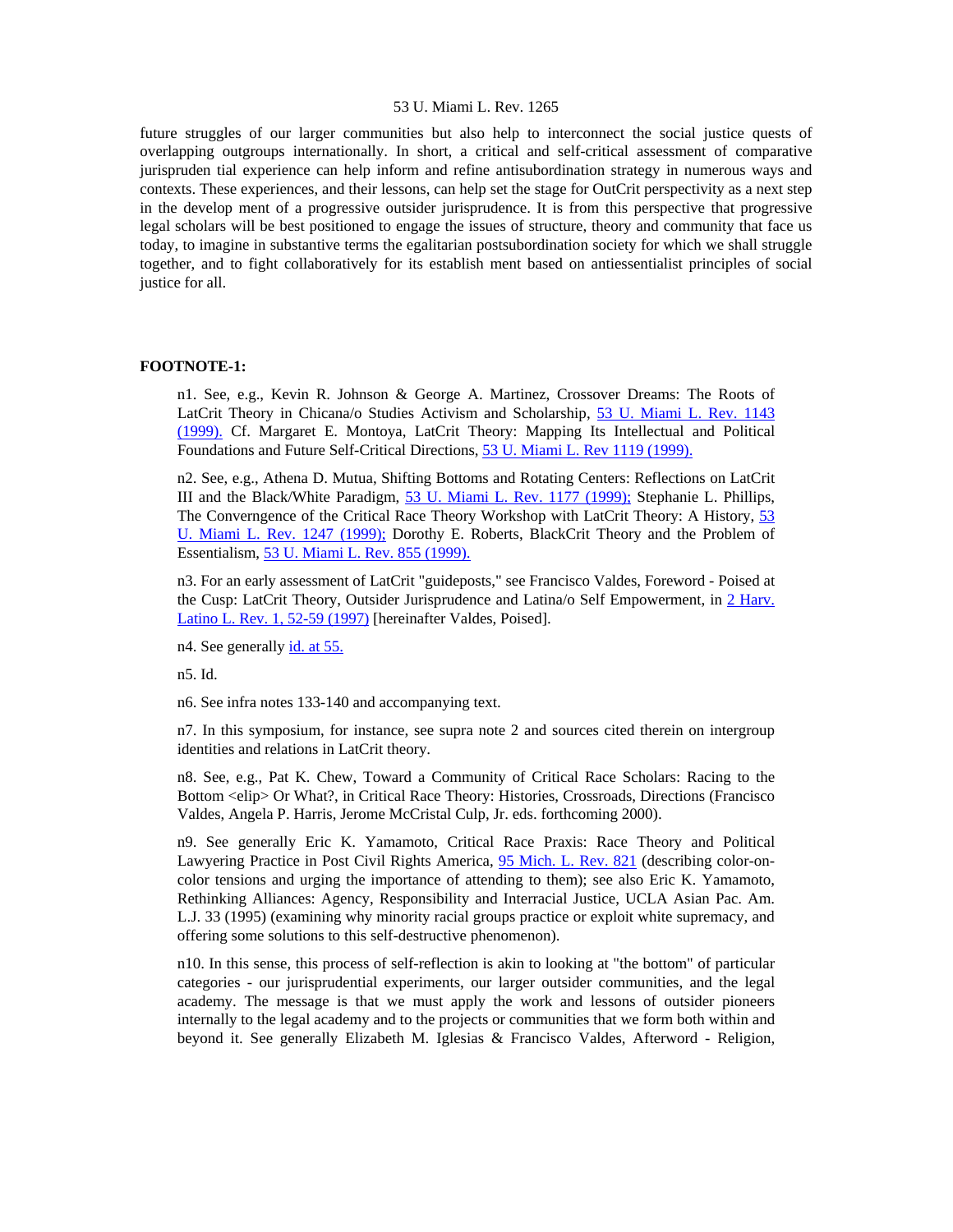future struggles of our larger communities but also help to interconnect the social justice quests of overlapping outgroups internationally. In short, a critical and self-critical assessment of comparative jurispruden tial experience can help inform and refine antisubordination strategy in numerous ways and contexts. These experiences, and their lessons, can help set the stage for OutCrit perspectivity as a next step in the develop ment of a progressive outsider jurisprudence. It is from this perspective that progressive legal scholars will be best positioned to engage the issues of structure, theory and community that face us today, to imagine in substantive terms the egalitarian postsubordination society for which we shall struggle together, and to fight collaboratively for its establish ment based on antiessentialist principles of social justice for all.

**FOOTNOTE-1:**

n1. See, e.g., Kevin R. Johnson & George A. Martinez, Crossover Dreams: The Roots of LatCrit Theory in Chicana/o Studies Activism and Scholarship, 53 U. Miami L. Rev. 1143 (1999). Cf. Margaret E. Montoya, LatCrit Theory: Mapping Its Intellectual and Political Foundations and Future Self-Critical Directions, 53 U. Miami L. Rev 1119 (1999).

n2. See, e.g., Athena D. Mutua, Shifting Bottoms and Rotating Centers: Reflections on LatCrit III and the Black/White Paradigm, 53 U. Miami L. Rev. 1177 (1999); Stephanie L. Phillips, The Converngence of the Critical Race Theory Workshop with LatCrit Theory: A History, 53 U. Miami L. Rev. 1247 (1999); Dorothy E. Roberts, BlackCrit Theory and the Problem of Essentialism, 53 U. Miami L. Rev. 855 (1999).

n3. For an early assessment of LatCrit "guideposts," see Francisco Valdes, Foreword - Poised at the Cusp: LatCrit Theory, Outsider Jurisprudence and Latina/o Self Empowerment, in 2 Harv. Latino L. Rev. 1, 52-59 (1997) [hereinafter Valdes, Poised].

n4. See generally id. at 55.

n5. Id.

n6. See infra notes 133-140 and accompanying text.

n7. In this symposium, for instance, see supra note 2 and sources cited therein on intergroup identities and relations in LatCrit theory.

n8. See, e.g., Pat K. Chew, Toward a Community of Critical Race Scholars: Racing to the Bottom <elip> Or What?, in Critical Race Theory: Histories, Crossroads, Directions (Francisco Valdes, Angela P. Harris, Jerome McCristal Culp, Jr. eds. forthcoming 2000).

n9. See generally Eric K. Yamamoto, Critical Race Praxis: Race Theory and Political Lawyering Practice in Post Civil Rights America, 95 Mich. L. Rev. 821 (describing color-on-color tensions and urging the importance of attending to them); see also Eric K. Yamamoto, Rethinking Alliances: Agency, Responsibility and Interracial Justice, UCLA Asian Pac. Am. L.J. 33 (1995) (examining why minority racial groups practice or exploit white supremacy, and offering some solutions to this self-destructive phenomenon).

n10. In this sense, this process of self-reflection is akin to looking at "the bottom" of particular categories - our jurisprudential experiments, our larger outsider communities, and the legal academy. The message is that we must apply the work and lessons of outsider pioneers internally to the legal academy and to the projects or communities that we form both within and beyond it. See generally Elizabeth M. Iglesias & Francisco Valdes, Afterword - Religion,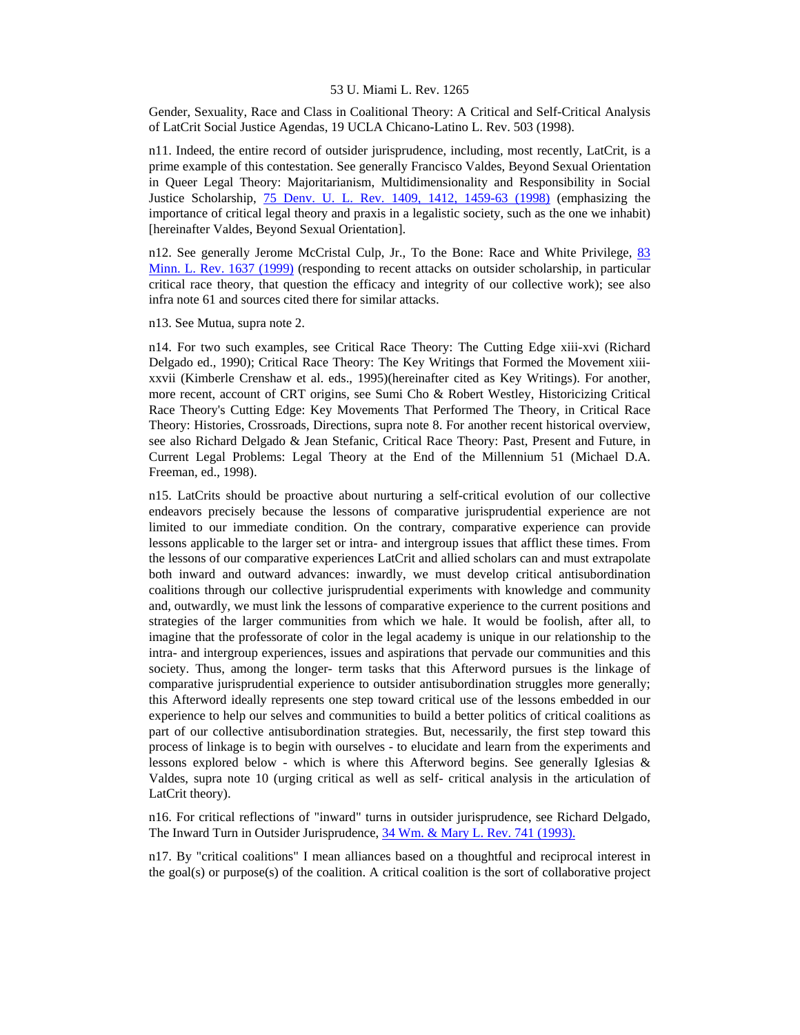Gender, Sexuality, Race and Class in Coalitional Theory: A Critical and Self-Critical Analysis of LatCrit Social Justice Agendas, 19 UCLA Chicano-Latino L. Rev. 503 (1998).

n11. Indeed, the entire record of outsider jurisprudence, including, most recently, LatCrit, is a prime example of this contestation. See generally Francisco Valdes, Beyond Sexual Orientation in Queer Legal Theory: Majoritarianism, Multidimensionality and Responsibility in Social Justice Scholarship, 75 Denv. U. L. Rev. 1409, 1412, 1459-63 (1998) (emphasizing the importance of critical legal theory and praxis in a legalistic society, such as the one we inhabit) [hereinafter Valdes, Beyond Sexual Orientation].

n12. See generally Jerome McCristal Culp, Jr., To the Bone: Race and White Privilege, 83 Minn. L. Rev. 1637 (1999) (responding to recent attacks on outsider scholarship, in particular critical race theory, that question the efficacy and integrity of our collective work); see also infra note 61 and sources cited there for similar attacks.

n13. See Mutua, supra note 2.

n14. For two such examples, see Critical Race Theory: The Cutting Edge xiii-xvi (Richard Delgado ed., 1990); Critical Race Theory: The Key Writings that Formed the Movement xiii-xxvii (Kimberle Crenshaw et al. eds., 1995)(hereinafter cited as Key Writings). For another, more recent, account of CRT origins, see Sumi Cho & Robert Westley, Historicizing Critical Race Theory's Cutting Edge: Key Movements That Performed The Theory, in Critical Race Theory: Histories, Crossroads, Directions, supra note 8. For another recent historical overview, see also Richard Delgado & Jean Stefanic, Critical Race Theory: Past, Present and Future, in Current Legal Problems: Legal Theory at the End of the Millennium 51 (Michael D.A. Freeman, ed., 1998).

n15. LatCrits should be proactive about nurturing a self-critical evolution of our collective endeavors precisely because the lessons of comparative jurisprudential experience are not limited to our immediate condition. On the contrary, comparative experience can provide lessons applicable to the larger set or intra- and intergroup issues that afflict these times. From the lessons of our comparative experiences LatCrit and allied scholars can and must extrapolate both inward and outward advances: inwardly, we must develop critical antisubordination coalitions through our collective jurisprudential experiments with knowledge and community and, outwardly, we must link the lessons of comparative experience to the current positions and strategies of the larger communities from which we hale. It would be foolish, after all, to imagine that the professorate of color in the legal academy is unique in our relationship to the intra- and intergroup experiences, issues and aspirations that pervade our communities and this society. Thus, among the longer- term tasks that this Afterword pursues is the linkage of comparative jurisprudential experience to outsider antisubordination struggles more generally; this Afterword ideally represents one step toward critical use of the lessons embedded in our experience to help our selves and communities to build a better politics of critical coalitions as part of our collective antisubordination strategies. But, necessarily, the first step toward this process of linkage is to begin with ourselves - to elucidate and learn from the experiments and lessons explored below - which is where this Afterword begins. See generally Iglesias & Valdes, supra note 10 (urging critical as well as self- critical analysis in the articulation of LatCrit theory).

n16. For critical reflections of "inward" turns in outsider jurisprudence, see Richard Delgado, The Inward Turn in Outsider Jurisprudence, 34 Wm. & Mary L. Rev. 741 (1993).

n17. By "critical coalitions" I mean alliances based on a thoughtful and reciprocal interest in the goal(s) or purpose(s) of the coalition. A critical coalition is the sort of collaborative project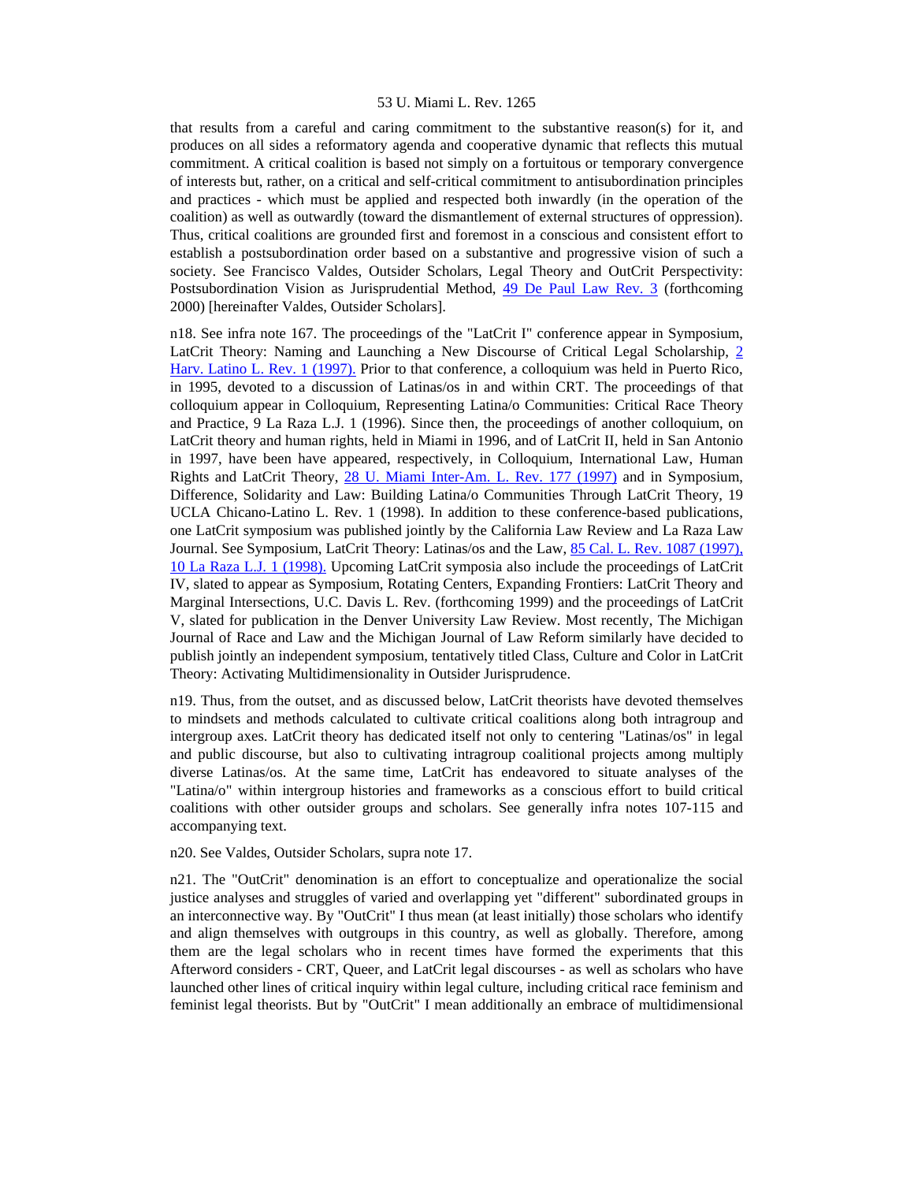that results from a careful and caring commitment to the substantive reason(s) for it, and produces on all sides a reformatory agenda and cooperative dynamic that reflects this mutual commitment. A critical coalition is based not simply on a fortuitous or temporary convergence of interests but, rather, on a critical and self-critical commitment to antisubordination principles and practices - which must be applied and respected both inwardly (in the operation of the coalition) as well as outwardly (toward the dismantlement of external structures of oppression). Thus, critical coalitions are grounded first and foremost in a conscious and consistent effort to establish a postsubordination order based on a substantive and progressive vision of such a society. See Francisco Valdes, Outsider Scholars, Legal Theory and OutCrit Perspectivity: Postsubordination Vision as Jurisprudential Method, 49 De Paul Law Rev. 3 (forthcoming 2000) [hereinafter Valdes, Outsider Scholars].

n18. See infra note 167. The proceedings of the "LatCrit I" conference appear in Symposium, LatCrit Theory: Naming and Launching a New Discourse of Critical Legal Scholarship, 2 Harv. Latino L. Rev. 1 (1997). Prior to that conference, a colloquium was held in Puerto Rico, in 1995, devoted to a discussion of Latinas/os in and within CRT. The proceedings of that colloquium appear in Colloquium, Representing Latina/o Communities: Critical Race Theory and Practice, 9 La Raza L.J. 1 (1996). Since then, the proceedings of another colloquium, on LatCrit theory and human rights, held in Miami in 1996, and of LatCrit II, held in San Antonio in 1997, have been have appeared, respectively, in Colloquium, International Law, Human Rights and LatCrit Theory, 28 U. Miami Inter-Am. L. Rev. 177 (1997) and in Symposium, Difference, Solidarity and Law: Building Latina/o Communities Through LatCrit Theory, 19 UCLA Chicano-Latino L. Rev. 1 (1998). In addition to these conference-based publications, one LatCrit symposium was published jointly by the California Law Review and La Raza Law Journal. See Symposium, LatCrit Theory: Latinas/os and the Law, 85 Cal. L. Rev. 1087 (1997), 10 La Raza L.J. 1 (1998). Upcoming LatCrit symposia also include the proceedings of LatCrit IV, slated to appear as Symposium, Rotating Centers, Expanding Frontiers: LatCrit Theory and Marginal Intersections, U.C. Davis L. Rev. (forthcoming 1999) and the proceedings of LatCrit V, slated for publication in the Denver University Law Review. Most recently, The Michigan Journal of Race and Law and the Michigan Journal of Law Reform similarly have decided to publish jointly an independent symposium, tentatively titled Class, Culture and Color in LatCrit Theory: Activating Multidimensionality in Outsider Jurisprudence.

n19. Thus, from the outset, and as discussed below, LatCrit theorists have devoted themselves to mindsets and methods calculated to cultivate critical coalitions along both intragroup and intergroup axes. LatCrit theory has dedicated itself not only to centering "Latinas/os" in legal and public discourse, but also to cultivating intragroup coalitional projects among multiply diverse Latinas/os. At the same time, LatCrit has endeavored to situate analyses of the "Latina/o" within intergroup histories and frameworks as a conscious effort to build critical coalitions with other outsider groups and scholars. See generally infra notes 107-115 and accompanying text.

n20. See Valdes, Outsider Scholars, supra note 17.

n21. The "OutCrit" denomination is an effort to conceptualize and operationalize the social justice analyses and struggles of varied and overlapping yet "different" subordinated groups in an interconnective way. By "OutCrit" I thus mean (at least initially) those scholars who identify and align themselves with outgroups in this country, as well as globally. Therefore, among them are the legal scholars who in recent times have formed the experiments that this Afterword considers - CRT, Queer, and LatCrit legal discourses - as well as scholars who have launched other lines of critical inquiry within legal culture, including critical race feminism and feminist legal theorists. But by "OutCrit" I mean additionally an embrace of multidimensional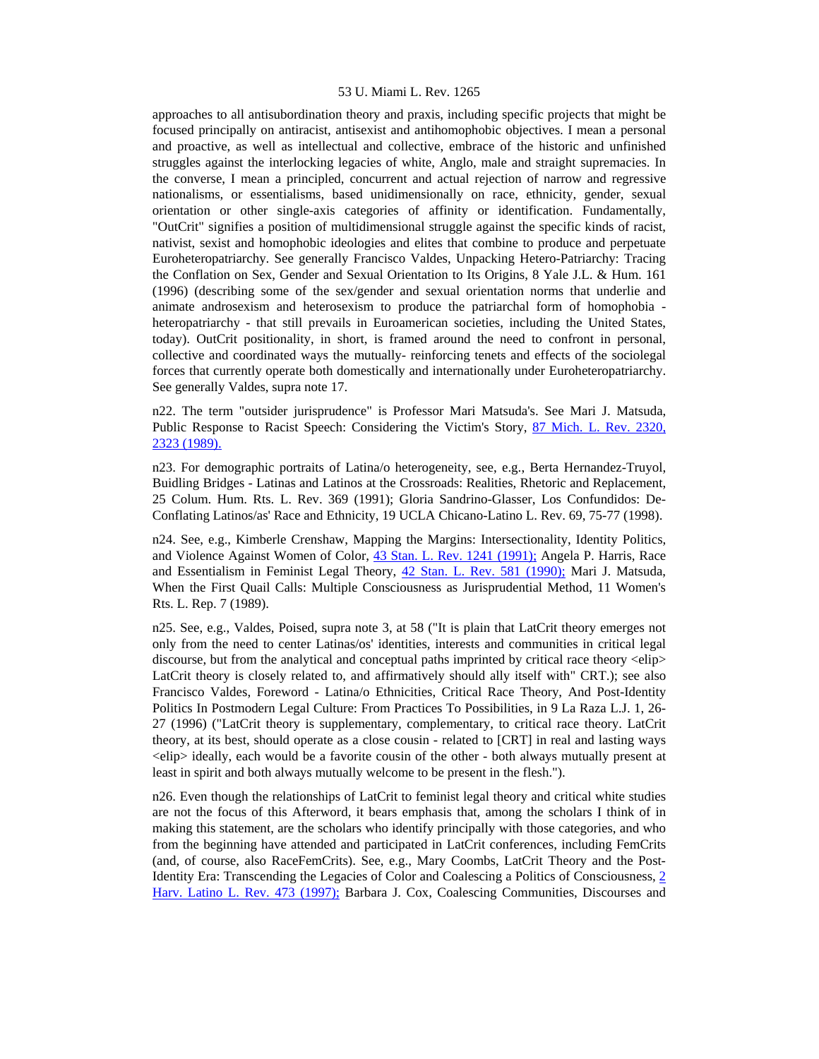approaches to all antisubordination theory and praxis, including specific projects that might be focused principally on antiracist, antisexist and antihomophobic objectives. I mean a personal and proactive, as well as intellectual and collective, embrace of the historic and unfinished struggles against the interlocking legacies of white, Anglo, male and straight supremacies. In the converse, I mean a principled, concurrent and actual rejection of narrow and regressive nationalisms, or essentialisms, based unidimensionally on race, ethnicity, gender, sexual orientation or other single-axis categories of affinity or identification. Fundamentally, "OutCrit" signifies a position of multidimensional struggle against the specific kinds of racist, nativist, sexist and homophobic ideologies and elites that combine to produce and perpetuate Euroheteropatriarchy. See generally Francisco Valdes, Unpacking Hetero-Patriarchy: Tracing the Conflation on Sex, Gender and Sexual Orientation to Its Origins, 8 Yale J.L. & Hum. 161 (1996) (describing some of the sex/gender and sexual orientation norms that underlie and animate androsexism and heterosexism to produce the patriarchal form of homophobia - heteropatriarchy - that still prevails in Euroamerican societies, including the United States, today). OutCrit positionality, in short, is framed around the need to confront in personal, collective and coordinated ways the mutually- reinforcing tenets and effects of the sociolegal forces that currently operate both domestically and internationally under Euroheteropatriarchy. See generally Valdes, supra note 17.

n22. The term "outsider jurisprudence" is Professor Mari Matsuda's. See Mari J. Matsuda, Public Response to Racist Speech: Considering the Victim's Story, 87 Mich. L. Rev. 2320, 2323 (1989).

n23. For demographic portraits of Latina/o heterogeneity, see, e.g., Berta Hernandez-Truyol, Buidling Bridges - Latinas and Latinos at the Crossroads: Realities, Rhetoric and Replacement, 25 Colum. Hum. Rts. L. Rev. 369 (1991); Gloria Sandrino-Glasser, Los Confundidos: De-Conflating Latinos/as' Race and Ethnicity, 19 UCLA Chicano-Latino L. Rev. 69, 75-77 (1998).

n24. See, e.g., Kimberle Crenshaw, Mapping the Margins: Intersectionality, Identity Politics, and Violence Against Women of Color, 43 Stan. L. Rev. 1241 (1991); Angela P. Harris, Race and Essentialism in Feminist Legal Theory, 42 Stan. L. Rev. 581 (1990); Mari J. Matsuda, When the First Quail Calls: Multiple Consciousness as Jurisprudential Method, 11 Women's Rts. L. Rep. 7 (1989).

n25. See, e.g., Valdes, Poised, supra note 3, at 58 ("It is plain that LatCrit theory emerges not only from the need to center Latinas/os' identities, interests and communities in critical legal discourse, but from the analytical and conceptual paths imprinted by critical race theory <elip> LatCrit theory is closely related to, and affirmatively should ally itself with" CRT.); see also Francisco Valdes, Foreword - Latina/o Ethnicities, Critical Race Theory, And Post-Identity Politics In Postmodern Legal Culture: From Practices To Possibilities, in 9 La Raza L.J. 1, 26-27 (1996) ("LatCrit theory is supplementary, complementary, to critical race theory. LatCrit theory, at its best, should operate as a close cousin - related to [CRT] in real and lasting ways <elip> ideally, each would be a favorite cousin of the other - both always mutually present at least in spirit and both always mutually welcome to be present in the flesh.").

n26. Even though the relationships of LatCrit to feminist legal theory and critical white studies are not the focus of this Afterword, it bears emphasis that, among the scholars I think of in making this statement, are the scholars who identify principally with those categories, and who from the beginning have attended and participated in LatCrit conferences, including FemCrits (and, of course, also RaceFemCrits). See, e.g., Mary Coombs, LatCrit Theory and the Post-Identity Era: Transcending the Legacies of Color and Coalescing a Politics of Consciousness, 2 Harv. Latino L. Rev. 473 (1997); Barbara J. Cox, Coalescing Communities, Discourses and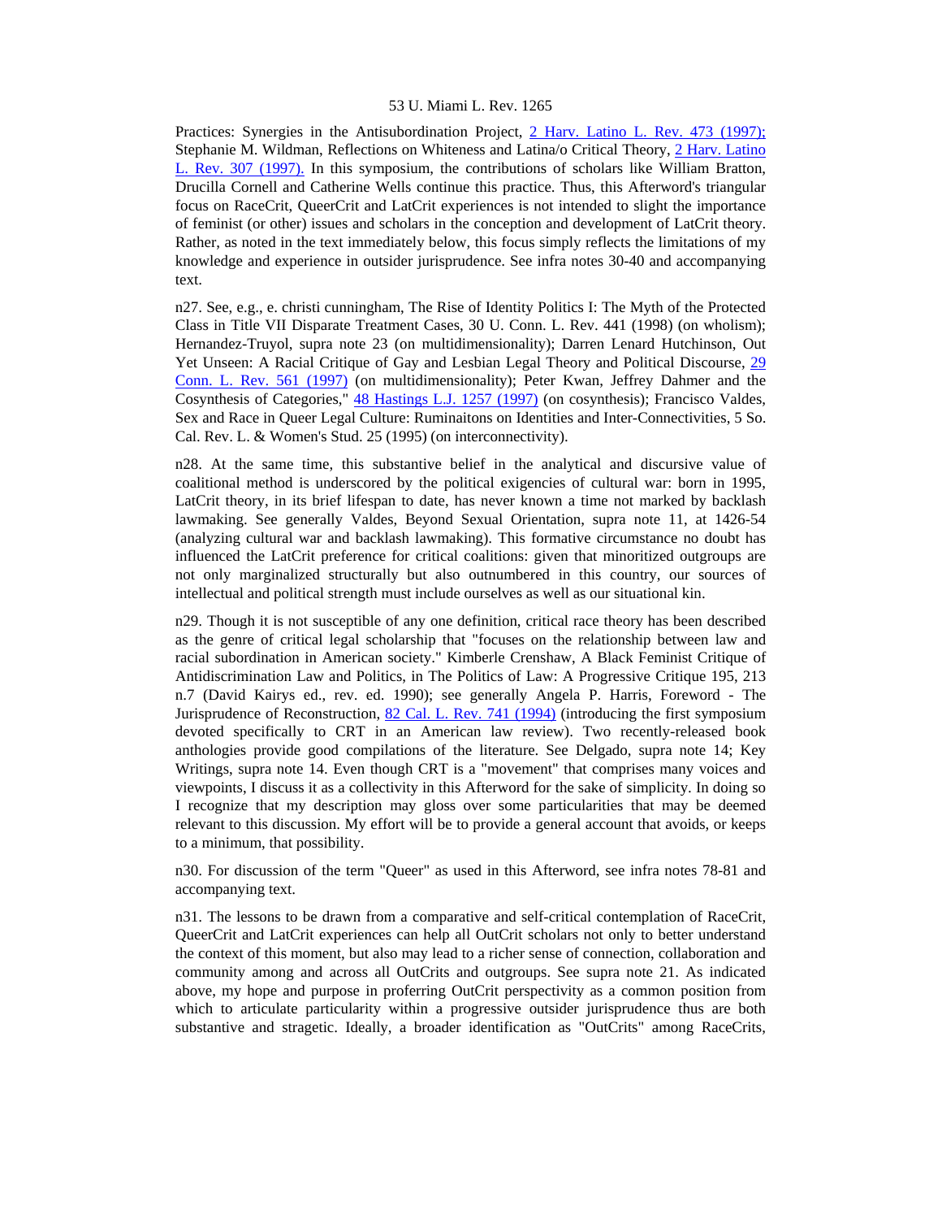Practices: Synergies in the Antisubordination Project, 2 Harv. Latino L. Rev. 473 (1997); Stephanie M. Wildman, Reflections on Whiteness and Latina/o Critical Theory, 2 Harv. Latino L. Rev. 307 (1997). In this symposium, the contributions of scholars like William Bratton, Drucilla Cornell and Catherine Wells continue this practice. Thus, this Afterword's triangular focus on RaceCrit, QueerCrit and LatCrit experiences is not intended to slight the importance of feminist (or other) issues and scholars in the conception and development of LatCrit theory. Rather, as noted in the text immediately below, this focus simply reflects the limitations of my knowledge and experience in outsider jurisprudence. See infra notes 30-40 and accompanying text.

n27. See, e.g., e. christi cunningham, The Rise of Identity Politics I: The Myth of the Protected Class in Title VII Disparate Treatment Cases, 30 U. Conn. L. Rev. 441 (1998) (on wholism); Hernandez-Truyol, supra note 23 (on multidimensionality); Darren Lenard Hutchinson, Out Yet Unseen: A Racial Critique of Gay and Lesbian Legal Theory and Political Discourse, 29 Conn. L. Rev. 561 (1997) (on multidimensionality); Peter Kwan, Jeffrey Dahmer and the Cosynthesis of Categories," 48 Hastings L.J. 1257 (1997) (on cosynthesis); Francisco Valdes, Sex and Race in Queer Legal Culture: Ruminaitons on Identities and Inter-Connectivities, 5 So. Cal. Rev. L. & Women's Stud. 25 (1995) (on interconnectivity).

n28. At the same time, this substantive belief in the analytical and discursive value of coalitional method is underscored by the political exigencies of cultural war: born in 1995, LatCrit theory, in its brief lifespan to date, has never known a time not marked by backlash lawmaking. See generally Valdes, Beyond Sexual Orientation, supra note 11, at 1426-54 (analyzing cultural war and backlash lawmaking). This formative circumstance no doubt has influenced the LatCrit preference for critical coalitions: given that minoritized outgroups are not only marginalized structurally but also outnumbered in this country, our sources of intellectual and political strength must include ourselves as well as our situational kin.

n29. Though it is not susceptible of any one definition, critical race theory has been described as the genre of critical legal scholarship that "focuses on the relationship between law and racial subordination in American society." Kimberle Crenshaw, A Black Feminist Critique of Antidiscrimination Law and Politics, in The Politics of Law: A Progressive Critique 195, 213 n.7 (David Kairys ed., rev. ed. 1990); see generally Angela P. Harris, Foreword - The Jurisprudence of Reconstruction, 82 Cal. L. Rev. 741 (1994) (introducing the first symposium devoted specifically to CRT in an American law review). Two recently-released book anthologies provide good compilations of the literature. See Delgado, supra note 14; Key Writings, supra note 14. Even though CRT is a "movement" that comprises many voices and viewpoints, I discuss it as a collectivity in this Afterword for the sake of simplicity. In doing so I recognize that my description may gloss over some particularities that may be deemed relevant to this discussion. My effort will be to provide a general account that avoids, or keeps to a minimum, that possibility.

n30. For discussion of the term "Queer" as used in this Afterword, see infra notes 78-81 and accompanying text.

n31. The lessons to be drawn from a comparative and self-critical contemplation of RaceCrit, QueerCrit and LatCrit experiences can help all OutCrit scholars not only to better understand the context of this moment, but also may lead to a richer sense of connection, collaboration and community among and across all OutCrits and outgroups. See supra note 21. As indicated above, my hope and purpose in profferring OutCrit perspectivity as a common position from which to articulate particularity within a progressive outsider jurisprudence thus are both substantive and stragetic. Ideally, a broader identification as "OutCrits" among RaceCrits,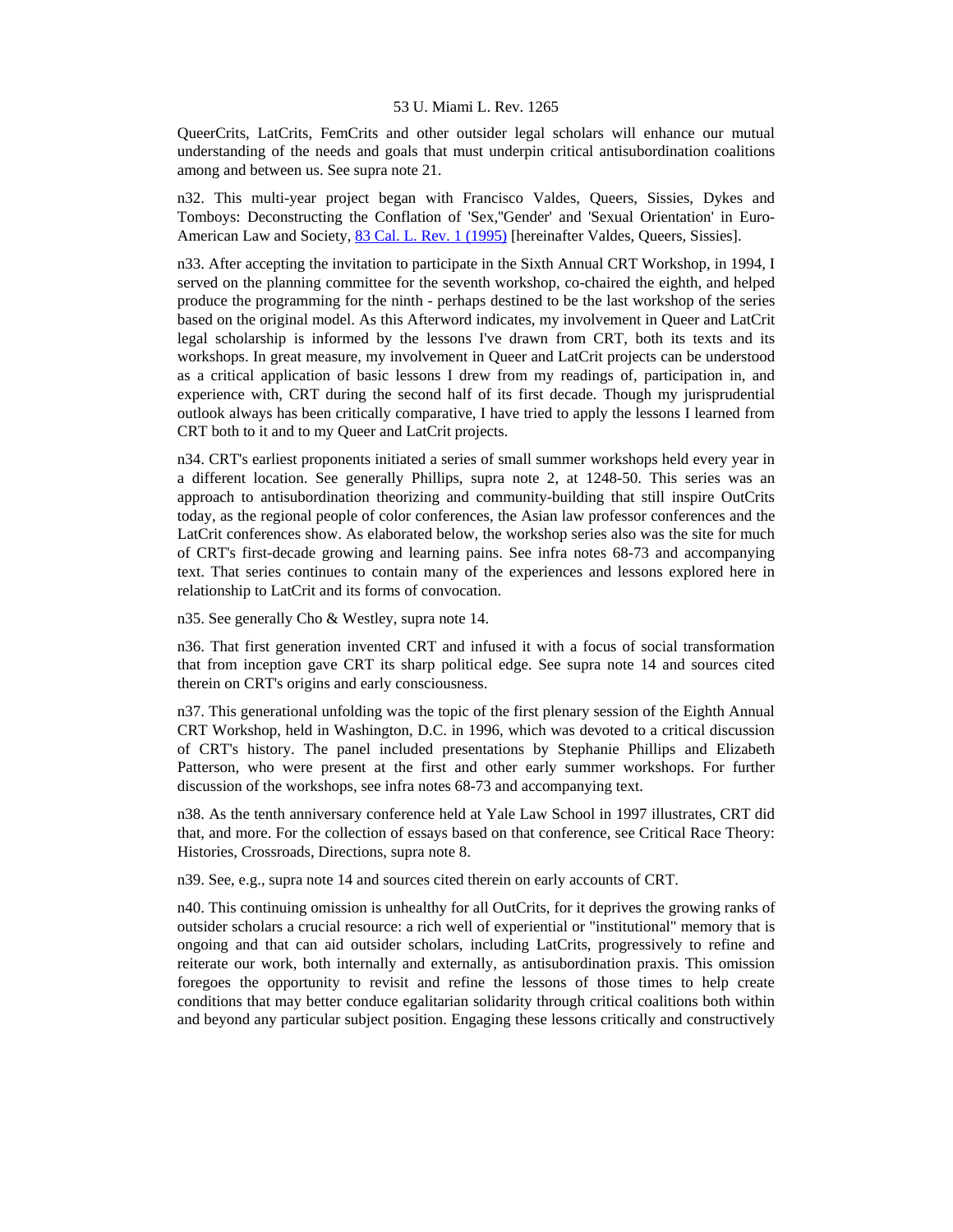QueerCrits, LatCrits, FemCrits and other outsider legal scholars will enhance our mutual understanding of the needs and goals that must underpin critical antisubordination coalitions among and between us. See supra note 21.

n32. This multi-year project began with Francisco Valdes, Queers, Sissies, Dykes and Tomboys: Deconstructing the Conflation of 'Sex,''Gender' and 'Sexual Orientation' in Euro-American Law and Society, 83 Cal. L. Rev. 1 (1995) [hereinafter Valdes, Queers, Sissies].

n33. After accepting the invitation to participate in the Sixth Annual CRT Workshop, in 1994, I served on the planning committee for the seventh workshop, co-chaired the eighth, and helped produce the programming for the ninth - perhaps destined to be the last workshop of the series based on the original model. As this Afterword indicates, my involvement in Queer and LatCrit legal scholarship is informed by the lessons I've drawn from CRT, both its texts and its workshops. In great measure, my involvement in Queer and LatCrit projects can be understood as a critical application of basic lessons I drew from my readings of, participation in, and experience with, CRT during the second half of its first decade. Though my jurisprudential outlook always has been critically comparative, I have tried to apply the lessons I learned from CRT both to it and to my Queer and LatCrit projects.

n34. CRT's earliest proponents initiated a series of small summer workshops held every year in a different location. See generally Phillips, supra note 2, at 1248-50. This series was an approach to antisubordination theorizing and community-building that still inspire OutCrits today, as the regional people of color conferences, the Asian law professor conferences and the LatCrit conferences show. As elaborated below, the workshop series also was the site for much of CRT's first-decade growing and learning pains. See infra notes 68-73 and accompanying text. That series continues to contain many of the experiences and lessons explored here in relationship to LatCrit and its forms of convocation.

n35. See generally Cho & Westley, supra note 14.

n36. That first generation invented CRT and infused it with a focus of social transformation that from inception gave CRT its sharp political edge. See supra note 14 and sources cited therein on CRT's origins and early consciousness.

n37. This generational unfolding was the topic of the first plenary session of the Eighth Annual CRT Workshop, held in Washington, D.C. in 1996, which was devoted to a critical discussion of CRT's history. The panel included presentations by Stephanie Phillips and Elizabeth Patterson, who were present at the first and other early summer workshops. For further discussion of the workshops, see infra notes 68-73 and accompanying text.

n38. As the tenth anniversary conference held at Yale Law School in 1997 illustrates, CRT did that, and more. For the collection of essays based on that conference, see Critical Race Theory: Histories, Crossroads, Directions, supra note 8.

n39. See, e.g., supra note 14 and sources cited therein on early accounts of CRT.

n40. This continuing omission is unhealthy for all OutCrits, for it deprives the growing ranks of outsider scholars a crucial resource: a rich well of experiential or "institutional" memory that is ongoing and that can aid outsider scholars, including LatCrits, progressively to refine and reiterate our work, both internally and externally, as antisubordination praxis. This omission foregoes the opportunity to revisit and refine the lessons of those times to help create conditions that may better conduce egalitarian solidarity through critical coalitions both within and beyond any particular subject position. Engaging these lessons critically and constructively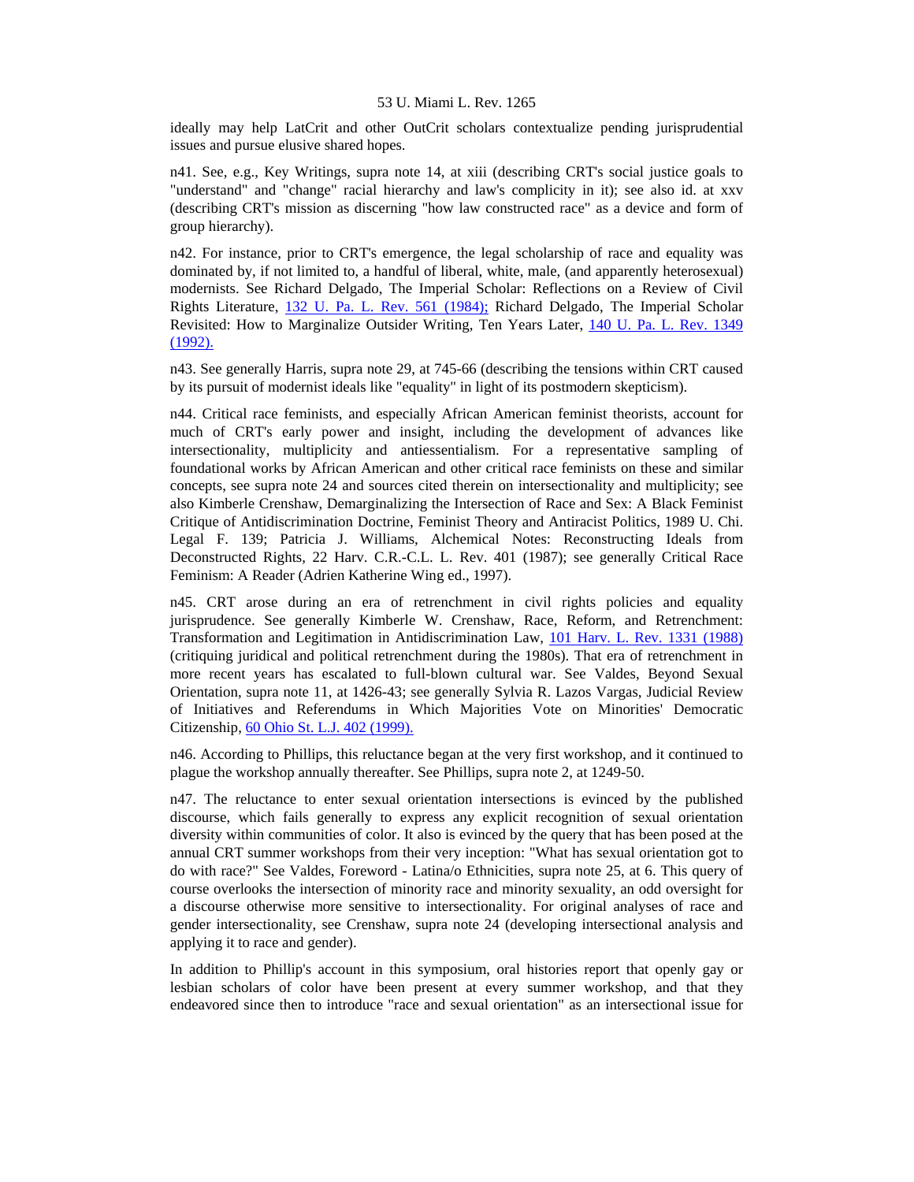ideally may help LatCrit and other OutCrit scholars contextualize pending jurisprudential issues and pursue elusive shared hopes.

n41. See, e.g., Key Writings, supra note 14, at xiii (describing CRT's social justice goals to "understand" and "change" racial hierarchy and law's complicity in it); see also id. at xxv (describing CRT's mission as discerning "how law constructed race" as a device and form of group hierarchy).

n42. For instance, prior to CRT's emergence, the legal scholarship of race and equality was dominated by, if not limited to, a handful of liberal, white, male, (and apparently heterosexual) modernists. See Richard Delgado, The Imperial Scholar: Reflections on a Review of Civil Rights Literature, 132 U. Pa. L. Rev. 561 (1984); Richard Delgado, The Imperial Scholar Revisited: How to Marginalize Outsider Writing, Ten Years Later, 140 U. Pa. L. Rev. 1349 (1992).

n43. See generally Harris, supra note 29, at 745-66 (describing the tensions within CRT caused by its pursuit of modernist ideals like "equality" in light of its postmodern skepticism).

n44. Critical race feminists, and especially African American feminist theorists, account for much of CRT's early power and insight, including the development of advances like intersectionality, multiplicity and antiessentialism. For a representative sampling of foundational works by African American and other critical race feminists on these and similar concepts, see supra note 24 and sources cited therein on intersectionality and multiplicity; see also Kimberle Crenshaw, Demarginalizing the Intersection of Race and Sex: A Black Feminist Critique of Antidiscrimination Doctrine, Feminist Theory and Antiracist Politics, 1989 U. Chi. Legal F. 139; Patricia J. Williams, Alchemical Notes: Reconstructing Ideals from Deconstructed Rights, 22 Harv. C.R.-C.L. L. Rev. 401 (1987); see generally Critical Race Feminism: A Reader (Adrien Katherine Wing ed., 1997).

n45. CRT arose during an era of retrenchment in civil rights policies and equality jurisprudence. See generally Kimberle W. Crenshaw, Race, Reform, and Retrenchment: Transformation and Legitimation in Antidiscrimination Law, 101 Harv. L. Rev. 1331 (1988) (critiquing juridical and political retrenchment during the 1980s). That era of retrenchment in more recent years has escalated to full-blown cultural war. See Valdes, Beyond Sexual Orientation, supra note 11, at 1426-43; see generally Sylvia R. Lazos Vargas, Judicial Review of Initiatives and Referendums in Which Majorities Vote on Minorities' Democratic Citizenship, 60 Ohio St. L.J. 402 (1999).

n46. According to Phillips, this reluctance began at the very first workshop, and it continued to plague the workshop annually thereafter. See Phillips, supra note 2, at 1249-50.

n47. The reluctance to enter sexual orientation intersections is evinced by the published discourse, which fails generally to express any explicit recognition of sexual orientation diversity within communities of color. It also is evinced by the query that has been posed at the annual CRT summer workshops from their very inception: "What has sexual orientation got to do with race?" See Valdes, Foreword - Latina/o Ethnicities, supra note 25, at 6. This query of course overlooks the intersection of minority race and minority sexuality, an odd oversight for a discourse otherwise more sensitive to intersectionality. For original analyses of race and gender intersectionality, see Crenshaw, supra note 24 (developing intersectional analysis and applying it to race and gender).

In addition to Phillip's account in this symposium, oral histories report that openly gay or lesbian scholars of color have been present at every summer workshop, and that they endeavored since then to introduce "race and sexual orientation" as an intersectional issue for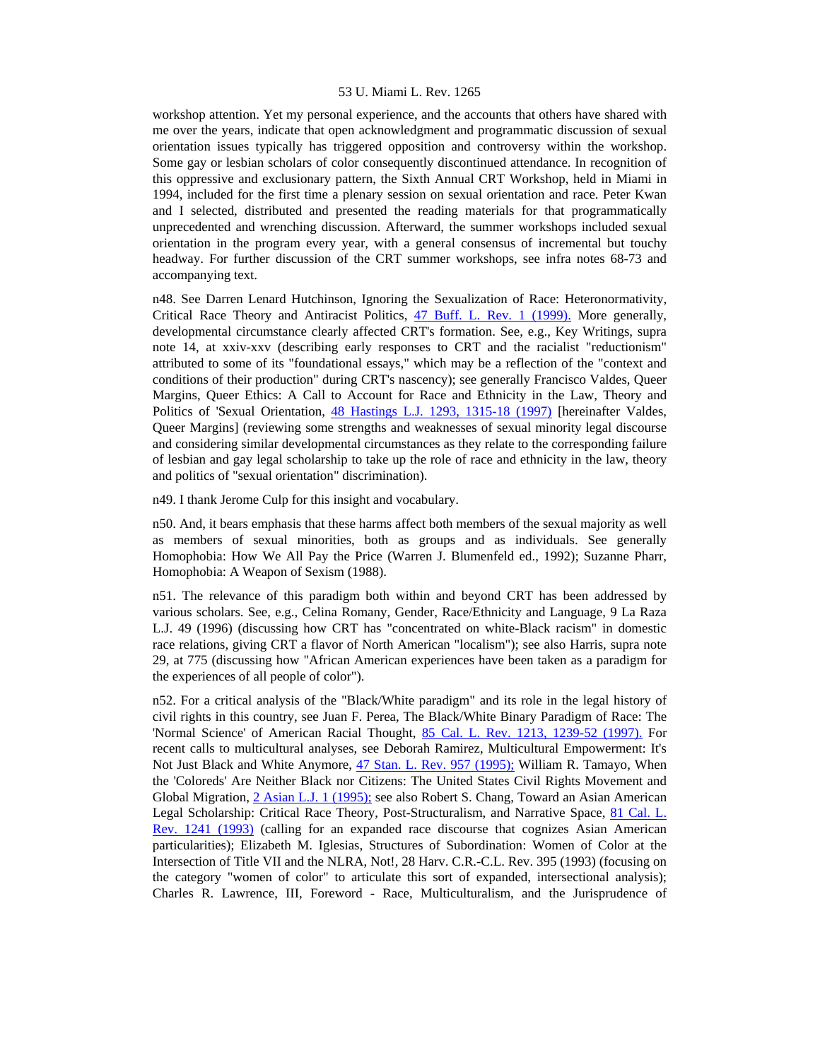workshop attention. Yet my personal experience, and the accounts that others have shared with me over the years, indicate that open acknowledgment and programmatic discussion of sexual orientation issues typically has triggered opposition and controversy within the workshop. Some gay or lesbian scholars of color consequently discontinued attendance. In recognition of this oppressive and exclusionary pattern, the Sixth Annual CRT Workshop, held in Miami in 1994, included for the first time a plenary session on sexual orientation and race. Peter Kwan and I selected, distributed and presented the reading materials for that programmatically unprecedented and wrenching discussion. Afterward, the summer workshops included sexual orientation in the program every year, with a general consensus of incremental but touchy headway. For further discussion of the CRT summer workshops, see infra notes 68-73 and accompanying text.

n48. See Darren Lenard Hutchinson, Ignoring the Sexualization of Race: Heteronormativity, Critical Race Theory and Antiracist Politics, 47 Buff. L. Rev. 1 (1999). More generally, developmental circumstance clearly affected CRT's formation. See, e.g., Key Writings, supra note 14, at xxiv-xxv (describing early responses to CRT and the racialist "reductionism" attributed to some of its "foundational essays," which may be a reflection of the "context and conditions of their production" during CRT's nascency); see generally Francisco Valdes, Queer Margins, Queer Ethics: A Call to Account for Race and Ethnicity in the Law, Theory and Politics of 'Sexual Orientation, 48 Hastings L.J. 1293, 1315-18 (1997) [hereinafter Valdes, Queer Margins] (reviewing some strengths and weaknesses of sexual minority legal discourse and considering similar developmental circumstances as they relate to the corresponding failure of lesbian and gay legal scholarship to take up the role of race and ethnicity in the law, theory and politics of "sexual orientation" discrimination).

n49. I thank Jerome Culp for this insight and vocabulary.

n50. And, it bears emphasis that these harms affect both members of the sexual majority as well as members of sexual minorities, both as groups and as individuals. See generally Homophobia: How We All Pay the Price (Warren J. Blumenfeld ed., 1992); Suzanne Pharr, Homophobia: A Weapon of Sexism (1988).

n51. The relevance of this paradigm both within and beyond CRT has been addressed by various scholars. See, e.g., Celina Romany, Gender, Race/Ethnicity and Language, 9 La Raza L.J. 49 (1996) (discussing how CRT has "concentrated on white-Black racism" in domestic race relations, giving CRT a flavor of North American "localism"); see also Harris, supra note 29, at 775 (discussing how "African American experiences have been taken as a paradigm for the experiences of all people of color").

n52. For a critical analysis of the "Black/White paradigm" and its role in the legal history of civil rights in this country, see Juan F. Perea, The Black/White Binary Paradigm of Race: The 'Normal Science' of American Racial Thought, 85 Cal. L. Rev. 1213, 1239-52 (1997). For recent calls to multicultural analyses, see Deborah Ramirez, Multicultural Empowerment: It's Not Just Black and White Anymore, 47 Stan. L. Rev. 957 (1995); William R. Tamayo, When the 'Coloreds' Are Neither Black nor Citizens: The United States Civil Rights Movement and Global Migration, 2 Asian L.J. 1 (1995); see also Robert S. Chang, Toward an Asian American Legal Scholarship: Critical Race Theory, Post-Structuralism, and Narrative Space, 81 Cal. L. Rev. 1241 (1993) (calling for an expanded race discourse that cognizes Asian American particularities); Elizabeth M. Iglesias, Structures of Subordination: Women of Color at the Intersection of Title VII and the NLRA, Not!, 28 Harv. C.R.-C.L. Rev. 395 (1993) (focusing on the category "women of color" to articulate this sort of expanded, intersectional analysis); Charles R. Lawrence, III, Foreword - Race, Multiculturalism, and the Jurisprudence of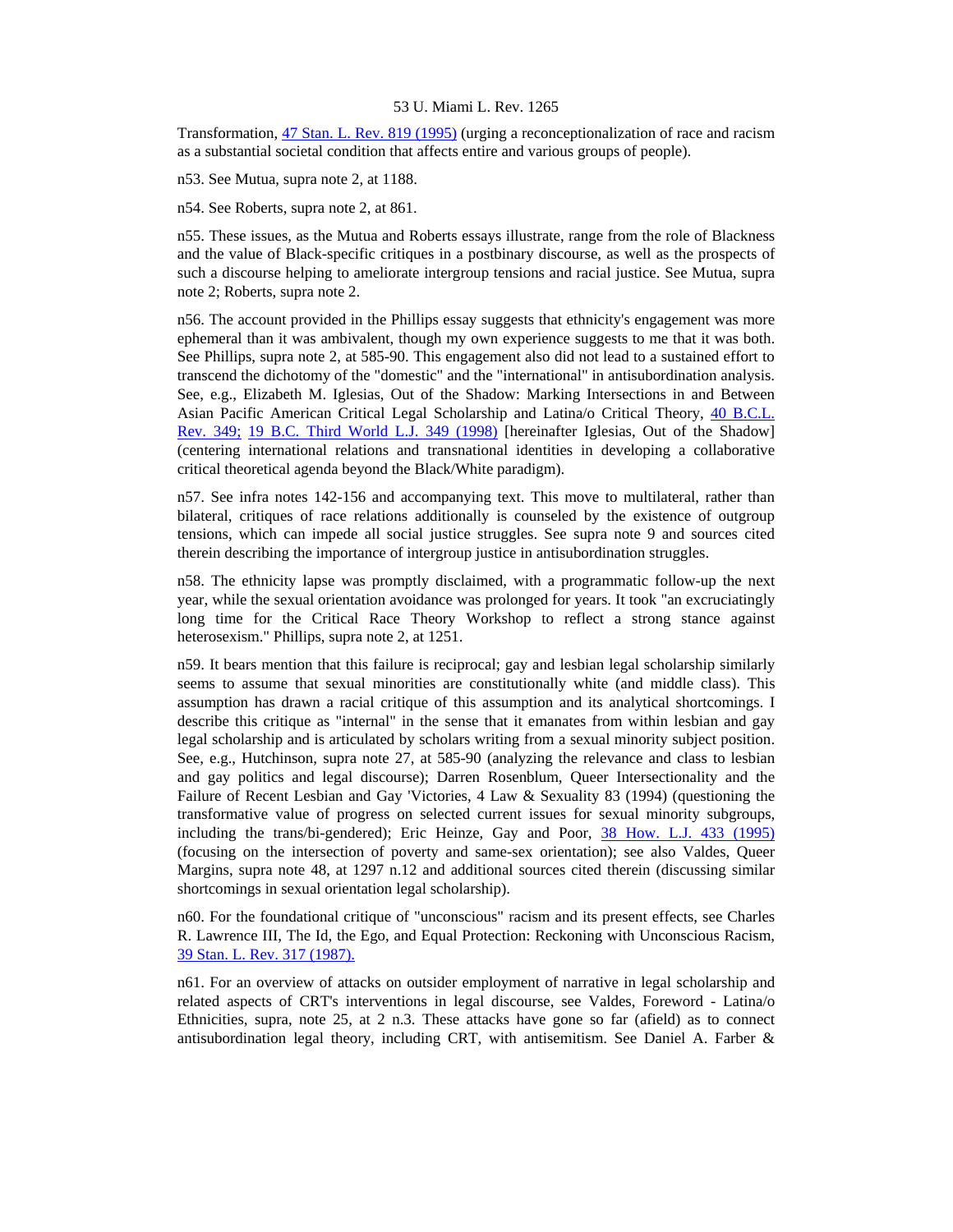Transformation, 47 Stan. L. Rev. 819 (1995) (urging a reconceptionalization of race and racism as a substantial societal condition that affects entire and various groups of people).

n53. See Mutua, supra note 2, at 1188.

n54. See Roberts, supra note 2, at 861.

n55. These issues, as the Mutua and Roberts essays illustrate, range from the role of Blackness and the value of Black-specific critiques in a postbinary discourse, as well as the prospects of such a discourse helping to ameliorate intergroup tensions and racial justice. See Mutua, supra note 2; Roberts, supra note 2.

n56. The account provided in the Phillips essay suggests that ethnicity's engagement was more ephemeral than it was ambivalent, though my own experience suggests to me that it was both. See Phillips, supra note 2, at 585-90. This engagement also did not lead to a sustained effort to transcend the dichotomy of the "domestic" and the "international" in antisubordination analysis. See, e.g., Elizabeth M. Iglesias, Out of the Shadow: Marking Intersections in and Between Asian Pacific American Critical Legal Scholarship and Latina/o Critical Theory, 40 B.C.L. Rev. 349; 19 B.C. Third World L.J. 349 (1998) [hereinafter Iglesias, Out of the Shadow] (centering international relations and transnational identities in developing a collaborative critical theoretical agenda beyond the Black/White paradigm).

n57. See infra notes 142-156 and accompanying text. This move to multilateral, rather than bilateral, critiques of race relations additionally is counseled by the existence of outgroup tensions, which can impede all social justice struggles. See supra note 9 and sources cited therein describing the importance of intergroup justice in antisubordination struggles.

n58. The ethnicity lapse was promptly disclaimed, with a programmatic follow-up the next year, while the sexual orientation avoidance was prolonged for years. It took "an excruciatingly long time for the Critical Race Theory Workshop to reflect a strong stance against heterosexism." Phillips, supra note 2, at 1251.

n59. It bears mention that this failure is reciprocal; gay and lesbian legal scholarship similarly seems to assume that sexual minorities are constitutionally white (and middle class). This assumption has drawn a racial critique of this assumption and its analytical shortcomings. I describe this critique as "internal" in the sense that it emanates from within lesbian and gay legal scholarship and is articulated by scholars writing from a sexual minority subject position. See, e.g., Hutchinson, supra note 27, at 585-90 (analyzing the relevance and class to lesbian and gay politics and legal discourse); Darren Rosenblum, Queer Intersectionality and the Failure of Recent Lesbian and Gay 'Victories, 4 Law & Sexuality 83 (1994) (questioning the transformative value of progress on selected current issues for sexual minority subgroups, including the trans/bi-gendered); Eric Heinze, Gay and Poor, 38 How. L.J. 433 (1995) (focusing on the intersection of poverty and same-sex orientation); see also Valdes, Queer Margins, supra note 48, at 1297 n.12 and additional sources cited therein (discussing similar shortcomings in sexual orientation legal scholarship).

n60. For the foundational critique of "unconscious" racism and its present effects, see Charles R. Lawrence III, The Id, the Ego, and Equal Protection: Reckoning with Unconscious Racism, 39 Stan. L. Rev. 317 (1987).

n61. For an overview of attacks on outsider employment of narrative in legal scholarship and related aspects of CRT's interventions in legal discourse, see Valdes, Foreword - Latina/o Ethnicities, supra, note 25, at 2 n.3. These attacks have gone so far (afield) as to connect antisubordination legal theory, including CRT, with antisemitism. See Daniel A. Farber &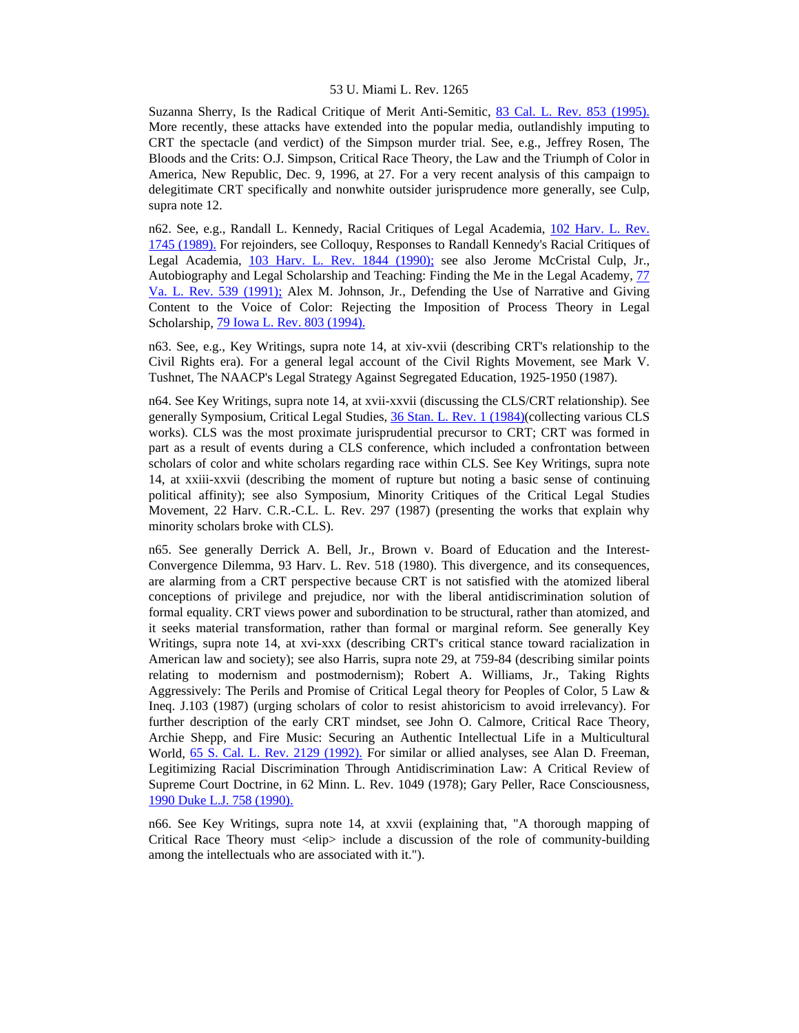Suzanna Sherry, Is the Radical Critique of Merit Anti-Semitic, 83 Cal. L. Rev. 853 (1995). More recently, these attacks have extended into the popular media, outlandishly imputing to CRT the spectacle (and verdict) of the Simpson murder trial. See, e.g., Jeffrey Rosen, The Bloods and the Crits: O.J. Simpson, Critical Race Theory, the Law and the Triumph of Color in America, New Republic, Dec. 9, 1996, at 27. For a very recent analysis of this campaign to delegitimate CRT specifically and nonwhite outsider jurisprudence more generally, see Culp, supra note 12.

n62. See, e.g., Randall L. Kennedy, Racial Critiques of Legal Academia, 102 Harv. L. Rev. 1745 (1989). For rejoinders, see Colloquy, Responses to Randall Kennedy's Racial Critiques of Legal Academia, 103 Harv. L. Rev. 1844 (1990); see also Jerome McCristal Culp, Jr., Autobiography and Legal Scholarship and Teaching: Finding the Me in the Legal Academy, 77 Va. L. Rev. 539 (1991); Alex M. Johnson, Jr., Defending the Use of Narrative and Giving Content to the Voice of Color: Rejecting the Imposition of Process Theory in Legal Scholarship, 79 Iowa L. Rev. 803 (1994).

n63. See, e.g., Key Writings, supra note 14, at xiv-xvii (describing CRT's relationship to the Civil Rights era). For a general legal account of the Civil Rights Movement, see Mark V. Tushnet, The NAACP's Legal Strategy Against Segregated Education, 1925-1950 (1987).

n64. See Key Writings, supra note 14, at xvii-xxvii (discussing the CLS/CRT relationship). See generally Symposium, Critical Legal Studies, 36 Stan. L. Rev. 1 (1984)(collecting various CLS works). CLS was the most proximate jurisprudential precursor to CRT; CRT was formed in part as a result of events during a CLS conference, which included a confrontation between scholars of color and white scholars regarding race within CLS. See Key Writings, supra note 14, at xxiii-xxvii (describing the moment of rupture but noting a basic sense of continuing political affinity); see also Symposium, Minority Critiques of the Critical Legal Studies Movement, 22 Harv. C.R.-C.L. L. Rev. 297 (1987) (presenting the works that explain why minority scholars broke with CLS).

n65. See generally Derrick A. Bell, Jr., Brown v. Board of Education and the Interest-Convergence Dilemma, 93 Harv. L. Rev. 518 (1980). This divergence, and its consequences, are alarming from a CRT perspective because CRT is not satisfied with the atomized liberal conceptions of privilege and prejudice, nor with the liberal antidiscrimination solution of formal equality. CRT views power and subordination to be structural, rather than atomized, and it seeks material transformation, rather than formal or marginal reform. See generally Key Writings, supra note 14, at xvi-xxx (describing CRT's critical stance toward racialization in American law and society); see also Harris, supra note 29, at 759-84 (describing similar points relating to modernism and postmodernism); Robert A. Williams, Jr., Taking Rights Aggressively: The Perils and Promise of Critical Legal theory for Peoples of Color, 5 Law & Ineq. J.103 (1987) (urging scholars of color to resist ahistoricism to avoid irrelevancy). For further description of the early CRT mindset, see John O. Calmore, Critical Race Theory, Archie Shepp, and Fire Music: Securing an Authentic Intellectual Life in a Multicultural World, 65 S. Cal. L. Rev. 2129 (1992). For similar or allied analyses, see Alan D. Freeman, Legitimizing Racial Discrimination Through Antidiscrimination Law: A Critical Review of Supreme Court Doctrine, in 62 Minn. L. Rev. 1049 (1978); Gary Peller, Race Consciousness, 1990 Duke L.J. 758 (1990).

n66. See Key Writings, supra note 14, at xxvii (explaining that, "A thorough mapping of Critical Race Theory must <elip> include a discussion of the role of community-building among the intellectuals who are associated with it.").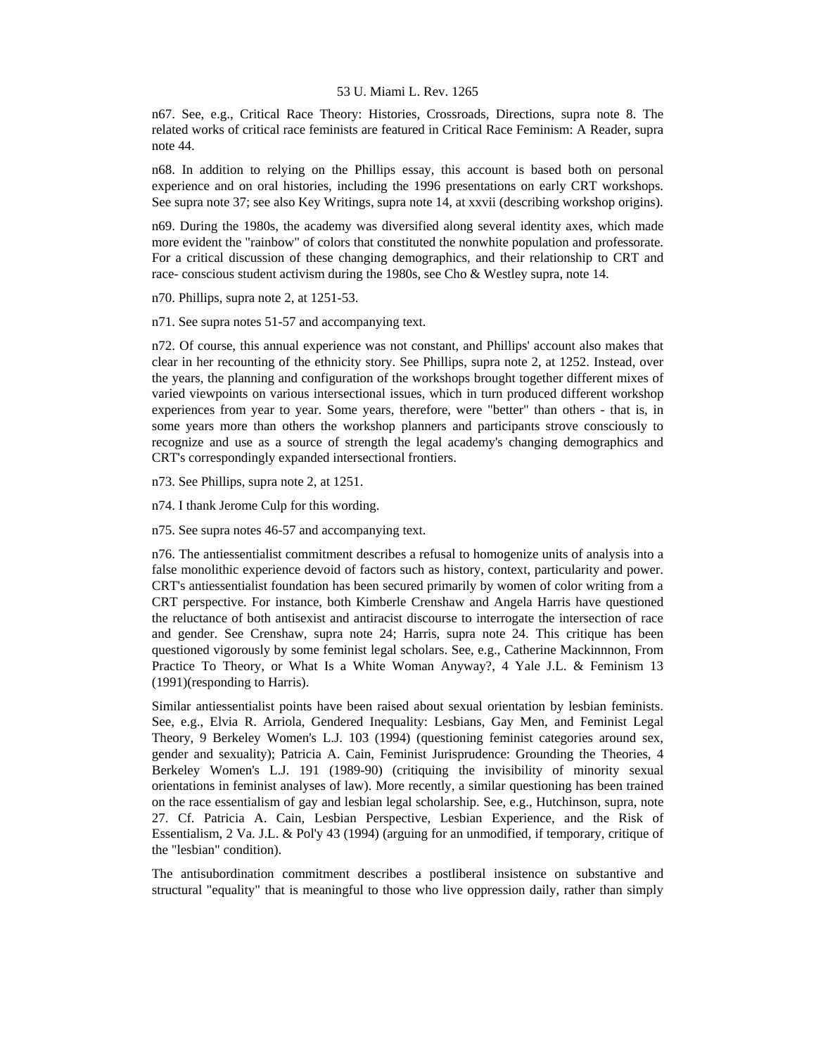n67. See, e.g., Critical Race Theory: Histories, Crossroads, Directions, supra note 8. The related works of critical race feminists are featured in Critical Race Feminism: A Reader, supra note 44.

n68. In addition to relying on the Phillips essay, this account is based both on personal experience and on oral histories, including the 1996 presentations on early CRT workshops. See supra note 37; see also Key Writings, supra note 14, at xxvii (describing workshop origins).

n69. During the 1980s, the academy was diversified along several identity axes, which made more evident the "rainbow" of colors that constituted the nonwhite population and professorate. For a critical discussion of these changing demographics, and their relationship to CRT and race- conscious student activism during the 1980s, see Cho & Westley supra, note 14.

n70. Phillips, supra note 2, at 1251-53.

n71. See supra notes 51-57 and accompanying text.

n72. Of course, this annual experience was not constant, and Phillips' account also makes that clear in her recounting of the ethnicity story. See Phillips, supra note 2, at 1252. Instead, over the years, the planning and configuration of the workshops brought together different mixes of varied viewpoints on various intersectional issues, which in turn produced different workshop experiences from year to year. Some years, therefore, were "better" than others - that is, in some years more than others the workshop planners and participants strove consciously to recognize and use as a source of strength the legal academy's changing demographics and CRT's correspondingly expanded intersectional frontiers.

n73. See Phillips, supra note 2, at 1251.

n74. I thank Jerome Culp for this wording.

n75. See supra notes 46-57 and accompanying text.

n76. The antiessentialist commitment describes a refusal to homogenize units of analysis into a false monolithic experience devoid of factors such as history, context, particularity and power. CRT's antiessentialist foundation has been secured primarily by women of color writing from a CRT perspective. For instance, both Kimberle Crenshaw and Angela Harris have questioned the reluctance of both antisexist and antiracist discourse to interrogate the intersection of race and gender. See Crenshaw, supra note 24; Harris, supra note 24. This critique has been questioned vigorously by some feminist legal scholars. See, e.g., Catherine Mackinnnon, From Practice To Theory, or What Is a White Woman Anyway?, 4 Yale J.L. & Feminism 13 (1991)(responding to Harris).

Similar antiessentialist points have been raised about sexual orientation by lesbian feminists. See, e.g., Elvia R. Arriola, Gendered Inequality: Lesbians, Gay Men, and Feminist Legal Theory, 9 Berkeley Women's L.J. 103 (1994) (questioning feminist categories around sex, gender and sexuality); Patricia A. Cain, Feminist Jurisprudence: Grounding the Theories, 4 Berkeley Women's L.J. 191 (1989-90) (critiquing the invisibility of minority sexual orientations in feminist analyses of law). More recently, a similar questioning has been trained on the race essentialism of gay and lesbian legal scholarship. See, e.g., Hutchinson, supra, note 27. Cf. Patricia A. Cain, Lesbian Perspective, Lesbian Experience, and the Risk of Essentialism, 2 Va. J.L. & Pol'y 43 (1994) (arguing for an unmodified, if temporary, critique of the "lesbian" condition).

The antisubordination commitment describes a postliberal insistence on substantive and structural "equality" that is meaningful to those who live oppression daily, rather than simply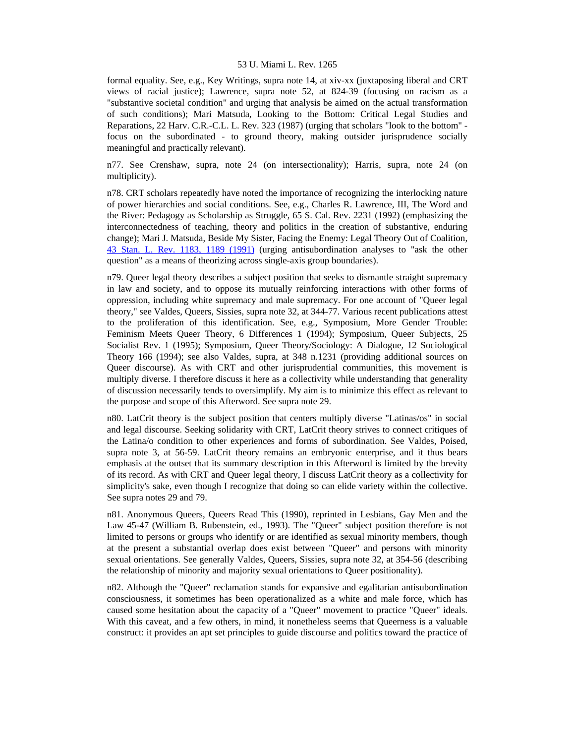formal equality. See, e.g., Key Writings, supra note 14, at xiv-xx (juxtaposing liberal and CRT views of racial justice); Lawrence, supra note 52, at 824-39 (focusing on racism as a "substantive societal condition" and urging that analysis be aimed on the actual transformation of such conditions); Mari Matsuda, Looking to the Bottom: Critical Legal Studies and Reparations, 22 Harv. C.R.-C.L. L. Rev. 323 (1987) (urging that scholars "look to the bottom" - focus on the subordinated - to ground theory, making outsider jurisprudence socially meaningful and practically relevant).

n77. See Crenshaw, supra, note 24 (on intersectionality); Harris, supra, note 24 (on multiplicity).

n78. CRT scholars repeatedly have noted the importance of recognizing the interlocking nature of power hierarchies and social conditions. See, e.g., Charles R. Lawrence, III, The Word and the River: Pedagogy as Scholarship as Struggle, 65 S. Cal. Rev. 2231 (1992) (emphasizing the interconnectedness of teaching, theory and politics in the creation of substantive, enduring change); Mari J. Matsuda, Beside My Sister, Facing the Enemy: Legal Theory Out of Coalition, 43 Stan. L. Rev. 1183, 1189 (1991) (urging antisubordination analyses to "ask the other question" as a means of theorizing across single-axis group boundaries).

n79. Queer legal theory describes a subject position that seeks to dismantle straight supremacy in law and society, and to oppose its mutually reinforcing interactions with other forms of oppression, including white supremacy and male supremacy. For one account of "Queer legal theory," see Valdes, Queers, Sissies, supra note 32, at 344-77. Various recent publications attest to the proliferation of this identification. See, e.g., Symposium, More Gender Trouble: Feminism Meets Queer Theory, 6 Differences 1 (1994); Symposium, Queer Subjects, 25 Socialist Rev. 1 (1995); Symposium, Queer Theory/Sociology: A Dialogue, 12 Sociological Theory 166 (1994); see also Valdes, supra, at 348 n.1231 (providing additional sources on Queer discourse). As with CRT and other jurisprudential communities, this movement is multiply diverse. I therefore discuss it here as a collectivity while understanding that generality of discussion necessarily tends to oversimplify. My aim is to minimize this effect as relevant to the purpose and scope of this Afterword. See supra note 29.

n80. LatCrit theory is the subject position that centers multiply diverse "Latinas/os" in social and legal discourse. Seeking solidarity with CRT, LatCrit theory strives to connect critiques of the Latina/o condition to other experiences and forms of subordination. See Valdes, Poised, supra note 3, at 56-59. LatCrit theory remains an embryonic enterprise, and it thus bears emphasis at the outset that its summary description in this Afterword is limited by the brevity of its record. As with CRT and Queer legal theory, I discuss LatCrit theory as a collectivity for simplicity's sake, even though I recognize that doing so can elide variety within the collective. See supra notes 29 and 79.

n81. Anonymous Queers, Queers Read This (1990), reprinted in Lesbians, Gay Men and the Law 45-47 (William B. Rubenstein, ed., 1993). The "Queer" subject position therefore is not limited to persons or groups who identify or are identified as sexual minority members, though at the present a substantial overlap does exist between "Queer" and persons with minority sexual orientations. See generally Valdes, Queers, Sissies, supra note 32, at 354-56 (describing the relationship of minority and majority sexual orientations to Queer positionality).

n82. Although the "Queer" reclamation stands for expansive and egalitarian antisubordination consciousness, it sometimes has been operationalized as a white and male force, which has caused some hesitation about the capacity of a "Queer" movement to practice "Queer" ideals. With this caveat, and a few others, in mind, it nonetheless seems that Queerness is a valuable construct: it provides an apt set principles to guide discourse and politics toward the practice of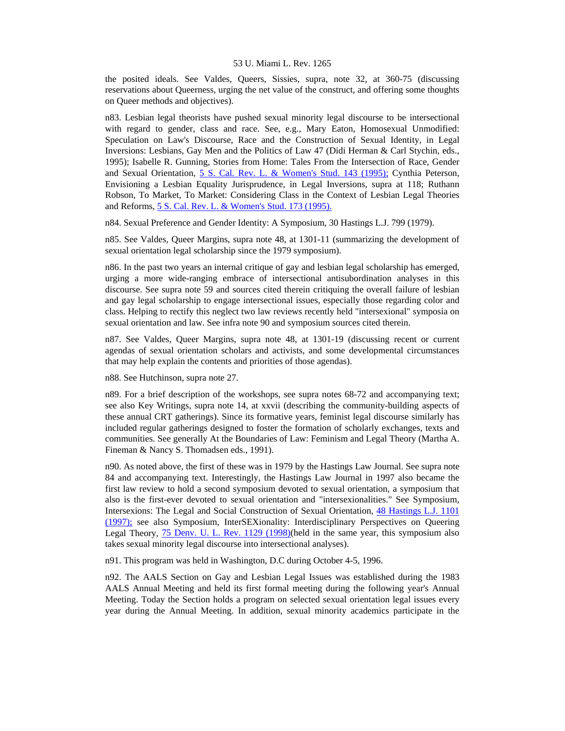the posited ideals. See Valdes, Queers, Sissies, supra, note 32, at 360-75 (discussing reservations about Queerness, urging the net value of the construct, and offering some thoughts on Queer methods and objectives).

n83. Lesbian legal theorists have pushed sexual minority legal discourse to be intersectional with regard to gender, class and race. See, e.g., Mary Eaton, Homosexual Unmodified: Speculation on Law's Discourse, Race and the Construction of Sexual Identity, in Legal Inversions: Lesbians, Gay Men and the Politics of Law 47 (Didi Herman & Carl Stychin, eds., 1995); Isabelle R. Gunning, Stories from Home: Tales From the Intersection of Race, Gender and Sexual Orientation, 5 S. Cal. Rev. L. & Women's Stud. 143 (1995); Cynthia Peterson, Envisioning a Lesbian Equality Jurisprudence, in Legal Inversions, supra at 118; Ruthann Robson, To Market, To Market: Considering Class in the Context of Lesbian Legal Theories and Reforms, 5 S. Cal. Rev. L. & Women's Stud. 173 (1995).

n84. Sexual Preference and Gender Identity: A Symposium, 30 Hastings L.J. 799 (1979).

n85. See Valdes, Queer Margins, supra note 48, at 1301-11 (summarizing the development of sexual orientation legal scholarship since the 1979 symposium).

n86. In the past two years an internal critique of gay and lesbian legal scholarship has emerged, urging a more wide-ranging embrace of intersectional antisubordination analyses in this discourse. See supra note 59 and sources cited therein critiquing the overall failure of lesbian and gay legal scholarship to engage intersectional issues, especially those regarding color and class. Helping to rectify this neglect two law reviews recently held "intersexional" symposia on sexual orientation and law. See infra note 90 and symposium sources cited therein.

n87. See Valdes, Queer Margins, supra note 48, at 1301-19 (discussing recent or current agendas of sexual orientation scholars and activists, and some developmental circumstances that may help explain the contents and priorities of those agendas).

n88. See Hutchinson, supra note 27.

n89. For a brief description of the workshops, see supra notes 68-72 and accompanying text; see also Key Writings, supra note 14, at xxvii (describing the community-building aspects of these annual CRT gatherings). Since its formative years, feminist legal discourse similarly has included regular gatherings designed to foster the formation of scholarly exchanges, texts and communities. See generally At the Boundaries of Law: Feminism and Legal Theory (Martha A. Fineman & Nancy S. Thomadsen eds., 1991).

n90. As noted above, the first of these was in 1979 by the Hastings Law Journal. See supra note 84 and accompanying text. Interestingly, the Hastings Law Journal in 1997 also became the first law review to hold a second symposium devoted to sexual orientation, a symposium that also is the first-ever devoted to sexual orientation and "intersexionalities." See Symposium, Intersexions: The Legal and Social Construction of Sexual Orientation, 48 Hastings L.J. 1101 (1997); see also Symposium, InterSEXionality: Interdisciplinary Perspectives on Queering Legal Theory, 75 Denv. U. L. Rev. 1129 (1998)(held in the same year, this symposium also takes sexual minority legal discourse into intersectional analyses).

n91. This program was held in Washington, D.C during October 4-5, 1996.

n92. The AALS Section on Gay and Lesbian Legal Issues was established during the 1983 AALS Annual Meeting and held its first formal meeting during the following year's Annual Meeting. Today the Section holds a program on selected sexual orientation legal issues every year during the Annual Meeting. In addition, sexual minority academics participate in the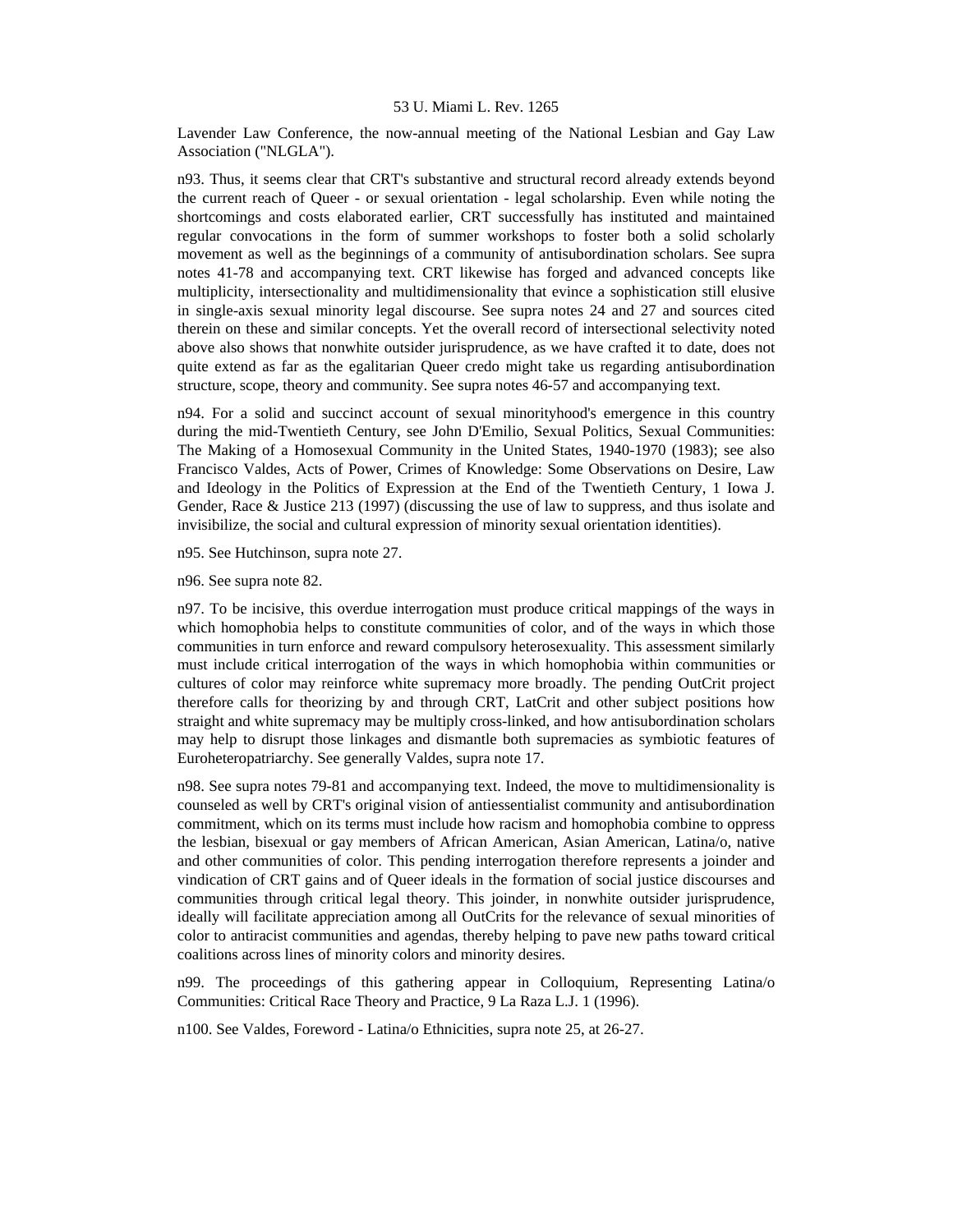Lavender Law Conference, the now-annual meeting of the National Lesbian and Gay Law Association ("NLGLA").

n93. Thus, it seems clear that CRT's substantive and structural record already extends beyond the current reach of Queer - or sexual orientation - legal scholarship. Even while noting the shortcomings and costs elaborated earlier, CRT successfully has instituted and maintained regular convocations in the form of summer workshops to foster both a solid scholarly movement as well as the beginnings of a community of antisubordination scholars. See supra notes 41-78 and accompanying text. CRT likewise has forged and advanced concepts like multiplicity, intersectionality and multidimensionality that evince a sophistication still elusive in single-axis sexual minority legal discourse. See supra notes 24 and 27 and sources cited therein on these and similar concepts. Yet the overall record of intersectional selectivity noted above also shows that nonwhite outsider jurisprudence, as we have crafted it to date, does not quite extend as far as the egalitarian Queer credo might take us regarding antisubordination structure, scope, theory and community. See supra notes 46-57 and accompanying text.

n94. For a solid and succinct account of sexual minorityhood's emergence in this country during the mid-Twentieth Century, see John D'Emilio, Sexual Politics, Sexual Communities: The Making of a Homosexual Community in the United States, 1940-1970 (1983); see also Francisco Valdes, Acts of Power, Crimes of Knowledge: Some Observations on Desire, Law and Ideology in the Politics of Expression at the End of the Twentieth Century, 1 Iowa J. Gender, Race & Justice 213 (1997) (discussing the use of law to suppress, and thus isolate and invisibilize, the social and cultural expression of minority sexual orientation identities).

n95. See Hutchinson, supra note 27.

n96. See supra note 82.

n97. To be incisive, this overdue interrogation must produce critical mappings of the ways in which homophobia helps to constitute communities of color, and of the ways in which those communities in turn enforce and reward compulsory heterosexuality. This assessment similarly must include critical interrogation of the ways in which homophobia within communities or cultures of color may reinforce white supremacy more broadly. The pending OutCrit project therefore calls for theorizing by and through CRT, LatCrit and other subject positions how straight and white supremacy may be multiply cross-linked, and how antisubordination scholars may help to disrupt those linkages and dismantle both supremacies as symbiotic features of Euroheteropatriarchy. See generally Valdes, supra note 17.

n98. See supra notes 79-81 and accompanying text. Indeed, the move to multidimensionality is counseled as well by CRT's original vision of antiessentialist community and antisubordination commitment, which on its terms must include how racism and homophobia combine to oppress the lesbian, bisexual or gay members of African American, Asian American, Latina/o, native and other communities of color. This pending interrogation therefore represents a joinder and vindication of CRT gains and of Queer ideals in the formation of social justice discourses and communities through critical legal theory. This joinder, in nonwhite outsider jurisprudence, ideally will facilitate appreciation among all OutCrits for the relevance of sexual minorities of color to antiracist communities and agendas, thereby helping to pave new paths toward critical coalitions across lines of minority colors and minority desires.

n99. The proceedings of this gathering appear in Colloquium, Representing Latina/o Communities: Critical Race Theory and Practice, 9 La Raza L.J. 1 (1996).

n100. See Valdes, Foreword - Latina/o Ethnicities, supra note 25, at 26-27.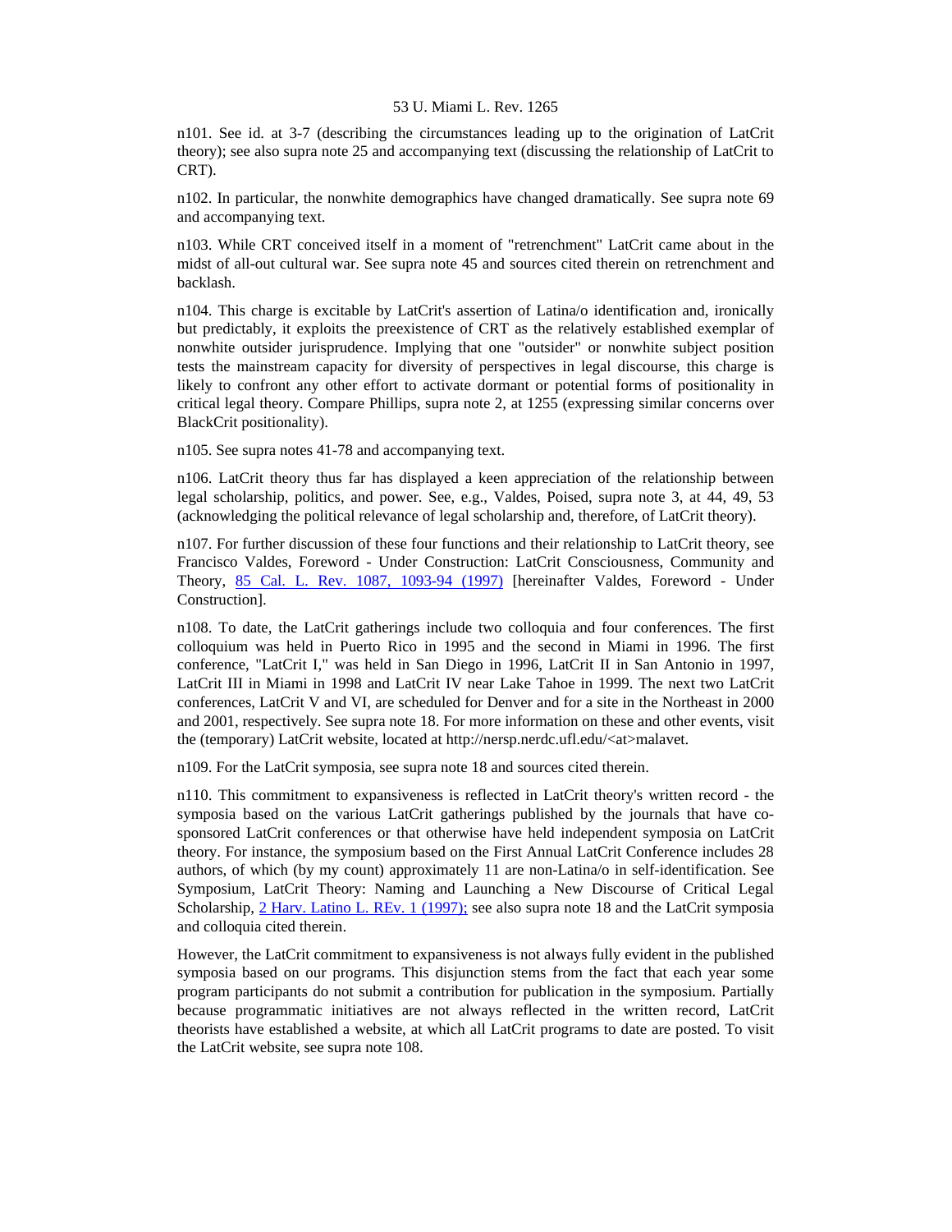n101. See id. at 3-7 (describing the circumstances leading up to the origination of LatCrit theory); see also supra note 25 and accompanying text (discussing the relationship of LatCrit to CRT).

n102. In particular, the nonwhite demographics have changed dramatically. See supra note 69 and accompanying text.

n103. While CRT conceived itself in a moment of "retrenchment" LatCrit came about in the midst of all-out cultural war. See supra note 45 and sources cited therein on retrenchment and backlash.

n104. This charge is excitable by LatCrit's assertion of Latina/o identification and, ironically but predictably, it exploits the preexistence of CRT as the relatively established exemplar of nonwhite outsider jurisprudence. Implying that one "outsider" or nonwhite subject position tests the mainstream capacity for diversity of perspectives in legal discourse, this charge is likely to confront any other effort to activate dormant or potential forms of positionality in critical legal theory. Compare Phillips, supra note 2, at 1255 (expressing similar concerns over BlackCrit positionality).

n105. See supra notes 41-78 and accompanying text.

n106. LatCrit theory thus far has displayed a keen appreciation of the relationship between legal scholarship, politics, and power. See, e.g., Valdes, Poised, supra note 3, at 44, 49, 53 (acknowledging the political relevance of legal scholarship and, therefore, of LatCrit theory).

n107. For further discussion of these four functions and their relationship to LatCrit theory, see Francisco Valdes, Foreword - Under Construction: LatCrit Consciousness, Community and Theory, 85 Cal. L. Rev. 1087, 1093-94 (1997) [hereinafter Valdes, Foreword - Under Construction].

n108. To date, the LatCrit gatherings include two colloquia and four conferences. The first colloquium was held in Puerto Rico in 1995 and the second in Miami in 1996. The first conference, "LatCrit I," was held in San Diego in 1996, LatCrit II in San Antonio in 1997, LatCrit III in Miami in 1998 and LatCrit IV near Lake Tahoe in 1999. The next two LatCrit conferences, LatCrit V and VI, are scheduled for Denver and for a site in the Northeast in 2000 and 2001, respectively. See supra note 18. For more information on these and other events, visit the (temporary) LatCrit website, located at http://nersp.nerdc.ufl.edu/<at>malavet.

n109. For the LatCrit symposia, see supra note 18 and sources cited therein.

n110. This commitment to expansiveness is reflected in LatCrit theory's written record - the symposia based on the various LatCrit gatherings published by the journals that have co-sponsored LatCrit conferences or that otherwise have held independent symposia on LatCrit theory. For instance, the symposium based on the First Annual LatCrit Conference includes 28 authors, of which (by my count) approximately 11 are non-Latina/o in self-identification. See Symposium, LatCrit Theory: Naming and Launching a New Discourse of Critical Legal Scholarship, 2 Harv. Latino L. REv. 1 (1997); see also supra note 18 and the LatCrit symposia and colloquia cited therein.

However, the LatCrit commitment to expansiveness is not always fully evident in the published symposia based on our programs. This disjunction stems from the fact that each year some program participants do not submit a contribution for publication in the symposium. Partially because programmatic initiatives are not always reflected in the written record, LatCrit theorists have established a website, at which all LatCrit programs to date are posted. To visit the LatCrit website, see supra note 108.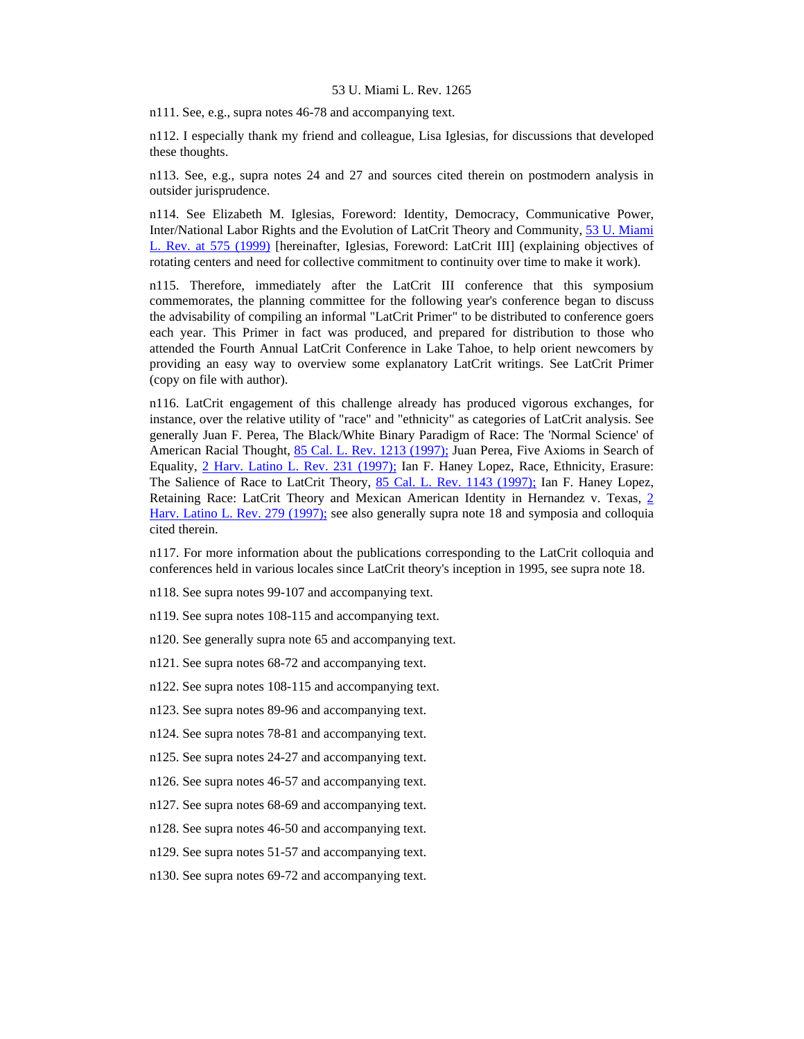n111. See, e.g., supra notes 46-78 and accompanying text.

n112. I especially thank my friend and colleague, Lisa Iglesias, for discussions that developed these thoughts.

n113. See, e.g., supra notes 24 and 27 and sources cited therein on postmodern analysis in outsider jurisprudence.

n114. See Elizabeth M. Iglesias, Foreword: Identity, Democracy, Communicative Power, Inter/National Labor Rights and the Evolution of LatCrit Theory and Community, 53 U. Miami L. Rev. at 575 (1999) [hereinafter, Iglesias, Foreword: LatCrit III] (explaining objectives of rotating centers and need for collective commitment to continuity over time to make it work).

n115. Therefore, immediately after the LatCrit III conference that this symposium commemorates, the planning committee for the following year's conference began to discuss the advisability of compiling an informal "LatCrit Primer" to be distributed to conference goers each year. This Primer in fact was produced, and prepared for distribution to those who attended the Fourth Annual LatCrit Conference in Lake Tahoe, to help orient newcomers by providing an easy way to overview some explanatory LatCrit writings. See LatCrit Primer (copy on file with author).

n116. LatCrit engagement of this challenge already has produced vigorous exchanges, for instance, over the relative utility of "race" and "ethnicity" as categories of LatCrit analysis. See generally Juan F. Perea, The Black/White Binary Paradigm of Race: The 'Normal Science' of American Racial Thought, 85 Cal. L. Rev. 1213 (1997); Juan Perea, Five Axioms in Search of Equality, 2 Harv. Latino L. Rev. 231 (1997); Ian F. Haney Lopez, Race, Ethnicity, Erasure: The Salience of Race to LatCrit Theory, 85 Cal. L. Rev. 1143 (1997); Ian F. Haney Lopez, Retaining Race: LatCrit Theory and Mexican American Identity in Hernandez v. Texas, 2 Harv. Latino L. Rev. 279 (1997); see also generally supra note 18 and symposia and colloquia cited therein.

n117. For more information about the publications corresponding to the LatCrit colloquia and conferences held in various locales since LatCrit theory's inception in 1995, see supra note 18.

n118. See supra notes 99-107 and accompanying text.

n119. See supra notes 108-115 and accompanying text.

n120. See generally supra note 65 and accompanying text.

n121. See supra notes 68-72 and accompanying text.

n122. See supra notes 108-115 and accompanying text.

n123. See supra notes 89-96 and accompanying text.

n124. See supra notes 78-81 and accompanying text.

n125. See supra notes 24-27 and accompanying text.

n126. See supra notes 46-57 and accompanying text.

n127. See supra notes 68-69 and accompanying text.

n128. See supra notes 46-50 and accompanying text.

n129. See supra notes 51-57 and accompanying text.

n130. See supra notes 69-72 and accompanying text.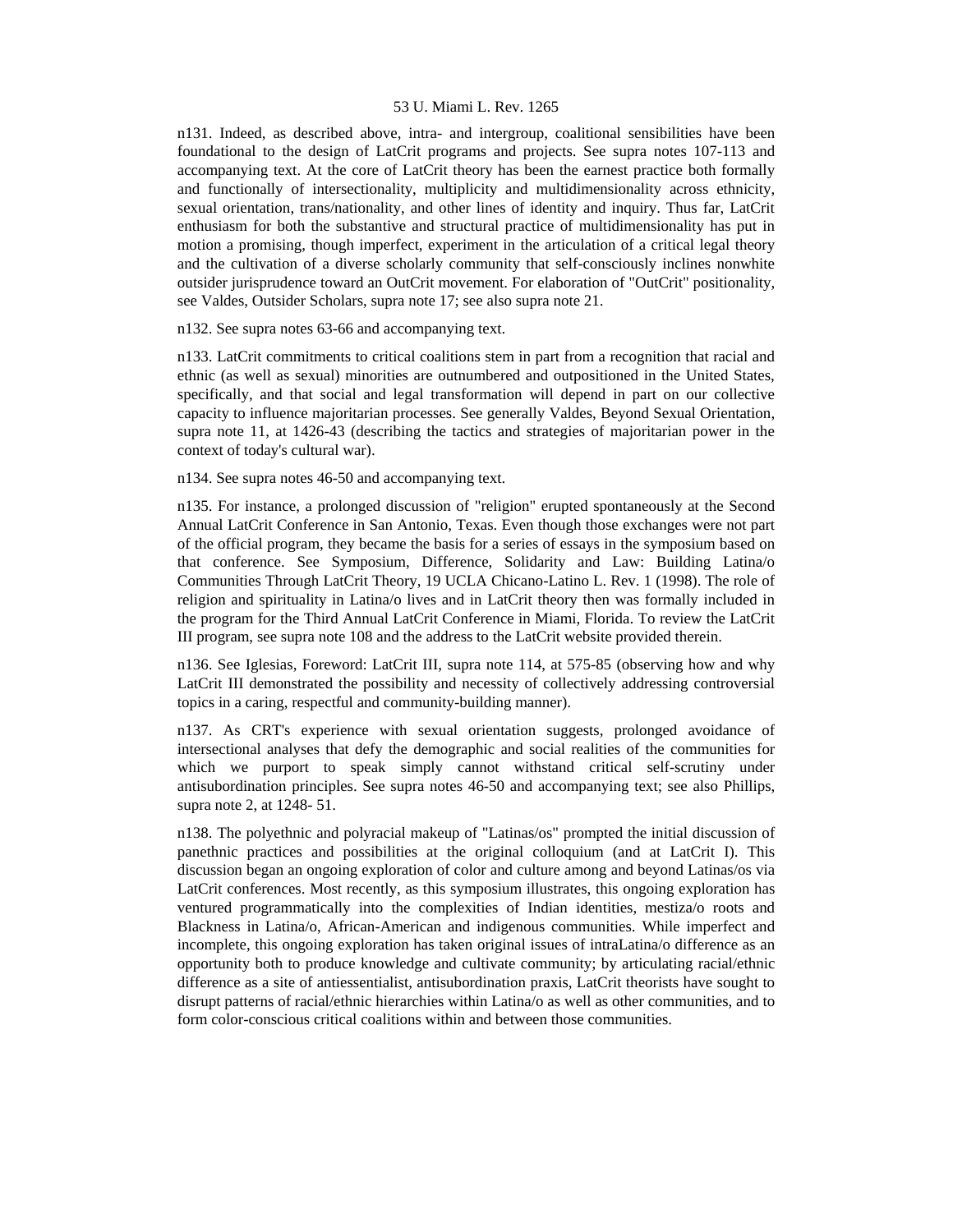n131. Indeed, as described above, intra- and intergroup, coalitional sensibilities have been foundational to the design of LatCrit programs and projects. See supra notes 107-113 and accompanying text. At the core of LatCrit theory has been the earnest practice both formally and functionally of intersectionality, multiplicity and multidimensionality across ethnicity, sexual orientation, trans/nationality, and other lines of identity and inquiry. Thus far, LatCrit enthusiasm for both the substantive and structural practice of multidimensionality has put in motion a promising, though imperfect, experiment in the articulation of a critical legal theory and the cultivation of a diverse scholarly community that self-consciously inclines nonwhite outsider jurisprudence toward an OutCrit movement. For elaboration of "OutCrit" positionality, see Valdes, Outsider Scholars, supra note 17; see also supra note 21.

n132. See supra notes 63-66 and accompanying text.

n133. LatCrit commitments to critical coalitions stem in part from a recognition that racial and ethnic (as well as sexual) minorities are outnumbered and outpositioned in the United States, specifically, and that social and legal transformation will depend in part on our collective capacity to influence majoritarian processes. See generally Valdes, Beyond Sexual Orientation, supra note 11, at 1426-43 (describing the tactics and strategies of majoritarian power in the context of today's cultural war).

n134. See supra notes 46-50 and accompanying text.

n135. For instance, a prolonged discussion of "religion" erupted spontaneously at the Second Annual LatCrit Conference in San Antonio, Texas. Even though those exchanges were not part of the official program, they became the basis for a series of essays in the symposium based on that conference. See Symposium, Difference, Solidarity and Law: Building Latina/o Communities Through LatCrit Theory, 19 UCLA Chicano-Latino L. Rev. 1 (1998). The role of religion and spirituality in Latina/o lives and in LatCrit theory then was formally included in the program for the Third Annual LatCrit Conference in Miami, Florida. To review the LatCrit III program, see supra note 108 and the address to the LatCrit website provided therein.

n136. See Iglesias, Foreword: LatCrit III, supra note 114, at 575-85 (observing how and why LatCrit III demonstrated the possibility and necessity of collectively addressing controversial topics in a caring, respectful and community-building manner).

n137. As CRT's experience with sexual orientation suggests, prolonged avoidance of intersectional analyses that defy the demographic and social realities of the communities for which we purport to speak simply cannot withstand critical self-scrutiny under antisubordination principles. See supra notes 46-50 and accompanying text; see also Phillips, supra note 2, at 1248- 51.

n138. The polyethnic and polyracial makeup of "Latinas/os" prompted the initial discussion of panethnic practices and possibilities at the original colloquium (and at LatCrit I). This discussion began an ongoing exploration of color and culture among and beyond Latinas/os via LatCrit conferences. Most recently, as this symposium illustrates, this ongoing exploration has ventured programmatically into the complexities of Indian identities, mestiza/o roots and Blackness in Latina/o, African-American and indigenous communities. While imperfect and incomplete, this ongoing exploration has taken original issues of intraLatina/o difference as an opportunity both to produce knowledge and cultivate community; by articulating racial/ethnic difference as a site of antiessentialist, antisubordination praxis, LatCrit theorists have sought to disrupt patterns of racial/ethnic hierarchies within Latina/o as well as other communities, and to form color-conscious critical coalitions within and between those communities.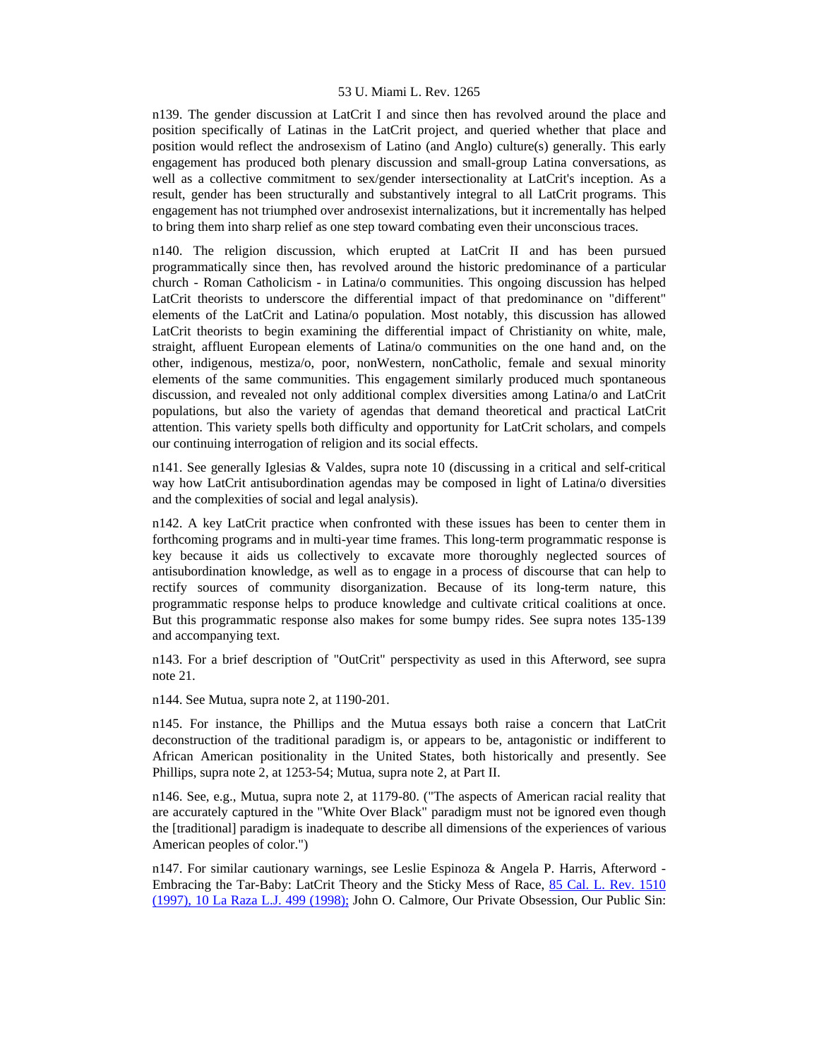n139. The gender discussion at LatCrit I and since then has revolved around the place and position specifically of Latinas in the LatCrit project, and queried whether that place and position would reflect the androsexism of Latino (and Anglo) culture(s) generally. This early engagement has produced both plenary discussion and small-group Latina conversations, as well as a collective commitment to sex/gender intersectionality at LatCrit's inception. As a result, gender has been structurally and substantively integral to all LatCrit programs. This engagement has not triumphed over androsexist internalizations, but it incrementally has helped to bring them into sharp relief as one step toward combating even their unconscious traces.

n140. The religion discussion, which erupted at LatCrit II and has been pursued programmatically since then, has revolved around the historic predominance of a particular church - Roman Catholicism - in Latina/o communities. This ongoing discussion has helped LatCrit theorists to underscore the differential impact of that predominance on "different" elements of the LatCrit and Latina/o population. Most notably, this discussion has allowed LatCrit theorists to begin examining the differential impact of Christianity on white, male, straight, affluent European elements of Latina/o communities on the one hand and, on the other, indigenous, mestiza/o, poor, nonWestern, nonCatholic, female and sexual minority elements of the same communities. This engagement similarly produced much spontaneous discussion, and revealed not only additional complex diversities among Latina/o and LatCrit populations, but also the variety of agendas that demand theoretical and practical LatCrit attention. This variety spells both difficulty and opportunity for LatCrit scholars, and compels our continuing interrogation of religion and its social effects.

n141. See generally Iglesias & Valdes, supra note 10 (discussing in a critical and self-critical way how LatCrit antisubordination agendas may be composed in light of Latina/o diversities and the complexities of social and legal analysis).

n142. A key LatCrit practice when confronted with these issues has been to center them in forthcoming programs and in multi-year time frames. This long-term programmatic response is key because it aids us collectively to excavate more thoroughly neglected sources of antisubordination knowledge, as well as to engage in a process of discourse that can help to rectify sources of community disorganization. Because of its long-term nature, this programmatic response helps to produce knowledge and cultivate critical coalitions at once. But this programmatic response also makes for some bumpy rides. See supra notes 135-139 and accompanying text.

n143. For a brief description of "OutCrit" perspectivity as used in this Afterword, see supra note 21.

n144. See Mutua, supra note 2, at 1190-201.

n145. For instance, the Phillips and the Mutua essays both raise a concern that LatCrit deconstruction of the traditional paradigm is, or appears to be, antagonistic or indifferent to African American positionality in the United States, both historically and presently. See Phillips, supra note 2, at 1253-54; Mutua, supra note 2, at Part II.

n146. See, e.g., Mutua, supra note 2, at 1179-80. ("The aspects of American racial reality that are accurately captured in the "White Over Black" paradigm must not be ignored even though the [traditional] paradigm is inadequate to describe all dimensions of the experiences of various American peoples of color.")

n147. For similar cautionary warnings, see Leslie Espinoza & Angela P. Harris, Afterword - Embracing the Tar-Baby: LatCrit Theory and the Sticky Mess of Race, 85 Cal. L. Rev. 1510 (1997), 10 La Raza L.J. 499 (1998); John O. Calmore, Our Private Obsession, Our Public Sin: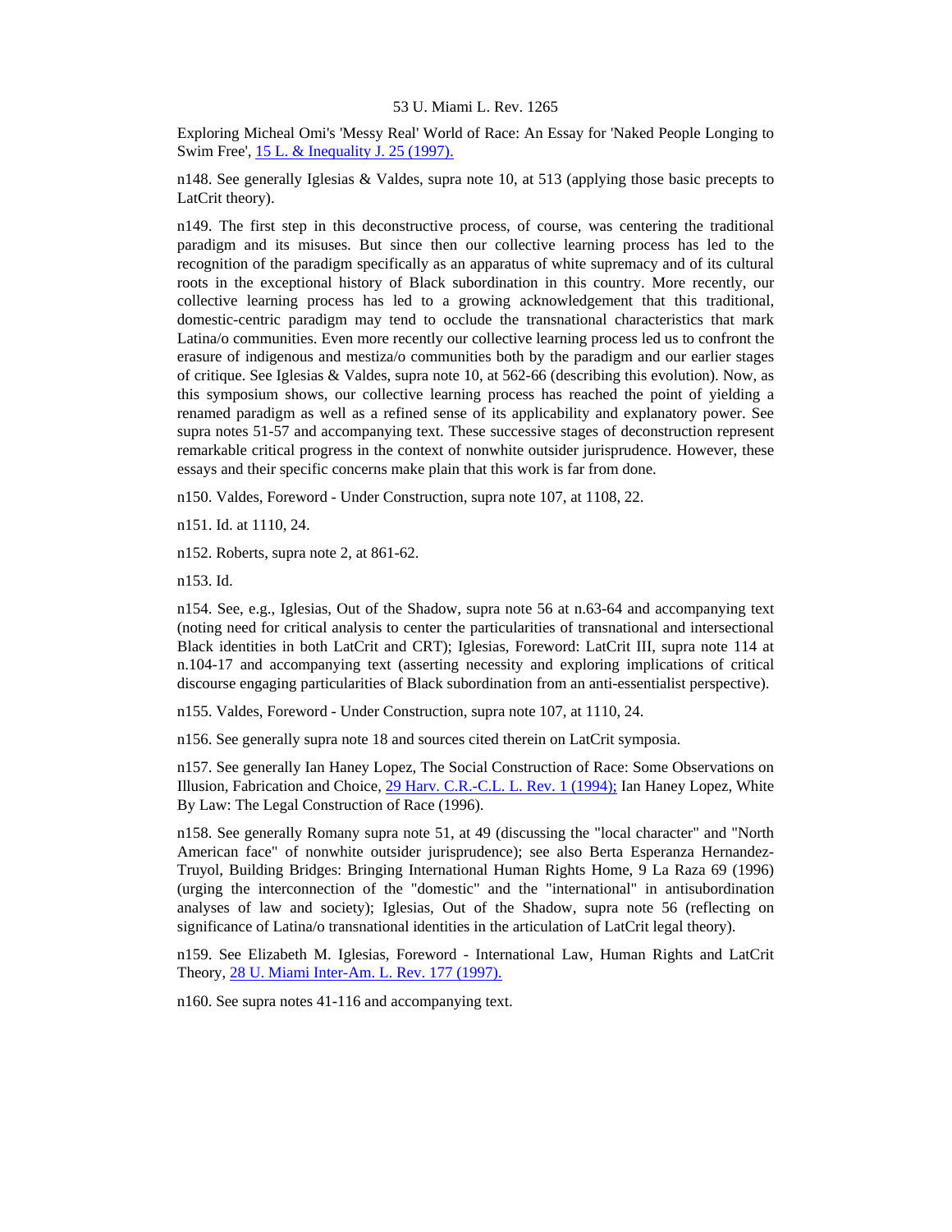Exploring Micheal Omi's 'Messy Real' World of Race: An Essay for 'Naked People Longing to Swim Free', 15 L. & Inequality J. 25 (1997).

n148. See generally Iglesias & Valdes, supra note 10, at 513 (applying those basic precepts to LatCrit theory).

n149. The first step in this deconstructive process, of course, was centering the traditional paradigm and its misuses. But since then our collective learning process has led to the recognition of the paradigm specifically as an apparatus of white supremacy and of its cultural roots in the exceptional history of Black subordination in this country. More recently, our collective learning process has led to a growing acknowledgement that this traditional, domestic-centric paradigm may tend to occlude the transnational characteristics that mark Latina/o communities. Even more recently our collective learning process led us to confront the erasure of indigenous and mestiza/o communities both by the paradigm and our earlier stages of critique. See Iglesias & Valdes, supra note 10, at 562-66 (describing this evolution). Now, as this symposium shows, our collective learning process has reached the point of yielding a renamed paradigm as well as a refined sense of its applicability and explanatory power. See supra notes 51-57 and accompanying text. These successive stages of deconstruction represent remarkable critical progress in the context of nonwhite outsider jurisprudence. However, these essays and their specific concerns make plain that this work is far from done.

n150. Valdes, Foreword - Under Construction, supra note 107, at 1108, 22.

n151. Id. at 1110, 24.

n152. Roberts, supra note 2, at 861-62.

n153. Id.

n154. See, e.g., Iglesias, Out of the Shadow, supra note 56 at n.63-64 and accompanying text (noting need for critical analysis to center the particularities of transnational and intersectional Black identities in both LatCrit and CRT); Iglesias, Foreword: LatCrit III, supra note 114 at n.104-17 and accompanying text (asserting necessity and exploring implications of critical discourse engaging particularities of Black subordination from an anti-essentialist perspective).

n155. Valdes, Foreword - Under Construction, supra note 107, at 1110, 24.

n156. See generally supra note 18 and sources cited therein on LatCrit symposia.

n157. See generally Ian Haney Lopez, The Social Construction of Race: Some Observations on Illusion, Fabrication and Choice, 29 Harv. C.R.-C.L. L. Rev. 1 (1994); Ian Haney Lopez, White By Law: The Legal Construction of Race (1996).

n158. See generally Romany supra note 51, at 49 (discussing the "local character" and "North American face" of nonwhite outsider jurisprudence); see also Berta Esperanza Hernandez-Truyol, Building Bridges: Bringing International Human Rights Home, 9 La Raza 69 (1996) (urging the interconnection of the "domestic" and the "international" in antisubordination analyses of law and society); Iglesias, Out of the Shadow, supra note 56 (reflecting on significance of Latina/o transnational identities in the articulation of LatCrit legal theory).

n159. See Elizabeth M. Iglesias, Foreword - International Law, Human Rights and LatCrit Theory, 28 U. Miami Inter-Am. L. Rev. 177 (1997).

n160. See supra notes 41-116 and accompanying text.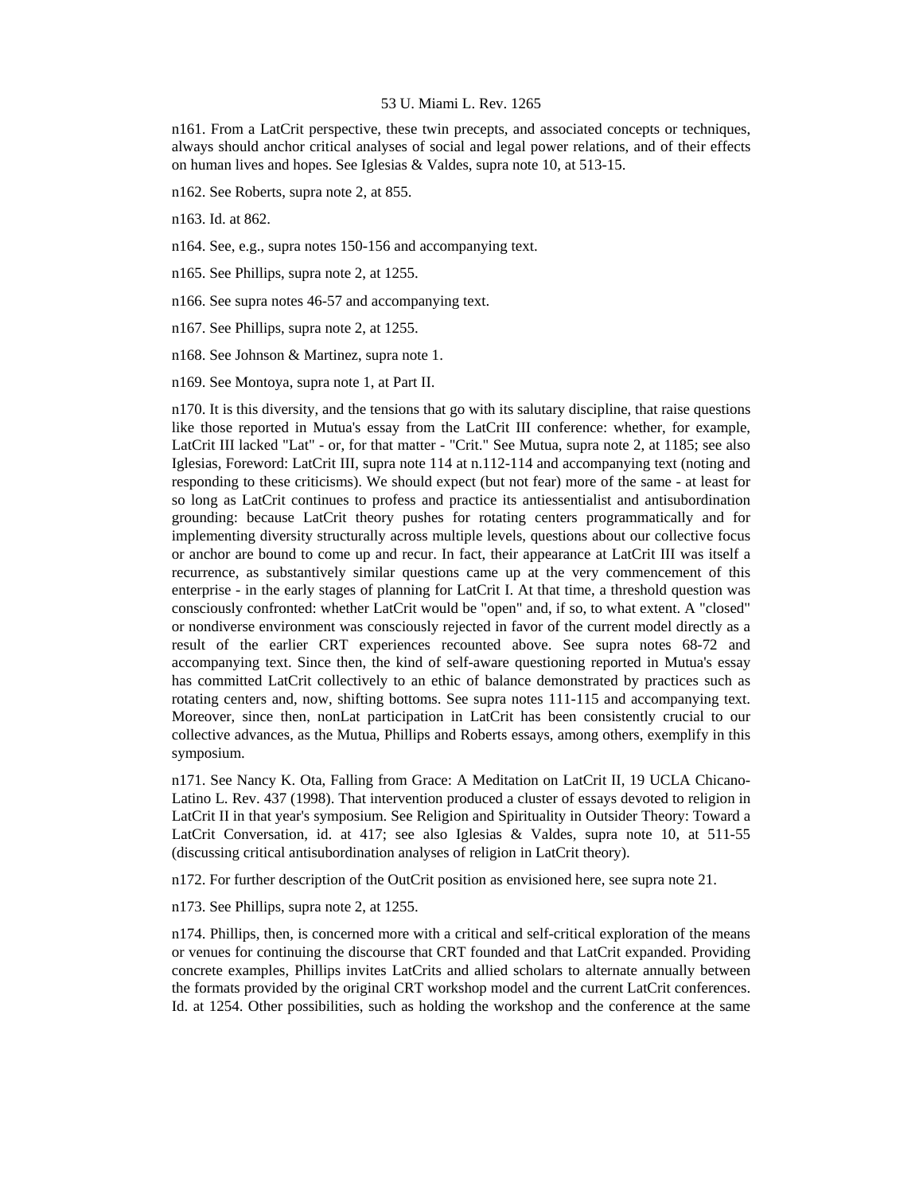n161. From a LatCrit perspective, these twin precepts, and associated concepts or techniques, always should anchor critical analyses of social and legal power relations, and of their effects on human lives and hopes. See Iglesias & Valdes, supra note 10, at 513-15.

n162. See Roberts, supra note 2, at 855.

n163. Id. at 862.

n164. See, e.g., supra notes 150-156 and accompanying text.

n165. See Phillips, supra note 2, at 1255.

n166. See supra notes 46-57 and accompanying text.

n167. See Phillips, supra note 2, at 1255.

n168. See Johnson & Martinez, supra note 1.

n169. See Montoya, supra note 1, at Part II.

n170. It is this diversity, and the tensions that go with its salutary discipline, that raise questions like those reported in Mutua's essay from the LatCrit III conference: whether, for example, LatCrit III lacked "Lat" - or, for that matter - "Crit." See Mutua, supra note 2, at 1185; see also Iglesias, Foreword: LatCrit III, supra note 114 at n.112-114 and accompanying text (noting and responding to these criticisms). We should expect (but not fear) more of the same - at least for so long as LatCrit continues to profess and practice its antiessentialist and antisubordination grounding: because LatCrit theory pushes for rotating centers programmatically and for implementing diversity structurally across multiple levels, questions about our collective focus or anchor are bound to come up and recur. In fact, their appearance at LatCrit III was itself a recurrence, as substantively similar questions came up at the very commencement of this enterprise - in the early stages of planning for LatCrit I. At that time, a threshold question was consciously confronted: whether LatCrit would be "open" and, if so, to what extent. A "closed" or nondiverse environment was consciously rejected in favor of the current model directly as a result of the earlier CRT experiences recounted above. See supra notes 68-72 and accompanying text. Since then, the kind of self-aware questioning reported in Mutua's essay has committed LatCrit collectively to an ethic of balance demonstrated by practices such as rotating centers and, now, shifting bottoms. See supra notes 111-115 and accompanying text. Moreover, since then, nonLat participation in LatCrit has been consistently crucial to our collective advances, as the Mutua, Phillips and Roberts essays, among others, exemplify in this symposium.

n171. See Nancy K. Ota, Falling from Grace: A Meditation on LatCrit II, 19 UCLA Chicano-Latino L. Rev. 437 (1998). That intervention produced a cluster of essays devoted to religion in LatCrit II in that year's symposium. See Religion and Spirituality in Outsider Theory: Toward a LatCrit Conversation, id. at 417; see also Iglesias & Valdes, supra note 10, at 511-55 (discussing critical antisubordination analyses of religion in LatCrit theory).

n172. For further description of the OutCrit position as envisioned here, see supra note 21.

n173. See Phillips, supra note 2, at 1255.

n174. Phillips, then, is concerned more with a critical and self-critical exploration of the means or venues for continuing the discourse that CRT founded and that LatCrit expanded. Providing concrete examples, Phillips invites LatCrits and allied scholars to alternate annually between the formats provided by the original CRT workshop model and the current LatCrit conferences. Id. at 1254. Other possibilities, such as holding the workshop and the conference at the same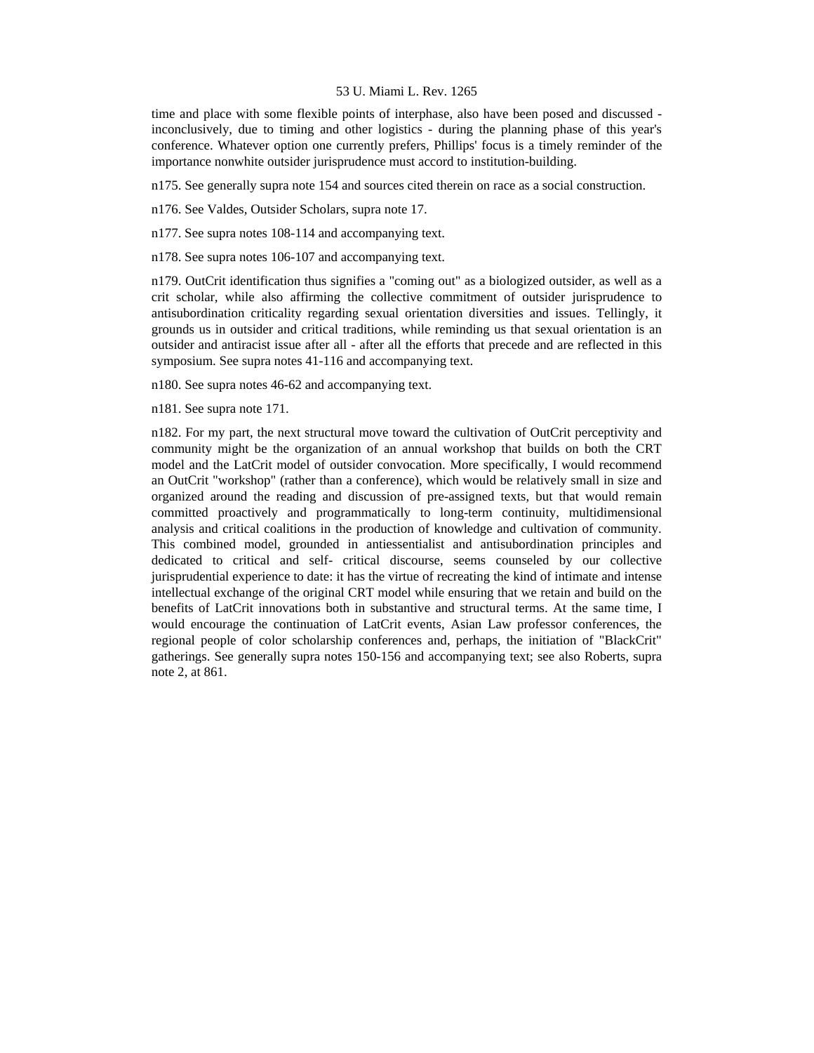time and place with some flexible points of interphase, also have been posed and discussed - inconclusively, due to timing and other logistics - during the planning phase of this year's conference. Whatever option one currently prefers, Phillips' focus is a timely reminder of the importance nonwhite outsider jurisprudence must accord to institution-building.

n175. See generally supra note 154 and sources cited therein on race as a social construction.

n176. See Valdes, Outsider Scholars, supra note 17.

n177. See supra notes 108-114 and accompanying text.

n178. See supra notes 106-107 and accompanying text.

n179. OutCrit identification thus signifies a "coming out" as a biologized outsider, as well as a crit scholar, while also affirming the collective commitment of outsider jurisprudence to antisubordination criticality regarding sexual orientation diversities and issues. Tellingly, it grounds us in outsider and critical traditions, while reminding us that sexual orientation is an outsider and antiracist issue after all - after all the efforts that precede and are reflected in this symposium. See supra notes 41-116 and accompanying text.

n180. See supra notes 46-62 and accompanying text.

n181. See supra note 171.

n182. For my part, the next structural move toward the cultivation of OutCrit perceptivity and community might be the organization of an annual workshop that builds on both the CRT model and the LatCrit model of outsider convocation. More specifically, I would recommend an OutCrit "workshop" (rather than a conference), which would be relatively small in size and organized around the reading and discussion of pre-assigned texts, but that would remain committed proactively and programmatically to long-term continuity, multidimensional analysis and critical coalitions in the production of knowledge and cultivation of community. This combined model, grounded in antiessentialist and antisubordination principles and dedicated to critical and self- critical discourse, seems counseled by our collective jurisprudential experience to date: it has the virtue of recreating the kind of intimate and intense intellectual exchange of the original CRT model while ensuring that we retain and build on the benefits of LatCrit innovations both in substantive and structural terms. At the same time, I would encourage the continuation of LatCrit events, Asian Law professor conferences, the regional people of color scholarship conferences and, perhaps, the initiation of "BlackCrit" gatherings. See generally supra notes 150-156 and accompanying text; see also Roberts, supra note 2, at 861.